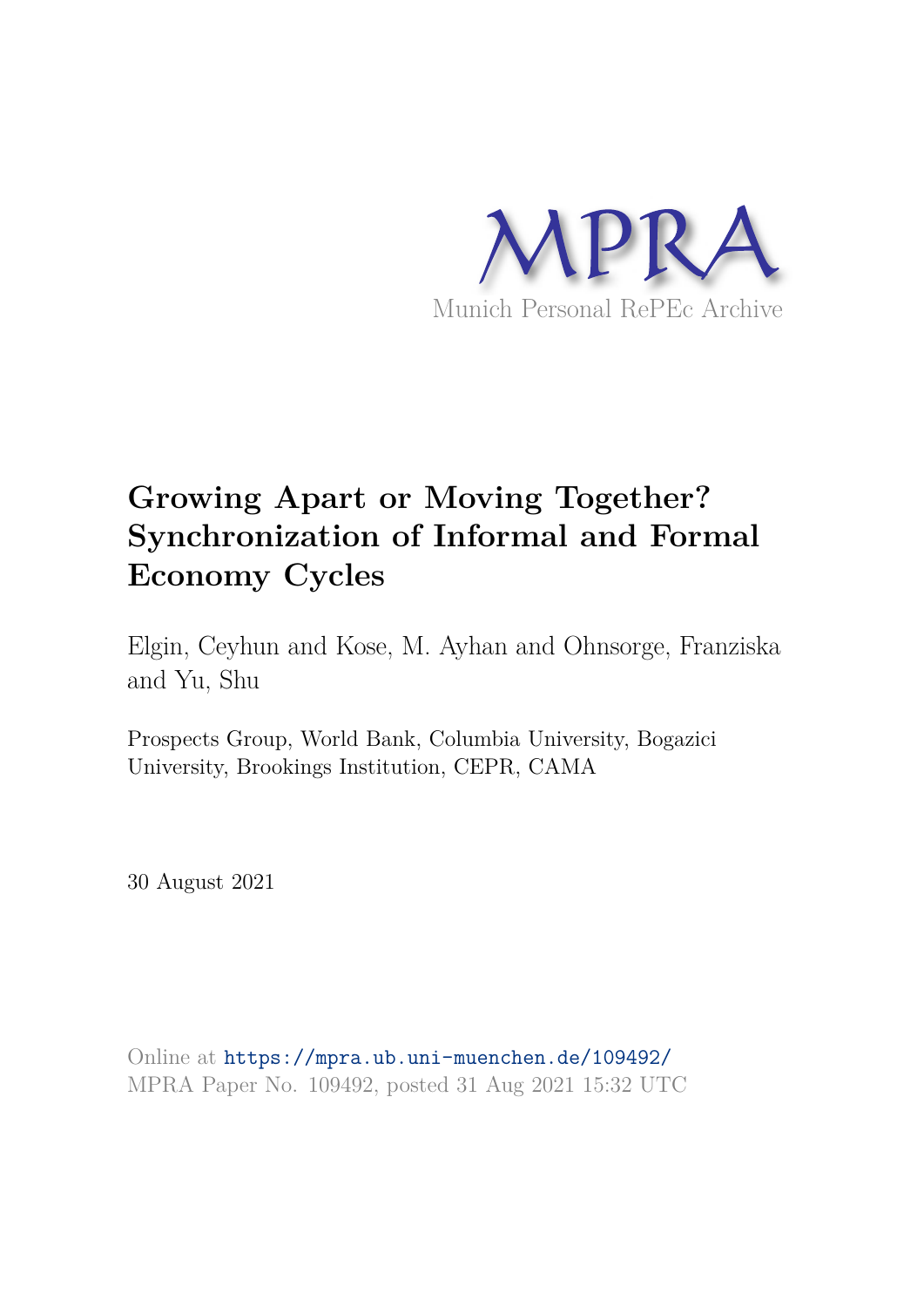MPRA

Munich Personal RePEc Archive

# Growing Apart or Moving Together? Synchronization of Informal and Formal Economy Cycles

Elgin, Ceyhun and Kose, M. Ayhan and Ohnsorge, Franziska and Yu, Shu

Prospects Group, World Bank, Columbia University, Bogazici University, Brookings Institution, CEPR, CAMA

30 August 2021

Online at https://mpra.ub.uni-muenchen.de/109492/
MPRA Paper No. 109492, posted 31 Aug 2021 15:32 UTC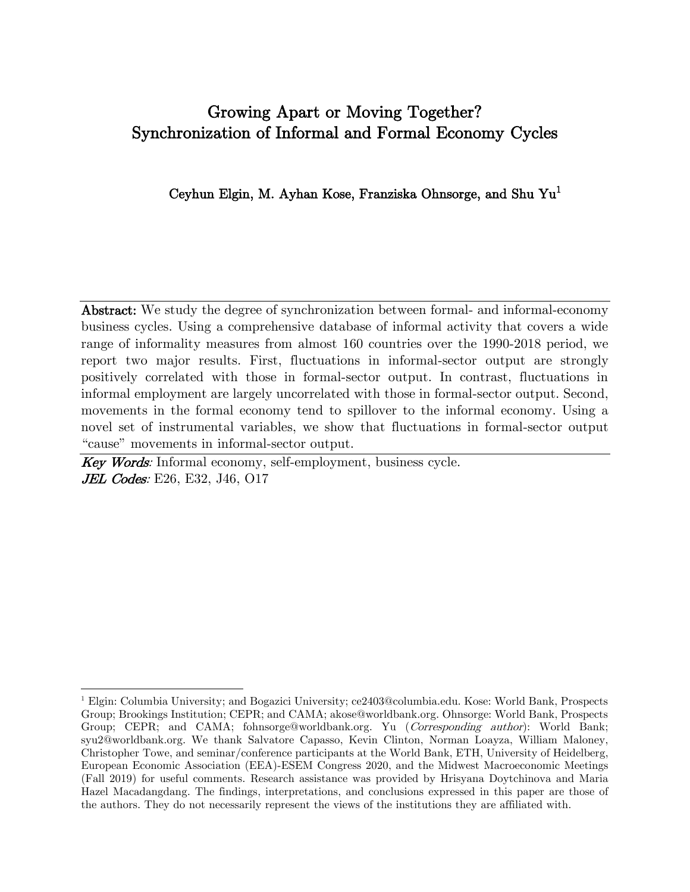# Growing Apart or Moving Together? Synchronization of Informal and Formal Economy Cycles

**Ceyhun Elgin, M. Ayhan Kose, Franziska Ohnsorge, and Shu Yu**[1]

---

**Abstract:** We study the degree of synchronization between formal- and informal-economy business cycles. Using a comprehensive database of informal activity that covers a wide range of informality measures from almost 160 countries over the 1990-2018 period, we report two major results. First, fluctuations in informal-sector output are strongly positively correlated with those in formal-sector output. In contrast, fluctuations in informal employment are largely uncorrelated with those in formal-sector output. Second, movements in the formal economy tend to spillover to the informal economy. Using a novel set of instrumental variables, we show that fluctuations in formal-sector output "cause" movements in informal-sector output.

---

***Key Words:*** Informal economy, self-employment, business cycle.
***JEL Codes:*** E26, E32, J46, O17

---

[1] Elgin: Columbia University; and Bogazici University; ce2403@columbia.edu. Kose: World Bank, Prospects Group; Brookings Institution; CEPR; and CAMA; akose@worldbank.org. Ohnsorge: World Bank, Prospects Group; CEPR; and CAMA; fohnsorge@worldbank.org. Yu (*Corresponding author*): World Bank; syu2@worldbank.org. We thank Salvatore Capasso, Kevin Clinton, Norman Loayza, William Maloney, Christopher Towe, and seminar/conference participants at the World Bank, ETH, University of Heidelberg, European Economic Association (EEA)-ESEM Congress 2020, and the Midwest Macroeconomic Meetings (Fall 2019) for useful comments. Research assistance was provided by Hrisyana Doytchinova and Maria Hazel Macadangdang. The findings, interpretations, and conclusions expressed in this paper are those of the authors. They do not necessarily represent the views of the institutions they are affiliated with.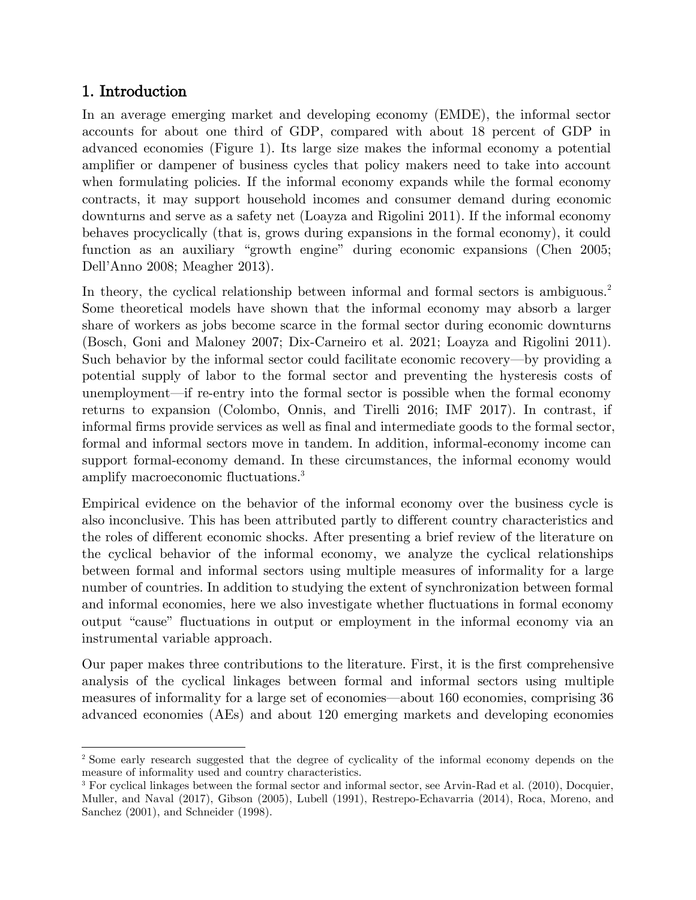## 1. Introduction

In an average emerging market and developing economy (EMDE), the informal sector accounts for about one third of GDP, compared with about 18 percent of GDP in advanced economies (Figure 1). Its large size makes the informal economy a potential amplifier or dampener of business cycles that policy makers need to take into account when formulating policies. If the informal economy expands while the formal economy contracts, it may support household incomes and consumer demand during economic downturns and serve as a safety net (Loayza and Rigolini 2011). If the informal economy behaves procyclically (that is, grows during expansions in the formal economy), it could function as an auxiliary "growth engine" during economic expansions (Chen 2005; Dell'Anno 2008; Meagher 2013).

In theory, the cyclical relationship between informal and formal sectors is ambiguous.[2] Some theoretical models have shown that the informal economy may absorb a larger share of workers as jobs become scarce in the formal sector during economic downturns (Bosch, Goni and Maloney 2007; Dix-Carneiro et al. 2021; Loayza and Rigolini 2011). Such behavior by the informal sector could facilitate economic recovery—by providing a potential supply of labor to the formal sector and preventing the hysteresis costs of unemployment—if re-entry into the formal sector is possible when the formal economy returns to expansion (Colombo, Onnis, and Tirelli 2016; IMF 2017). In contrast, if informal firms provide services as well as final and intermediate goods to the formal sector, formal and informal sectors move in tandem. In addition, informal-economy income can support formal-economy demand. In these circumstances, the informal economy would amplify macroeconomic fluctuations.[3]

Empirical evidence on the behavior of the informal economy over the business cycle is also inconclusive. This has been attributed partly to different country characteristics and the roles of different economic shocks. After presenting a brief review of the literature on the cyclical behavior of the informal economy, we analyze the cyclical relationships between formal and informal sectors using multiple measures of informality for a large number of countries. In addition to studying the extent of synchronization between formal and informal economies, here we also investigate whether fluctuations in formal economy output "cause" fluctuations in output or employment in the informal economy via an instrumental variable approach.

Our paper makes three contributions to the literature. First, it is the first comprehensive analysis of the cyclical linkages between formal and informal sectors using multiple measures of informality for a large set of economies—about 160 economies, comprising 36 advanced economies (AEs) and about 120 emerging markets and developing economies

---

[2] Some early research suggested that the degree of cyclicality of the informal economy depends on the measure of informality used and country characteristics.

[3] For cyclical linkages between the formal sector and informal sector, see Arvin-Rad et al. (2010), Docquier, Muller, and Naval (2017), Gibson (2005), Lubell (1991), Restrepo-Echavarria (2014), Roca, Moreno, and Sanchez (2001), and Schneider (1998).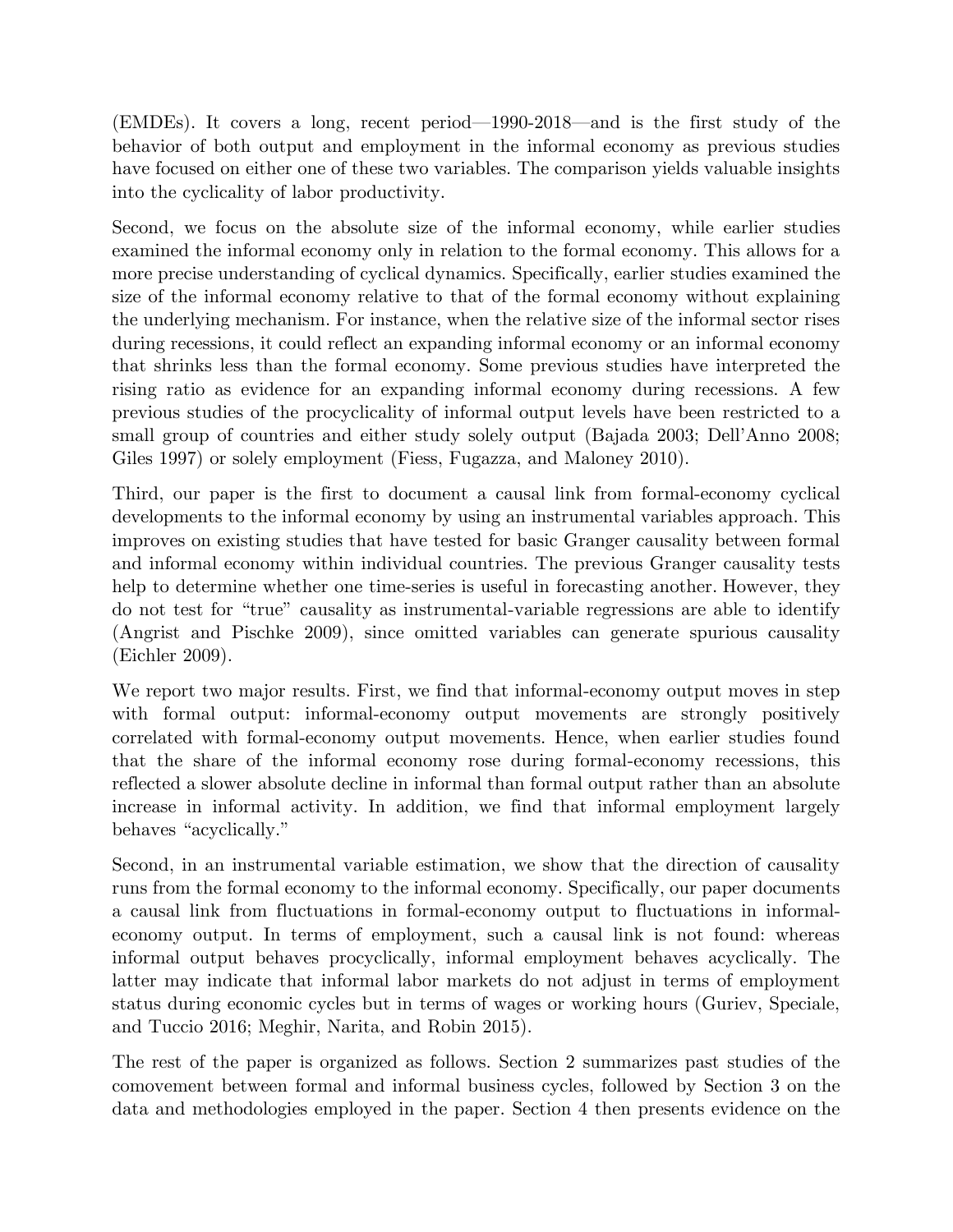(EMDEs). It covers a long, recent period—1990-2018—and is the first study of the behavior of both output and employment in the informal economy as previous studies have focused on either one of these two variables. The comparison yields valuable insights into the cyclicality of labor productivity.

Second, we focus on the absolute size of the informal economy, while earlier studies examined the informal economy only in relation to the formal economy. This allows for a more precise understanding of cyclical dynamics. Specifically, earlier studies examined the size of the informal economy relative to that of the formal economy without explaining the underlying mechanism. For instance, when the relative size of the informal sector rises during recessions, it could reflect an expanding informal economy or an informal economy that shrinks less than the formal economy. Some previous studies have interpreted the rising ratio as evidence for an expanding informal economy during recessions. A few previous studies of the procyclicality of informal output levels have been restricted to a small group of countries and either study solely output (Bajada 2003; Dell'Anno 2008; Giles 1997) or solely employment (Fiess, Fugazza, and Maloney 2010).

Third, our paper is the first to document a causal link from formal-economy cyclical developments to the informal economy by using an instrumental variables approach. This improves on existing studies that have tested for basic Granger causality between formal and informal economy within individual countries. The previous Granger causality tests help to determine whether one time-series is useful in forecasting another. However, they do not test for "true" causality as instrumental-variable regressions are able to identify (Angrist and Pischke 2009), since omitted variables can generate spurious causality (Eichler 2009).

We report two major results. First, we find that informal-economy output moves in step with formal output: informal-economy output movements are strongly positively correlated with formal-economy output movements. Hence, when earlier studies found that the share of the informal economy rose during formal-economy recessions, this reflected a slower absolute decline in informal than formal output rather than an absolute increase in informal activity. In addition, we find that informal employment largely behaves "acyclically."

Second, in an instrumental variable estimation, we show that the direction of causality runs from the formal economy to the informal economy. Specifically, our paper documents a causal link from fluctuations in formal-economy output to fluctuations in informal-economy output. In terms of employment, such a causal link is not found: whereas informal output behaves procyclically, informal employment behaves acyclically. The latter may indicate that informal labor markets do not adjust in terms of employment status during economic cycles but in terms of wages or working hours (Guriev, Speciale, and Tuccio 2016; Meghir, Narita, and Robin 2015).

The rest of the paper is organized as follows. Section 2 summarizes past studies of the comovement between formal and informal business cycles, followed by Section 3 on the data and methodologies employed in the paper. Section 4 then presents evidence on the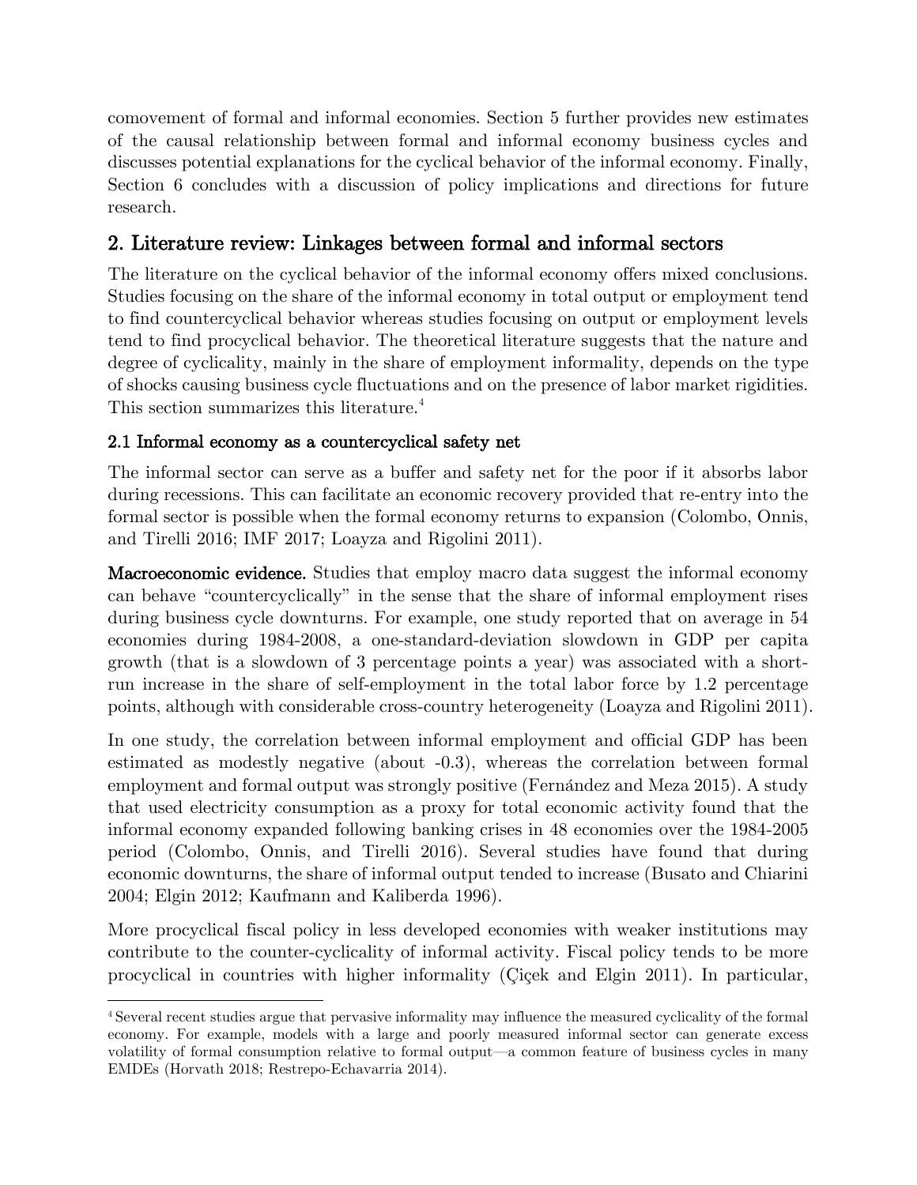comovement of formal and informal economies. Section 5 further provides new estimates of the causal relationship between formal and informal economy business cycles and discusses potential explanations for the cyclical behavior of the informal economy. Finally, Section 6 concludes with a discussion of policy implications and directions for future research.

## 2. Literature review: Linkages between formal and informal sectors

The literature on the cyclical behavior of the informal economy offers mixed conclusions. Studies focusing on the share of the informal economy in total output or employment tend to find countercyclical behavior whereas studies focusing on output or employment levels tend to find procyclical behavior. The theoretical literature suggests that the nature and degree of cyclicality, mainly in the share of employment informality, depends on the type of shocks causing business cycle fluctuations and on the presence of labor market rigidities. This section summarizes this literature.[4]

### 2.1 Informal economy as a countercyclical safety net

The informal sector can serve as a buffer and safety net for the poor if it absorbs labor during recessions. This can facilitate an economic recovery provided that re-entry into the formal sector is possible when the formal economy returns to expansion (Colombo, Onnis, and Tirelli 2016; IMF 2017; Loayza and Rigolini 2011).

**Macroeconomic evidence.** Studies that employ macro data suggest the informal economy can behave "countercyclically" in the sense that the share of informal employment rises during business cycle downturns. For example, one study reported that on average in 54 economies during 1984-2008, a one-standard-deviation slowdown in GDP per capita growth (that is a slowdown of 3 percentage points a year) was associated with a short-run increase in the share of self-employment in the total labor force by 1.2 percentage points, although with considerable cross-country heterogeneity (Loayza and Rigolini 2011).

In one study, the correlation between informal employment and official GDP has been estimated as modestly negative (about -0.3), whereas the correlation between formal employment and formal output was strongly positive (Fernández and Meza 2015). A study that used electricity consumption as a proxy for total economic activity found that the informal economy expanded following banking crises in 48 economies over the 1984-2005 period (Colombo, Onnis, and Tirelli 2016). Several studies have found that during economic downturns, the share of informal output tended to increase (Busato and Chiarini 2004; Elgin 2012; Kaufmann and Kaliberda 1996).

More procyclical fiscal policy in less developed economies with weaker institutions may contribute to the counter-cyclicality of informal activity. Fiscal policy tends to be more procyclical in countries with higher informality (Çiçek and Elgin 2011). In particular,

[4] Several recent studies argue that pervasive informality may influence the measured cyclicality of the formal economy. For example, models with a large and poorly measured informal sector can generate excess volatility of formal consumption relative to formal output—a common feature of business cycles in many EMDEs (Horvath 2018; Restrepo-Echavarria 2014).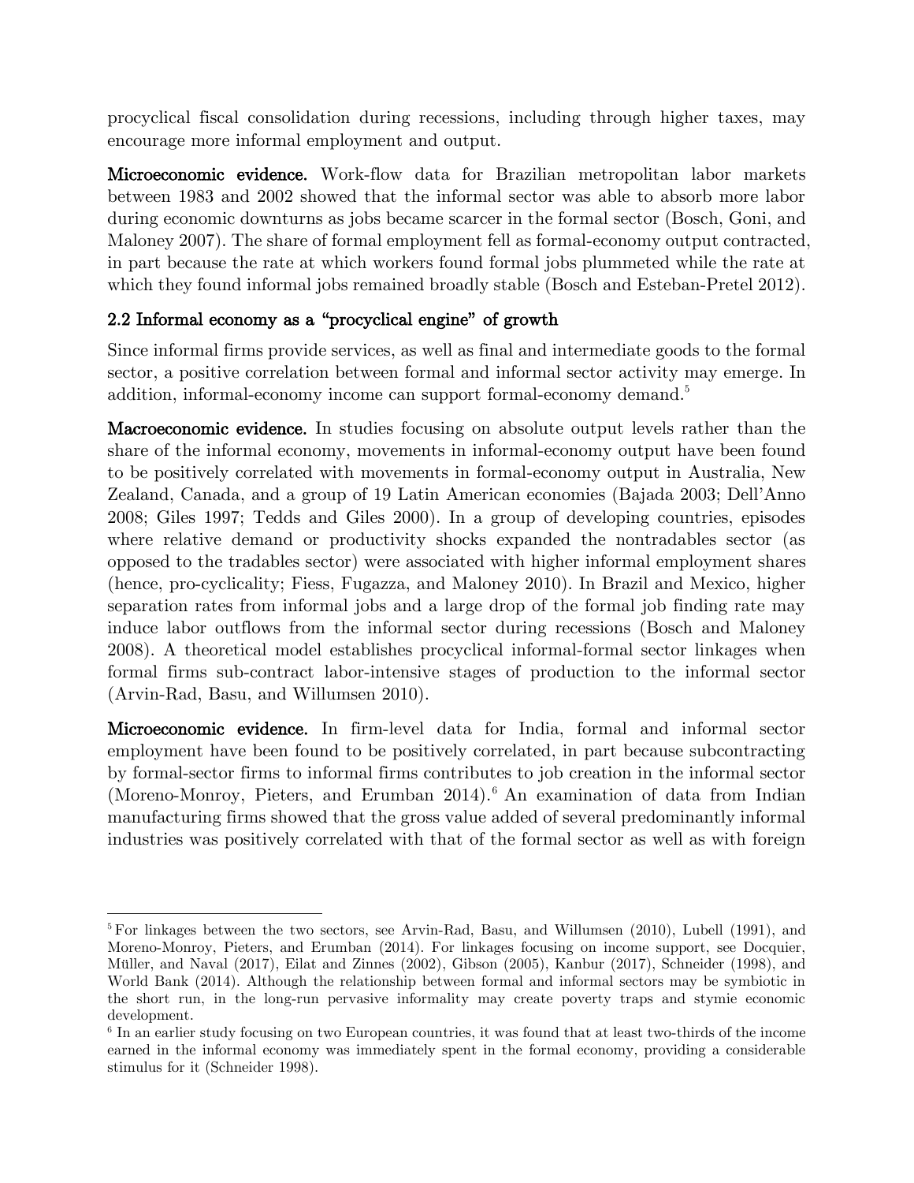procyclical fiscal consolidation during recessions, including through higher taxes, may encourage more informal employment and output.

**Microeconomic evidence.** Work-flow data for Brazilian metropolitan labor markets between 1983 and 2002 showed that the informal sector was able to absorb more labor during economic downturns as jobs became scarcer in the formal sector (Bosch, Goni, and Maloney 2007). The share of formal employment fell as formal-economy output contracted, in part because the rate at which workers found formal jobs plummeted while the rate at which they found informal jobs remained broadly stable (Bosch and Esteban-Pretel 2012).

### 2.2 Informal economy as a "procyclical engine" of growth

Since informal firms provide services, as well as final and intermediate goods to the formal sector, a positive correlation between formal and informal sector activity may emerge. In addition, informal-economy income can support formal-economy demand.[5]

**Macroeconomic evidence.** In studies focusing on absolute output levels rather than the share of the informal economy, movements in informal-economy output have been found to be positively correlated with movements in formal-economy output in Australia, New Zealand, Canada, and a group of 19 Latin American economies (Bajada 2003; Dell'Anno 2008; Giles 1997; Tedds and Giles 2000). In a group of developing countries, episodes where relative demand or productivity shocks expanded the nontradables sector (as opposed to the tradables sector) were associated with higher informal employment shares (hence, pro-cyclicality; Fiess, Fugazza, and Maloney 2010). In Brazil and Mexico, higher separation rates from informal jobs and a large drop of the formal job finding rate may induce labor outflows from the informal sector during recessions (Bosch and Maloney 2008). A theoretical model establishes procyclical informal-formal sector linkages when formal firms sub-contract labor-intensive stages of production to the informal sector (Arvin-Rad, Basu, and Willumsen 2010).

**Microeconomic evidence.** In firm-level data for India, formal and informal sector employment have been found to be positively correlated, in part because subcontracting by formal-sector firms to informal firms contributes to job creation in the informal sector (Moreno-Monroy, Pieters, and Erumban 2014).[6] An examination of data from Indian manufacturing firms showed that the gross value added of several predominantly informal industries was positively correlated with that of the formal sector as well as with foreign

---

[5] For linkages between the two sectors, see Arvin-Rad, Basu, and Willumsen (2010), Lubell (1991), and Moreno-Monroy, Pieters, and Erumban (2014). For linkages focusing on income support, see Docquier, Müller, and Naval (2017), Eilat and Zinnes (2002), Gibson (2005), Kanbur (2017), Schneider (1998), and World Bank (2014). Although the relationship between formal and informal sectors may be symbiotic in the short run, in the long-run pervasive informality may create poverty traps and stymie economic development.

[6] In an earlier study focusing on two European countries, it was found that at least two-thirds of the income earned in the informal economy was immediately spent in the formal economy, providing a considerable stimulus for it (Schneider 1998).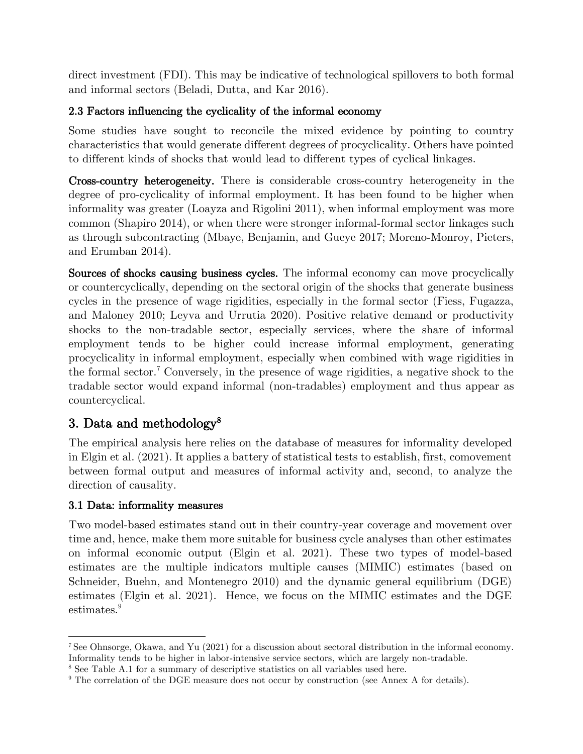direct investment (FDI). This may be indicative of technological spillovers to both formal and informal sectors (Beladi, Dutta, and Kar 2016).

### 2.3 Factors influencing the cyclicality of the informal economy

Some studies have sought to reconcile the mixed evidence by pointing to country characteristics that would generate different degrees of procyclicality. Others have pointed to different kinds of shocks that would lead to different types of cyclical linkages.

**Cross-country heterogeneity.** There is considerable cross-country heterogeneity in the degree of pro-cyclicality of informal employment. It has been found to be higher when informality was greater (Loayza and Rigolini 2011), when informal employment was more common (Shapiro 2014), or when there were stronger informal-formal sector linkages such as through subcontracting (Mbaye, Benjamin, and Gueye 2017; Moreno-Monroy, Pieters, and Erumban 2014).

**Sources of shocks causing business cycles.** The informal economy can move procyclically or countercyclically, depending on the sectoral origin of the shocks that generate business cycles in the presence of wage rigidities, especially in the formal sector (Fiess, Fugazza, and Maloney 2010; Leyva and Urrutia 2020). Positive relative demand or productivity shocks to the non-tradable sector, especially services, where the share of informal employment tends to be higher could increase informal employment, generating procyclicality in informal employment, especially when combined with wage rigidities in the formal sector.[7] Conversely, in the presence of wage rigidities, a negative shock to the tradable sector would expand informal (non-tradables) employment and thus appear as countercyclical.

## 3. Data and methodology[8]

The empirical analysis here relies on the database of measures for informality developed in Elgin et al. (2021). It applies a battery of statistical tests to establish, first, comovement between formal output and measures of informal activity and, second, to analyze the direction of causality.

### 3.1 Data: informality measures

Two model-based estimates stand out in their country-year coverage and movement over time and, hence, make them more suitable for business cycle analyses than other estimates on informal economic output (Elgin et al. 2021). These two types of model-based estimates are the multiple indicators multiple causes (MIMIC) estimates (based on Schneider, Buehn, and Montenegro 2010) and the dynamic general equilibrium (DGE) estimates (Elgin et al. 2021). Hence, we focus on the MIMIC estimates and the DGE estimates.[9]

---

[7] See Ohnsorge, Okawa, and Yu (2021) for a discussion about sectoral distribution in the informal economy. Informality tends to be higher in labor-intensive service sectors, which are largely non-tradable.

[8] See Table A.1 for a summary of descriptive statistics on all variables used here.

[9] The correlation of the DGE measure does not occur by construction (see Annex A for details).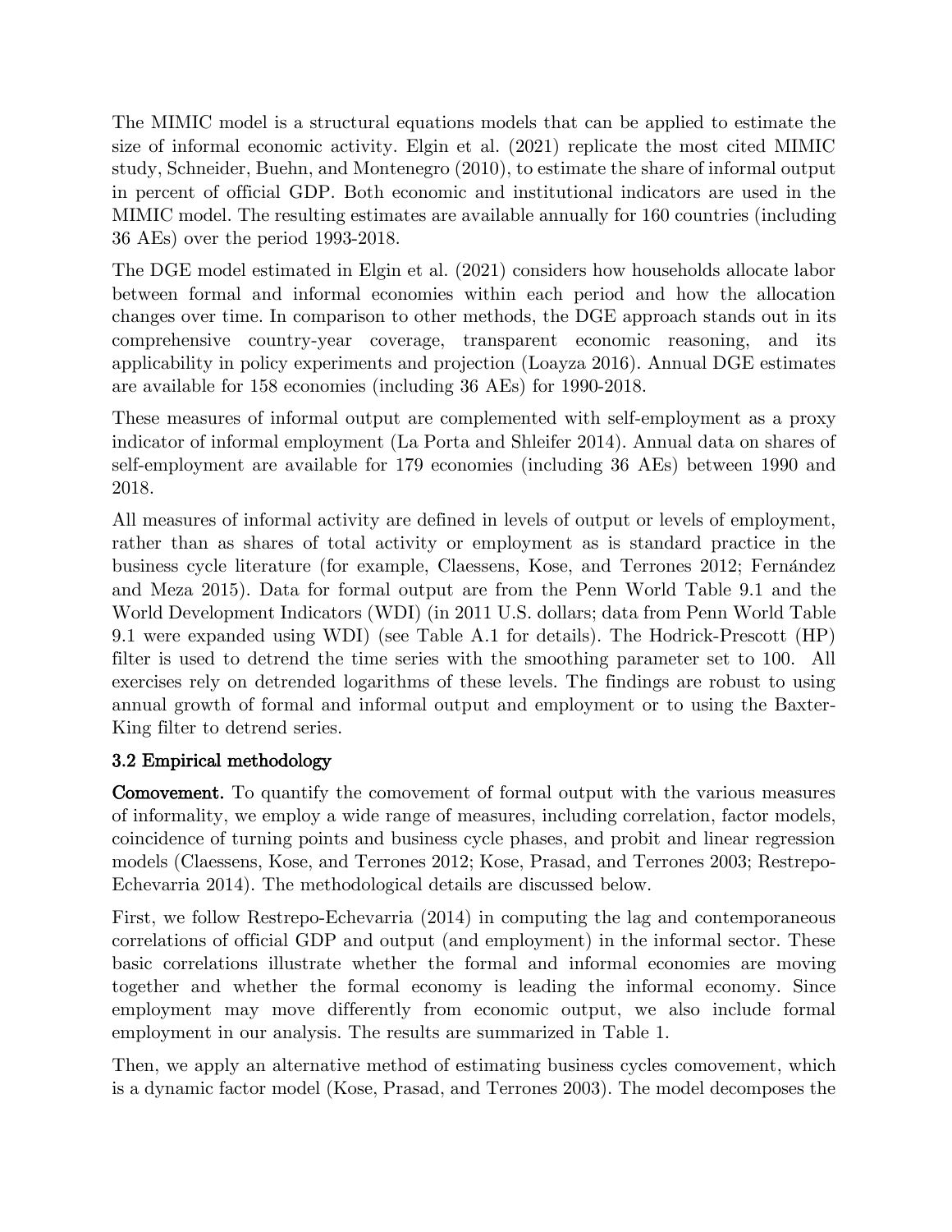The MIMIC model is a structural equations models that can be applied to estimate the size of informal economic activity. Elgin et al. (2021) replicate the most cited MIMIC study, Schneider, Buehn, and Montenegro (2010), to estimate the share of informal output in percent of official GDP. Both economic and institutional indicators are used in the MIMIC model. The resulting estimates are available annually for 160 countries (including 36 AEs) over the period 1993-2018.

The DGE model estimated in Elgin et al. (2021) considers how households allocate labor between formal and informal economies within each period and how the allocation changes over time. In comparison to other methods, the DGE approach stands out in its comprehensive country-year coverage, transparent economic reasoning, and its applicability in policy experiments and projection (Loayza 2016). Annual DGE estimates are available for 158 economies (including 36 AEs) for 1990-2018.

These measures of informal output are complemented with self-employment as a proxy indicator of informal employment (La Porta and Shleifer 2014). Annual data on shares of self-employment are available for 179 economies (including 36 AEs) between 1990 and 2018.

All measures of informal activity are defined in levels of output or levels of employment, rather than as shares of total activity or employment as is standard practice in the business cycle literature (for example, Claessens, Kose, and Terrones 2012; Fernández and Meza 2015). Data for formal output are from the Penn World Table 9.1 and the World Development Indicators (WDI) (in 2011 U.S. dollars; data from Penn World Table 9.1 were expanded using WDI) (see Table A.1 for details). The Hodrick-Prescott (HP) filter is used to detrend the time series with the smoothing parameter set to 100. All exercises rely on detrended logarithms of these levels. The findings are robust to using annual growth of formal and informal output and employment or to using the Baxter-King filter to detrend series.

### 3.2 Empirical methodology

**Comovement.** To quantify the comovement of formal output with the various measures of informality, we employ a wide range of measures, including correlation, factor models, coincidence of turning points and business cycle phases, and probit and linear regression models (Claessens, Kose, and Terrones 2012; Kose, Prasad, and Terrones 2003; Restrepo-Echevarria 2014). The methodological details are discussed below.

First, we follow Restrepo-Echevarria (2014) in computing the lag and contemporaneous correlations of official GDP and output (and employment) in the informal sector. These basic correlations illustrate whether the formal and informal economies are moving together and whether the formal economy is leading the informal economy. Since employment may move differently from economic output, we also include formal employment in our analysis. The results are summarized in Table 1.

Then, we apply an alternative method of estimating business cycles comovement, which is a dynamic factor model (Kose, Prasad, and Terrones 2003). The model decomposes the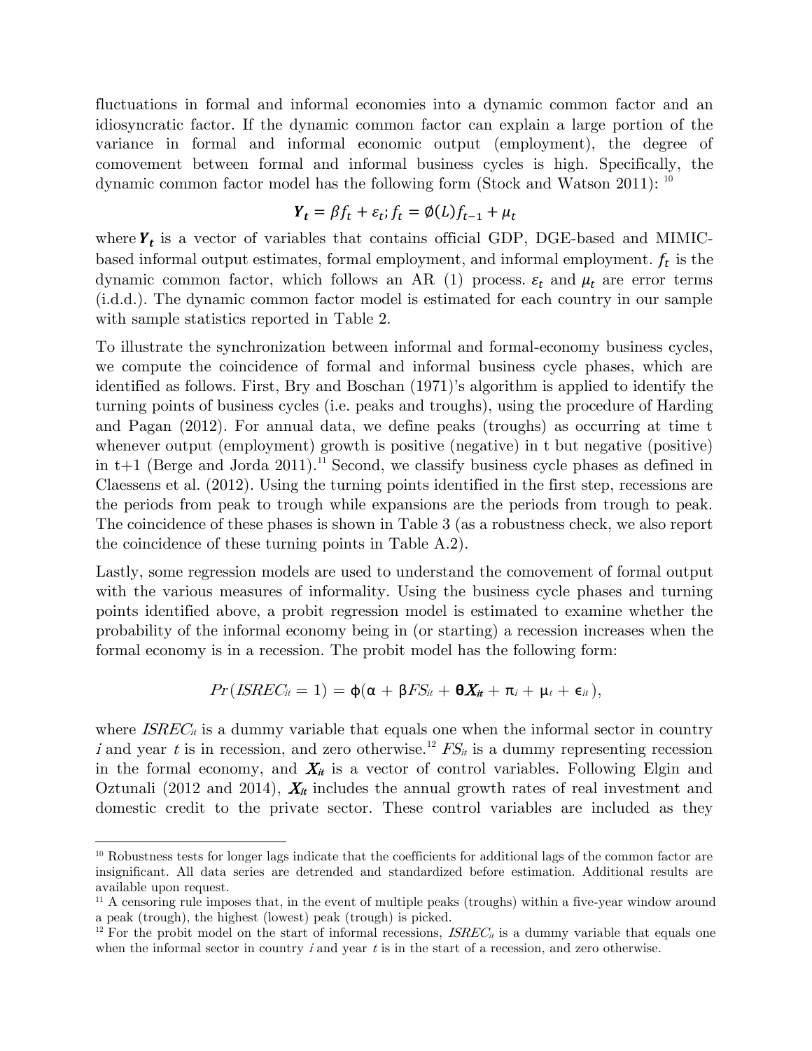fluctuations in formal and informal economies into a dynamic common factor and an idiosyncratic factor. If the dynamic common factor can explain a large portion of the variance in formal and informal economic output (employment), the degree of comovement between formal and informal business cycles is high. Specifically, the dynamic common factor model has the following form (Stock and Watson 2011): [10]

$$\boldsymbol{Y_t} = \beta f_t + \varepsilon_t; f_t = \emptyset(L) f_{t-1} + \mu_t$$

where $\boldsymbol{Y_t}$ is a vector of variables that contains official GDP, DGE-based and MIMIC-based informal output estimates, formal employment, and informal employment. $f_t$ is the dynamic common factor, which follows an AR (1) process. $\varepsilon_t$ and $\mu_t$ are error terms (i.d.d.). The dynamic common factor model is estimated for each country in our sample with sample statistics reported in Table 2.

To illustrate the synchronization between informal and formal-economy business cycles, we compute the coincidence of formal and informal business cycle phases, which are identified as follows. First, Bry and Boschan (1971)'s algorithm is applied to identify the turning points of business cycles (i.e. peaks and troughs), using the procedure of Harding and Pagan (2012). For annual data, we define peaks (troughs) as occurring at time t whenever output (employment) growth is positive (negative) in t but negative (positive) in t+1 (Berge and Jorda 2011).[11] Second, we classify business cycle phases as defined in Claessens et al. (2012). Using the turning points identified in the first step, recessions are the periods from peak to trough while expansions are the periods from trough to peak. The coincidence of these phases is shown in Table 3 (as a robustness check, we also report the coincidence of these turning points in Table A.2).

Lastly, some regression models are used to understand the comovement of formal output with the various measures of informality. Using the business cycle phases and turning points identified above, a probit regression model is estimated to examine whether the probability of the informal economy being in (or starting) a recession increases when the formal economy is in a recession. The probit model has the following form:

$$Pr(ISREC_{it} = 1) = \phi(\alpha + \beta FS_{it} + \boldsymbol{\theta X_{it}} + \pi_i + \mu_t + \epsilon_{it}),$$

where $ISREC_{it}$ is a dummy variable that equals one when the informal sector in country $i$ and year $t$ is in recession, and zero otherwise.[12] $FS_{it}$ is a dummy representing recession in the formal economy, and $\boldsymbol{X_{it}}$ is a vector of control variables. Following Elgin and Oztunali (2012 and 2014), $\boldsymbol{X_{it}}$ includes the annual growth rates of real investment and domestic credit to the private sector. These control variables are included as they

---

[10] Robustness tests for longer lags indicate that the coefficients for additional lags of the common factor are insignificant. All data series are detrended and standardized before estimation. Additional results are available upon request.

[11] A censoring rule imposes that, in the event of multiple peaks (troughs) within a five-year window around a peak (trough), the highest (lowest) peak (trough) is picked.

[12] For the probit model on the start of informal recessions, $ISREC_{it}$ is a dummy variable that equals one when the informal sector in country $i$ and year $t$ is in the start of a recession, and zero otherwise.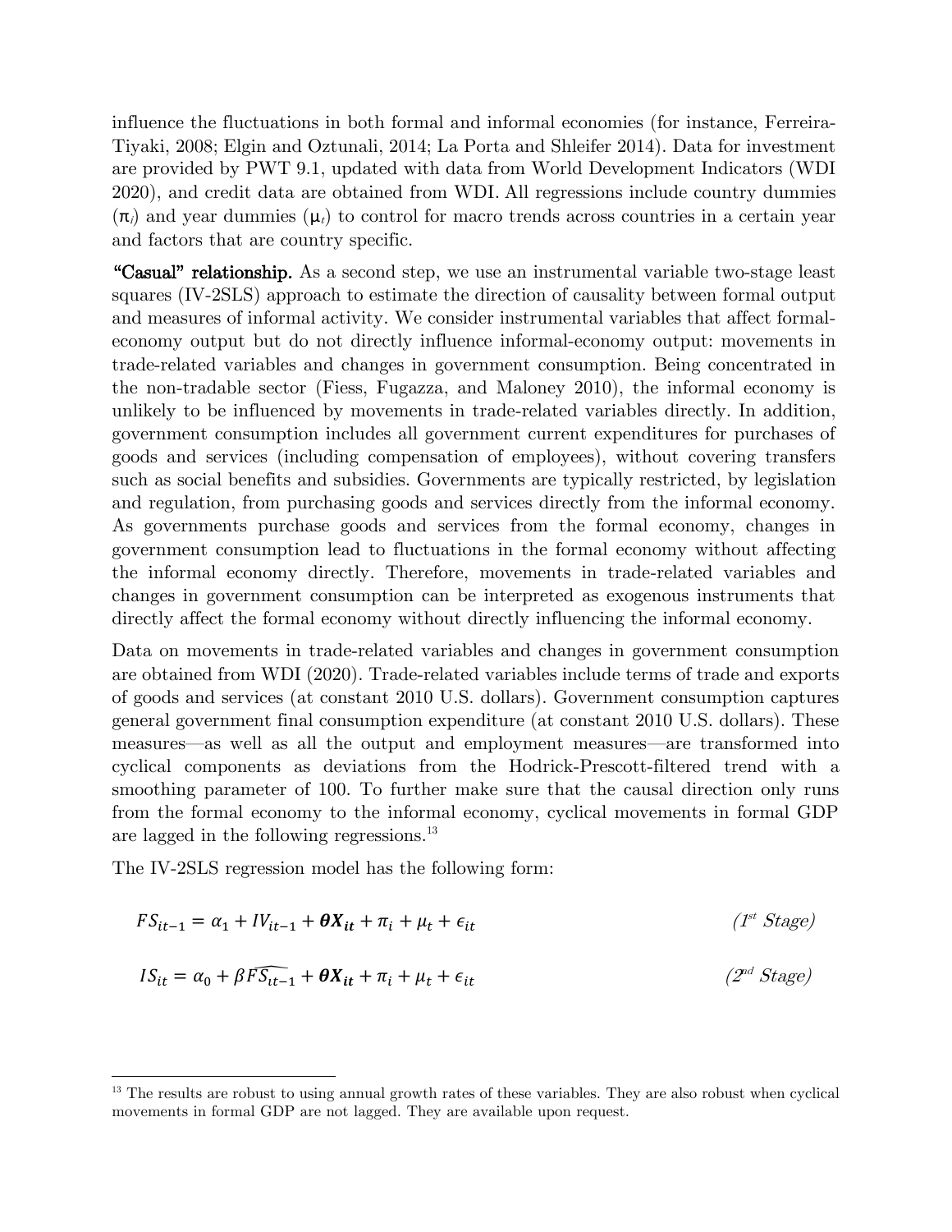influence the fluctuations in both formal and informal economies (for instance, Ferreira-Tiyaki, 2008; Elgin and Oztunali, 2014; La Porta and Shleifer 2014). Data for investment are provided by PWT 9.1, updated with data from World Development Indicators (WDI 2020), and credit data are obtained from WDI. All regressions include country dummies ($\pi_i$) and year dummies ($\mu_t$) to control for macro trends across countries in a certain year and factors that are country specific.

**"Casual" relationship.** As a second step, we use an instrumental variable two-stage least squares (IV-2SLS) approach to estimate the direction of causality between formal output and measures of informal activity. We consider instrumental variables that affect formal-economy output but do not directly influence informal-economy output: movements in trade-related variables and changes in government consumption. Being concentrated in the non-tradable sector (Fiess, Fugazza, and Maloney 2010), the informal economy is unlikely to be influenced by movements in trade-related variables directly. In addition, government consumption includes all government current expenditures for purchases of goods and services (including compensation of employees), without covering transfers such as social benefits and subsidies. Governments are typically restricted, by legislation and regulation, from purchasing goods and services directly from the informal economy. As governments purchase goods and services from the formal economy, changes in government consumption lead to fluctuations in the formal economy without affecting the informal economy directly. Therefore, movements in trade-related variables and changes in government consumption can be interpreted as exogenous instruments that directly affect the formal economy without directly influencing the informal economy.

Data on movements in trade-related variables and changes in government consumption are obtained from WDI (2020). Trade-related variables include terms of trade and exports of goods and services (at constant 2010 U.S. dollars). Government consumption captures general government final consumption expenditure (at constant 2010 U.S. dollars). These measures—as well as all the output and employment measures—are transformed into cyclical components as deviations from the Hodrick-Prescott-filtered trend with a smoothing parameter of 100. To further make sure that the causal direction only runs from the formal economy to the informal economy, cyclical movements in formal GDP are lagged in the following regressions.[13]

The IV-2SLS regression model has the following form:

$$FS_{it-1} = \alpha_1 + IV_{it-1} + \boldsymbol{\theta X_{it}} + \pi_i + \mu_t + \epsilon_{it} \qquad (1^{st}\ Stage)$$

$$IS_{it} = \alpha_0 + \beta \widehat{FS_{it-1}} + \boldsymbol{\theta X_{it}} + \pi_i + \mu_t + \epsilon_{it} \qquad (2^{nd}\ Stage)$$

[13] The results are robust to using annual growth rates of these variables. They are also robust when cyclical movements in formal GDP are not lagged. They are available upon request.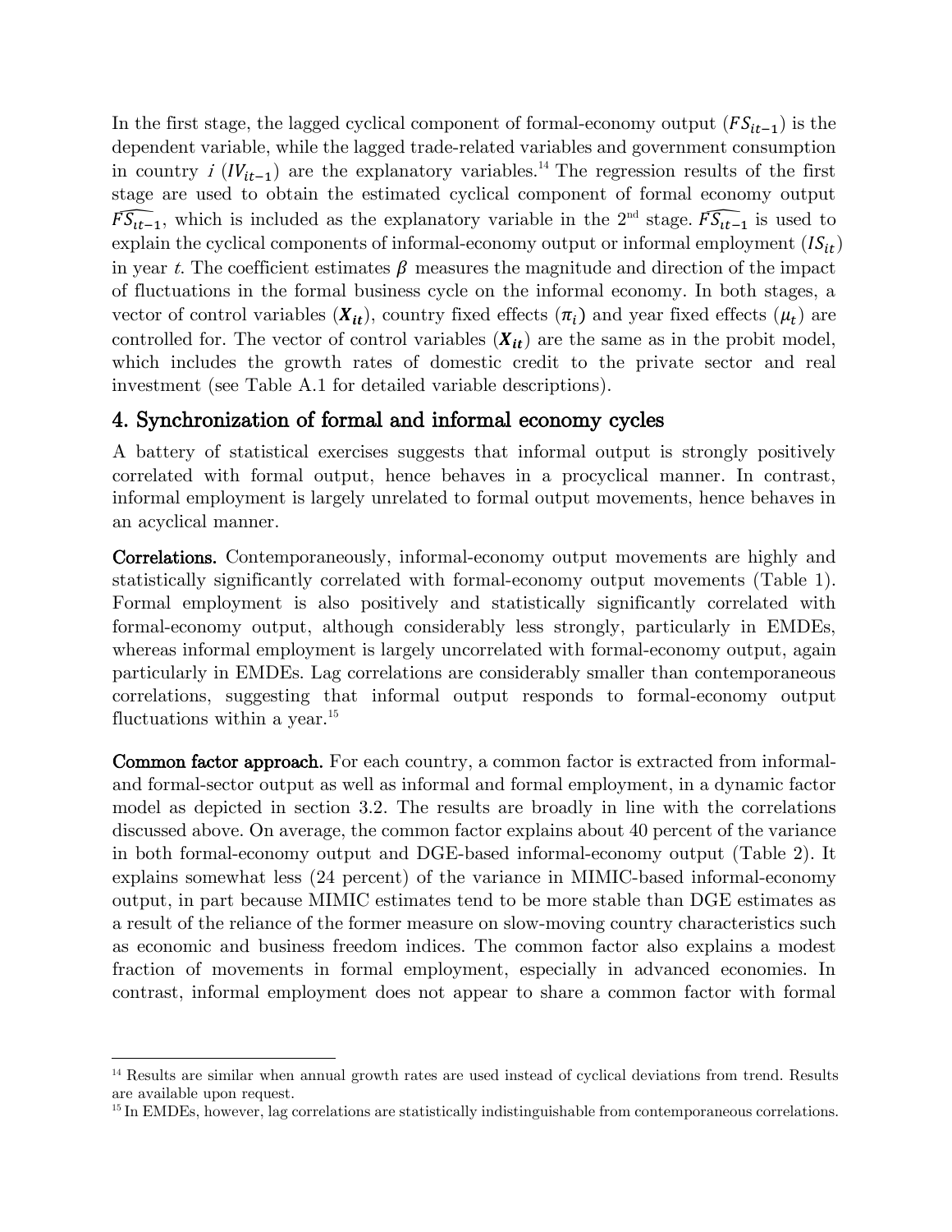In the first stage, the lagged cyclical component of formal-economy output ($FS_{it-1}$) is the dependent variable, while the lagged trade-related variables and government consumption in country $i$ ($IV_{it-1}$) are the explanatory variables.[14] The regression results of the first stage are used to obtain the estimated cyclical component of formal economy output $\widehat{FS_{it-1}}$, which is included as the explanatory variable in the 2nd stage. $\widehat{FS_{it-1}}$ is used to explain the cyclical components of informal-economy output or informal employment ($IS_{it}$) in year $t$. The coefficient estimates $\beta$ measures the magnitude and direction of the impact of fluctuations in the formal business cycle on the informal economy. In both stages, a vector of control variables ($\boldsymbol{X_{it}}$), country fixed effects ($\pi_i$) and year fixed effects ($\mu_t$) are controlled for. The vector of control variables ($\boldsymbol{X_{it}}$) are the same as in the probit model, which includes the growth rates of domestic credit to the private sector and real investment (see Table A.1 for detailed variable descriptions).

## 4. Synchronization of formal and informal economy cycles

A battery of statistical exercises suggests that informal output is strongly positively correlated with formal output, hence behaves in a procyclical manner. In contrast, informal employment is largely unrelated to formal output movements, hence behaves in an acyclical manner.

**Correlations.** Contemporaneously, informal-economy output movements are highly and statistically significantly correlated with formal-economy output movements (Table 1). Formal employment is also positively and statistically significantly correlated with formal-economy output, although considerably less strongly, particularly in EMDEs, whereas informal employment is largely uncorrelated with formal-economy output, again particularly in EMDEs. Lag correlations are considerably smaller than contemporaneous correlations, suggesting that informal output responds to formal-economy output fluctuations within a year.[15]

**Common factor approach.** For each country, a common factor is extracted from informal- and formal-sector output as well as informal and formal employment, in a dynamic factor model as depicted in section 3.2. The results are broadly in line with the correlations discussed above. On average, the common factor explains about 40 percent of the variance in both formal-economy output and DGE-based informal-economy output (Table 2). It explains somewhat less (24 percent) of the variance in MIMIC-based informal-economy output, in part because MIMIC estimates tend to be more stable than DGE estimates as a result of the reliance of the former measure on slow-moving country characteristics such as economic and business freedom indices. The common factor also explains a modest fraction of movements in formal employment, especially in advanced economies. In contrast, informal employment does not appear to share a common factor with formal

[14] Results are similar when annual growth rates are used instead of cyclical deviations from trend. Results are available upon request.

[15] In EMDEs, however, lag correlations are statistically indistinguishable from contemporaneous correlations.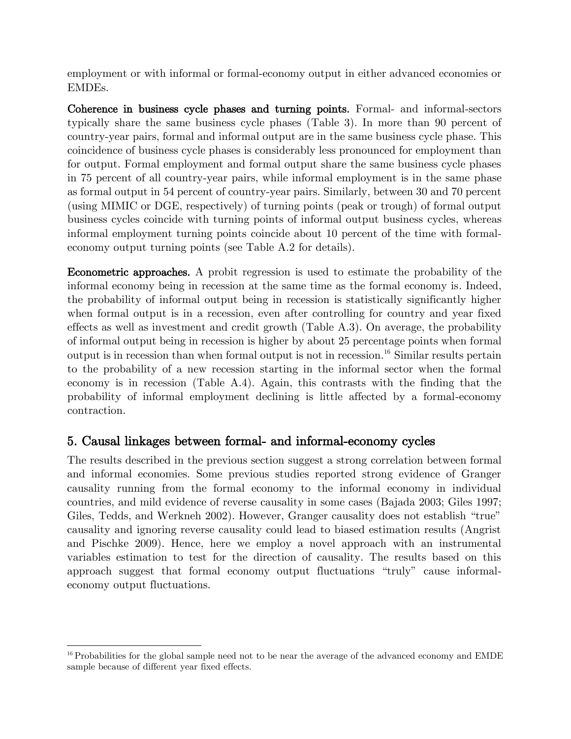employment or with informal or formal-economy output in either advanced economies or EMDEs.

**Coherence in business cycle phases and turning points.** Formal- and informal-sectors typically share the same business cycle phases (Table 3). In more than 90 percent of country-year pairs, formal and informal output are in the same business cycle phase. This coincidence of business cycle phases is considerably less pronounced for employment than for output. Formal employment and formal output share the same business cycle phases in 75 percent of all country-year pairs, while informal employment is in the same phase as formal output in 54 percent of country-year pairs. Similarly, between 30 and 70 percent (using MIMIC or DGE, respectively) of turning points (peak or trough) of formal output business cycles coincide with turning points of informal output business cycles, whereas informal employment turning points coincide about 10 percent of the time with formal-economy output turning points (see Table A.2 for details).

**Econometric approaches.** A probit regression is used to estimate the probability of the informal economy being in recession at the same time as the formal economy is. Indeed, the probability of informal output being in recession is statistically significantly higher when formal output is in a recession, even after controlling for country and year fixed effects as well as investment and credit growth (Table A.3). On average, the probability of informal output being in recession is higher by about 25 percentage points when formal output is in recession than when formal output is not in recession.[16] Similar results pertain to the probability of a new recession starting in the informal sector when the formal economy is in recession (Table A.4). Again, this contrasts with the finding that the probability of informal employment declining is little affected by a formal-economy contraction.

## 5. Causal linkages between formal- and informal-economy cycles

The results described in the previous section suggest a strong correlation between formal and informal economies. Some previous studies reported strong evidence of Granger causality running from the formal economy to the informal economy in individual countries, and mild evidence of reverse causality in some cases (Bajada 2003; Giles 1997; Giles, Tedds, and Werkneh 2002). However, Granger causality does not establish "true" causality and ignoring reverse causality could lead to biased estimation results (Angrist and Pischke 2009). Hence, here we employ a novel approach with an instrumental variables estimation to test for the direction of causality. The results based on this approach suggest that formal economy output fluctuations "truly" cause informal-economy output fluctuations.

[16] Probabilities for the global sample need not to be near the average of the advanced economy and EMDE sample because of different year fixed effects.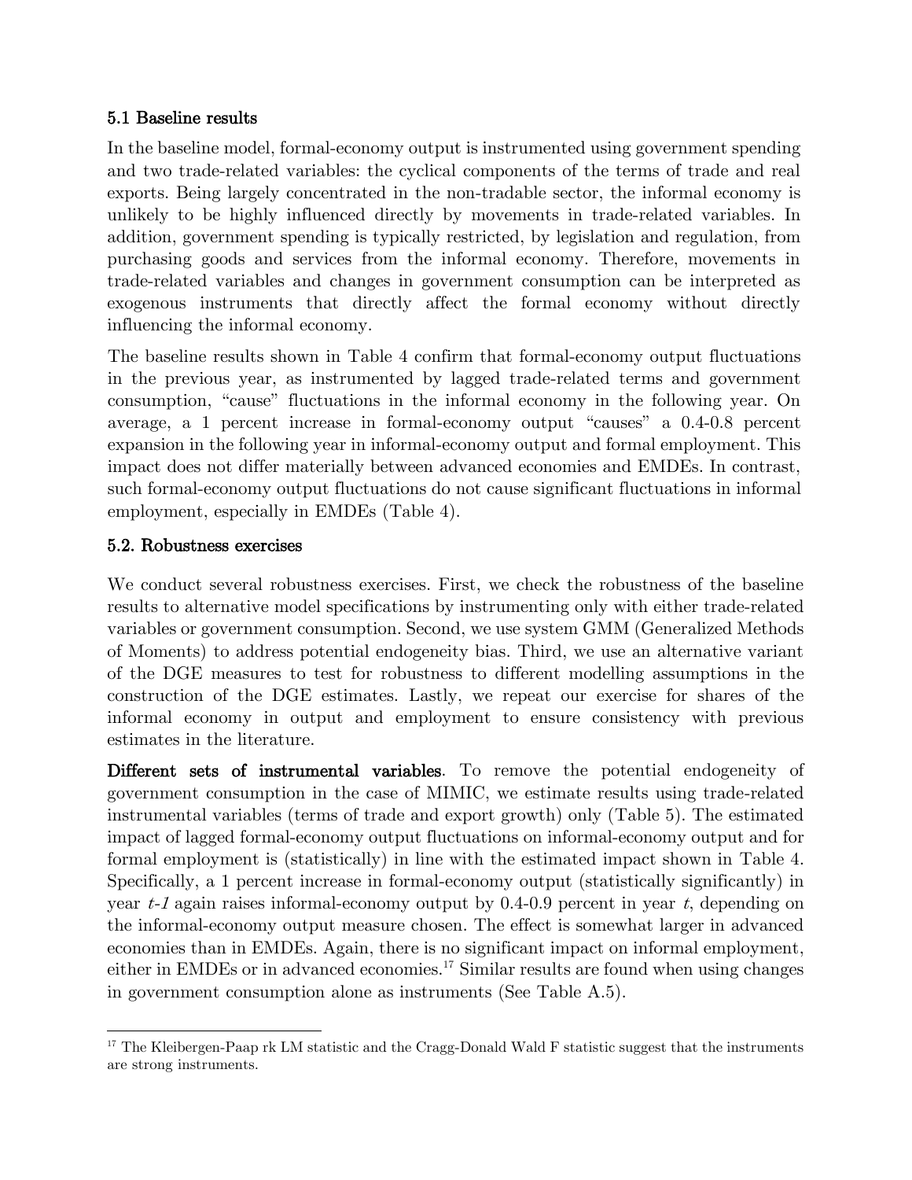### 5.1 Baseline results

In the baseline model, formal-economy output is instrumented using government spending and two trade-related variables: the cyclical components of the terms of trade and real exports. Being largely concentrated in the non-tradable sector, the informal economy is unlikely to be highly influenced directly by movements in trade-related variables. In addition, government spending is typically restricted, by legislation and regulation, from purchasing goods and services from the informal economy. Therefore, movements in trade-related variables and changes in government consumption can be interpreted as exogenous instruments that directly affect the formal economy without directly influencing the informal economy.

The baseline results shown in Table 4 confirm that formal-economy output fluctuations in the previous year, as instrumented by lagged trade-related terms and government consumption, "cause" fluctuations in the informal economy in the following year. On average, a 1 percent increase in formal-economy output "causes" a 0.4-0.8 percent expansion in the following year in informal-economy output and formal employment. This impact does not differ materially between advanced economies and EMDEs. In contrast, such formal-economy output fluctuations do not cause significant fluctuations in informal employment, especially in EMDEs (Table 4).

### 5.2. Robustness exercises

We conduct several robustness exercises. First, we check the robustness of the baseline results to alternative model specifications by instrumenting only with either trade-related variables or government consumption. Second, we use system GMM (Generalized Methods of Moments) to address potential endogeneity bias. Third, we use an alternative variant of the DGE measures to test for robustness to different modelling assumptions in the construction of the DGE estimates. Lastly, we repeat our exercise for shares of the informal economy in output and employment to ensure consistency with previous estimates in the literature.

**Different sets of instrumental variables**. To remove the potential endogeneity of government consumption in the case of MIMIC, we estimate results using trade-related instrumental variables (terms of trade and export growth) only (Table 5). The estimated impact of lagged formal-economy output fluctuations on informal-economy output and for formal employment is (statistically) in line with the estimated impact shown in Table 4. Specifically, a 1 percent increase in formal-economy output (statistically significantly) in year *t-1* again raises informal-economy output by 0.4-0.9 percent in year *t*, depending on the informal-economy output measure chosen. The effect is somewhat larger in advanced economies than in EMDEs. Again, there is no significant impact on informal employment, either in EMDEs or in advanced economies.[17] Similar results are found when using changes in government consumption alone as instruments (See Table A.5).

[17] The Kleibergen-Paap rk LM statistic and the Cragg-Donald Wald F statistic suggest that the instruments are strong instruments.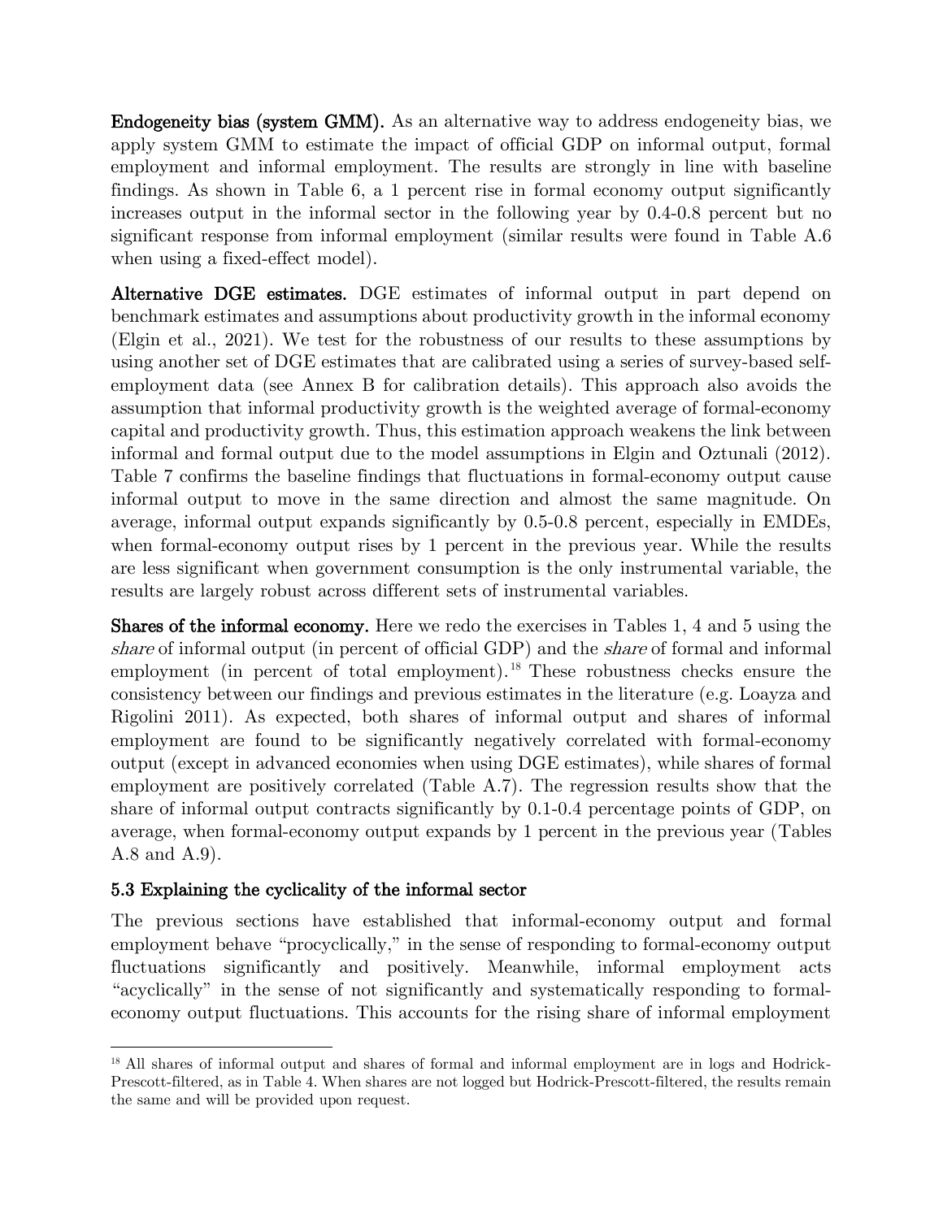**Endogeneity bias (system GMM).** As an alternative way to address endogeneity bias, we apply system GMM to estimate the impact of official GDP on informal output, formal employment and informal employment. The results are strongly in line with baseline findings. As shown in Table 6, a 1 percent rise in formal economy output significantly increases output in the informal sector in the following year by 0.4-0.8 percent but no significant response from informal employment (similar results were found in Table A.6 when using a fixed-effect model).

**Alternative DGE estimates.** DGE estimates of informal output in part depend on benchmark estimates and assumptions about productivity growth in the informal economy (Elgin et al., 2021). We test for the robustness of our results to these assumptions by using another set of DGE estimates that are calibrated using a series of survey-based self-employment data (see Annex B for calibration details). This approach also avoids the assumption that informal productivity growth is the weighted average of formal-economy capital and productivity growth. Thus, this estimation approach weakens the link between informal and formal output due to the model assumptions in Elgin and Oztunali (2012). Table 7 confirms the baseline findings that fluctuations in formal-economy output cause informal output to move in the same direction and almost the same magnitude. On average, informal output expands significantly by 0.5-0.8 percent, especially in EMDEs, when formal-economy output rises by 1 percent in the previous year. While the results are less significant when government consumption is the only instrumental variable, the results are largely robust across different sets of instrumental variables.

**Shares of the informal economy.** Here we redo the exercises in Tables 1, 4 and 5 using the *share* of informal output (in percent of official GDP) and the *share* of formal and informal employment (in percent of total employment).[18] These robustness checks ensure the consistency between our findings and previous estimates in the literature (e.g. Loayza and Rigolini 2011). As expected, both shares of informal output and shares of informal employment are found to be significantly negatively correlated with formal-economy output (except in advanced economies when using DGE estimates), while shares of formal employment are positively correlated (Table A.7). The regression results show that the share of informal output contracts significantly by 0.1-0.4 percentage points of GDP, on average, when formal-economy output expands by 1 percent in the previous year (Tables A.8 and A.9).

### 5.3 Explaining the cyclicality of the informal sector

The previous sections have established that informal-economy output and formal employment behave "procyclically," in the sense of responding to formal-economy output fluctuations significantly and positively. Meanwhile, informal employment acts "acyclically" in the sense of not significantly and systematically responding to formal-economy output fluctuations. This accounts for the rising share of informal employment

[18] All shares of informal output and shares of formal and informal employment are in logs and Hodrick-Prescott-filtered, as in Table 4. When shares are not logged but Hodrick-Prescott-filtered, the results remain the same and will be provided upon request.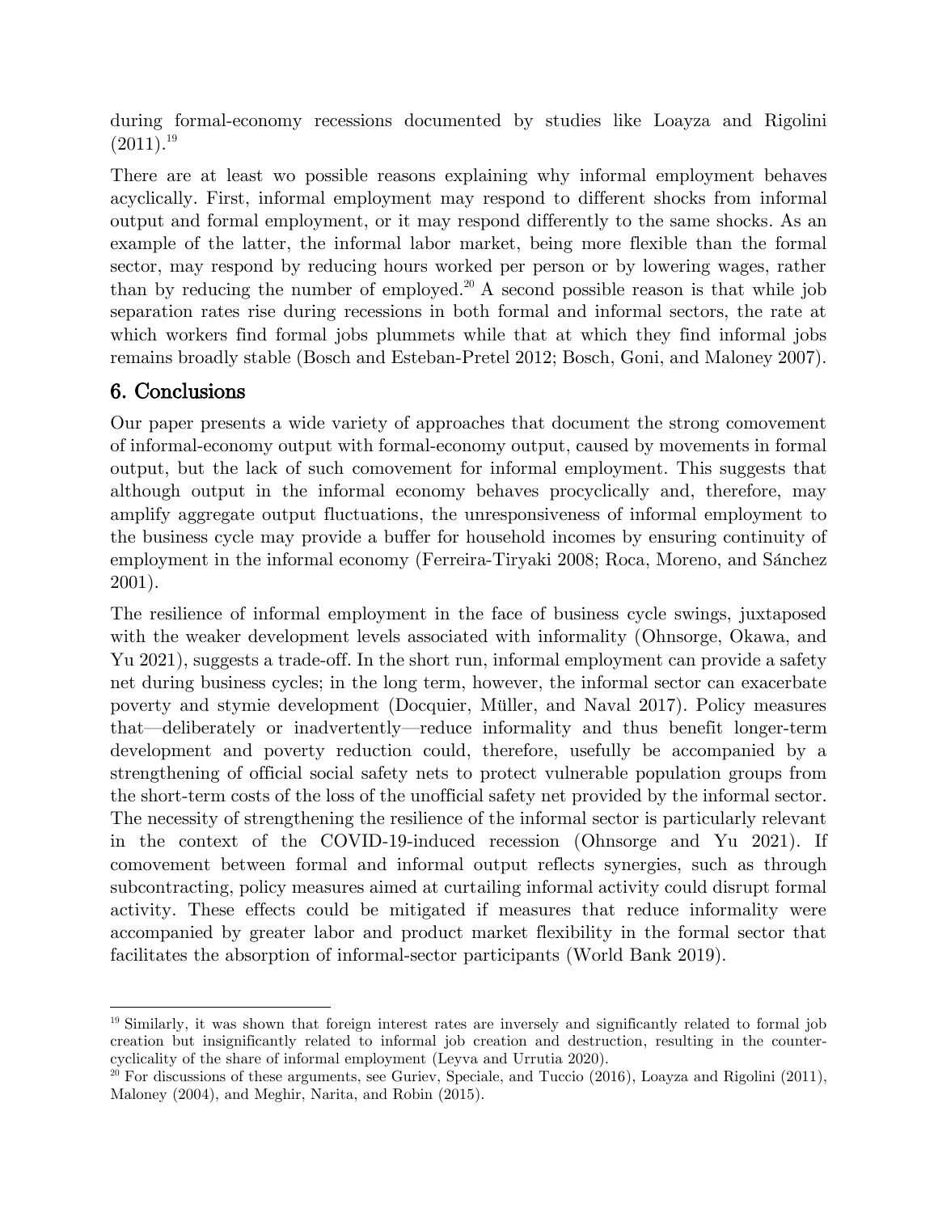during formal-economy recessions documented by studies like Loayza and Rigolini (2011).[19]

There are at least wo possible reasons explaining why informal employment behaves acyclically. First, informal employment may respond to different shocks from informal output and formal employment, or it may respond differently to the same shocks. As an example of the latter, the informal labor market, being more flexible than the formal sector, may respond by reducing hours worked per person or by lowering wages, rather than by reducing the number of employed.[20] A second possible reason is that while job separation rates rise during recessions in both formal and informal sectors, the rate at which workers find formal jobs plummets while that at which they find informal jobs remains broadly stable (Bosch and Esteban-Pretel 2012; Bosch, Goni, and Maloney 2007).

## 6. Conclusions

Our paper presents a wide variety of approaches that document the strong comovement of informal-economy output with formal-economy output, caused by movements in formal output, but the lack of such comovement for informal employment. This suggests that although output in the informal economy behaves procyclically and, therefore, may amplify aggregate output fluctuations, the unresponsiveness of informal employment to the business cycle may provide a buffer for household incomes by ensuring continuity of employment in the informal economy (Ferreira-Tiryaki 2008; Roca, Moreno, and Sánchez 2001).

The resilience of informal employment in the face of business cycle swings, juxtaposed with the weaker development levels associated with informality (Ohnsorge, Okawa, and Yu 2021), suggests a trade-off. In the short run, informal employment can provide a safety net during business cycles; in the long term, however, the informal sector can exacerbate poverty and stymie development (Docquier, Müller, and Naval 2017). Policy measures that—deliberately or inadvertently—reduce informality and thus benefit longer-term development and poverty reduction could, therefore, usefully be accompanied by a strengthening of official social safety nets to protect vulnerable population groups from the short-term costs of the loss of the unofficial safety net provided by the informal sector. The necessity of strengthening the resilience of the informal sector is particularly relevant in the context of the COVID-19-induced recession (Ohnsorge and Yu 2021). If comovement between formal and informal output reflects synergies, such as through subcontracting, policy measures aimed at curtailing informal activity could disrupt formal activity. These effects could be mitigated if measures that reduce informality were accompanied by greater labor and product market flexibility in the formal sector that facilitates the absorption of informal-sector participants (World Bank 2019).

---

[19] Similarly, it was shown that foreign interest rates are inversely and significantly related to formal job creation but insignificantly related to informal job creation and destruction, resulting in the counter-cyclicality of the share of informal employment (Leyva and Urrutia 2020).

[20] For discussions of these arguments, see Guriev, Speciale, and Tuccio (2016), Loayza and Rigolini (2011), Maloney (2004), and Meghir, Narita, and Robin (2015).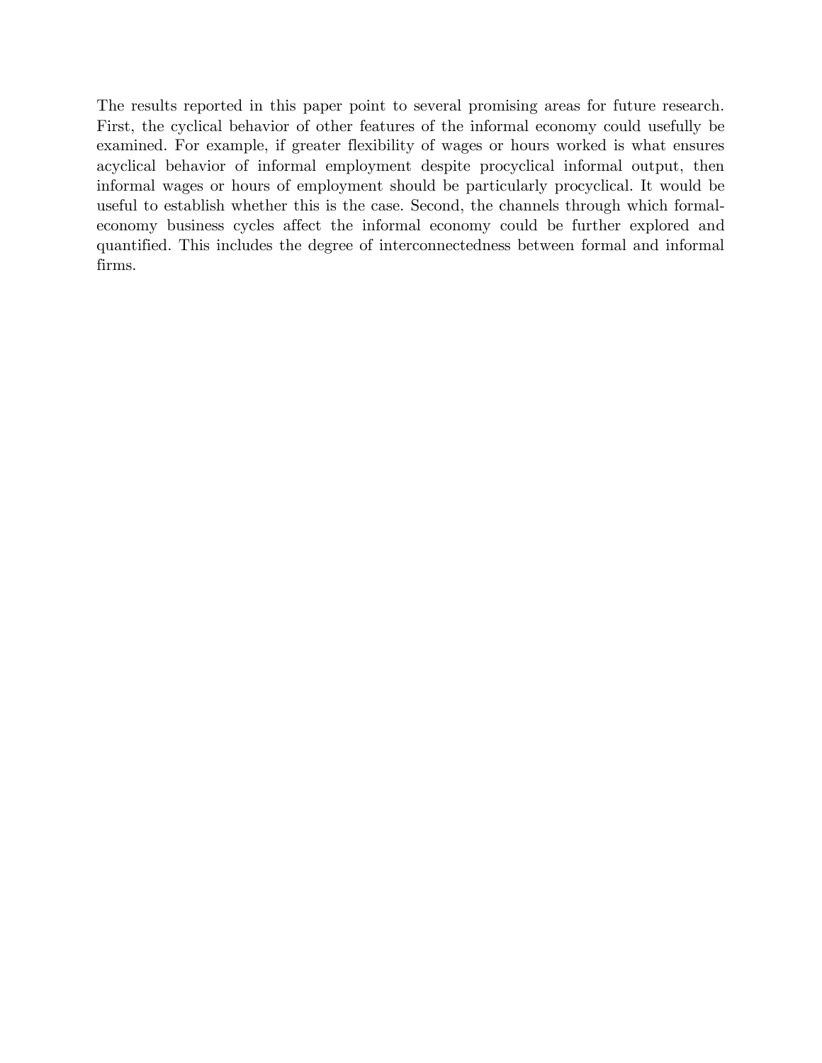The results reported in this paper point to several promising areas for future research. First, the cyclical behavior of other features of the informal economy could usefully be examined. For example, if greater flexibility of wages or hours worked is what ensures acyclical behavior of informal employment despite procyclical informal output, then informal wages or hours of employment should be particularly procyclical. It would be useful to establish whether this is the case. Second, the channels through which formal-economy business cycles affect the informal economy could be further explored and quantified. This includes the degree of interconnectedness between formal and informal firms.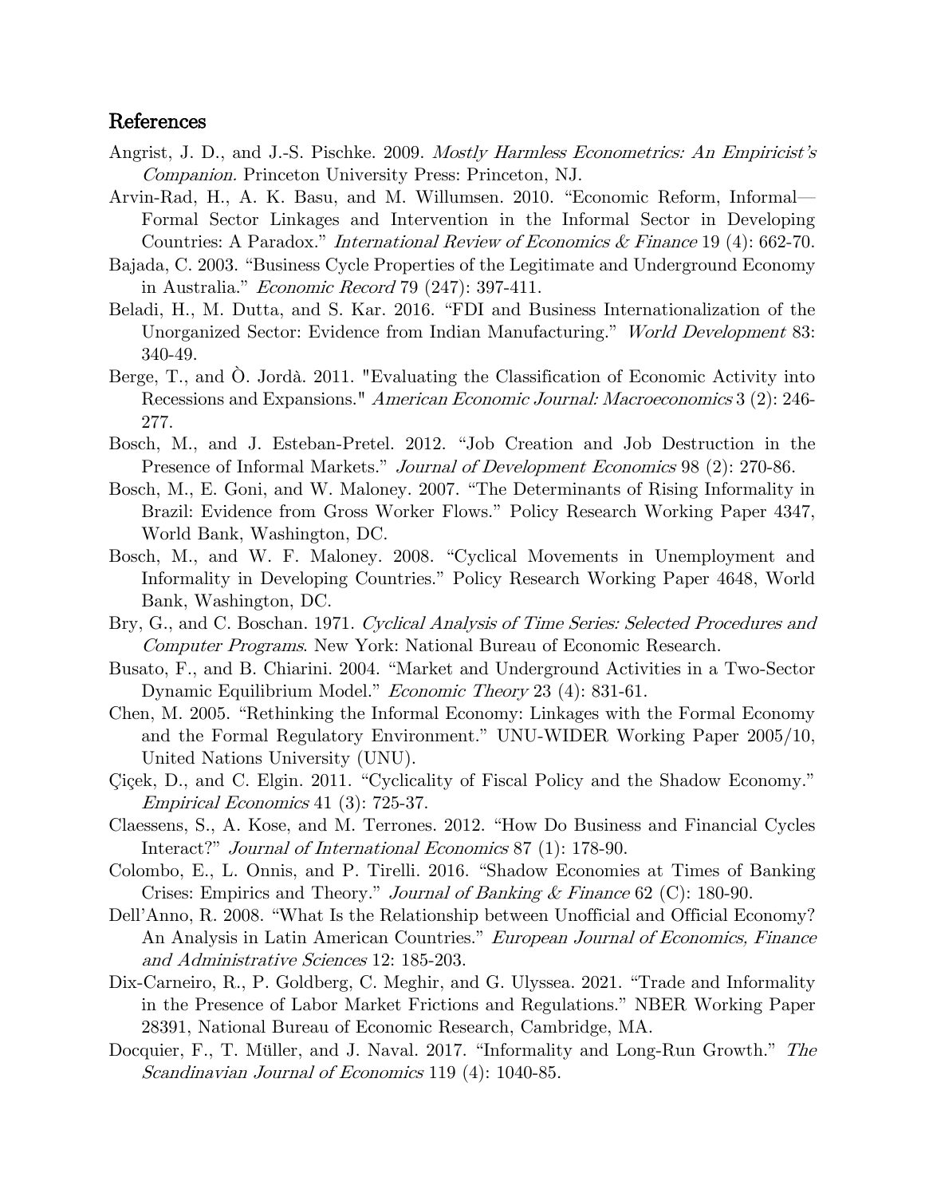## References

Angrist, J. D., and J.-S. Pischke. 2009. *Mostly Harmless Econometrics: An Empiricist's Companion.* Princeton University Press: Princeton, NJ.

Arvin-Rad, H., A. K. Basu, and M. Willumsen. 2010. "Economic Reform, Informal—Formal Sector Linkages and Intervention in the Informal Sector in Developing Countries: A Paradox." *International Review of Economics & Finance* 19 (4): 662-70.

Bajada, C. 2003. "Business Cycle Properties of the Legitimate and Underground Economy in Australia." *Economic Record* 79 (247): 397-411.

Beladi, H., M. Dutta, and S. Kar. 2016. "FDI and Business Internationalization of the Unorganized Sector: Evidence from Indian Manufacturing." *World Development* 83: 340-49.

Berge, T., and Ò. Jordà. 2011. "Evaluating the Classification of Economic Activity into Recessions and Expansions." *American Economic Journal: Macroeconomics* 3 (2): 246-277.

Bosch, M., and J. Esteban-Pretel. 2012. "Job Creation and Job Destruction in the Presence of Informal Markets." *Journal of Development Economics* 98 (2): 270-86.

Bosch, M., E. Goni, and W. Maloney. 2007. "The Determinants of Rising Informality in Brazil: Evidence from Gross Worker Flows." Policy Research Working Paper 4347, World Bank, Washington, DC.

Bosch, M., and W. F. Maloney. 2008. "Cyclical Movements in Unemployment and Informality in Developing Countries." Policy Research Working Paper 4648, World Bank, Washington, DC.

Bry, G., and C. Boschan. 1971. *Cyclical Analysis of Time Series: Selected Procedures and Computer Programs*. New York: National Bureau of Economic Research.

Busato, F., and B. Chiarini. 2004. "Market and Underground Activities in a Two-Sector Dynamic Equilibrium Model." *Economic Theory* 23 (4): 831-61.

Chen, M. 2005. "Rethinking the Informal Economy: Linkages with the Formal Economy and the Formal Regulatory Environment." UNU-WIDER Working Paper 2005/10, United Nations University (UNU).

Çiçek, D., and C. Elgin. 2011. "Cyclicality of Fiscal Policy and the Shadow Economy." *Empirical Economics* 41 (3): 725-37.

Claessens, S., A. Kose, and M. Terrones. 2012. "How Do Business and Financial Cycles Interact?" *Journal of International Economics* 87 (1): 178-90.

Colombo, E., L. Onnis, and P. Tirelli. 2016. "Shadow Economies at Times of Banking Crises: Empirics and Theory." *Journal of Banking & Finance* 62 (C): 180-90.

Dell'Anno, R. 2008. "What Is the Relationship between Unofficial and Official Economy? An Analysis in Latin American Countries." *European Journal of Economics, Finance and Administrative Sciences* 12: 185-203.

Dix-Carneiro, R., P. Goldberg, C. Meghir, and G. Ulyssea. 2021. "Trade and Informality in the Presence of Labor Market Frictions and Regulations." NBER Working Paper 28391, National Bureau of Economic Research, Cambridge, MA.

Docquier, F., T. Müller, and J. Naval. 2017. "Informality and Long-Run Growth." *The Scandinavian Journal of Economics* 119 (4): 1040-85.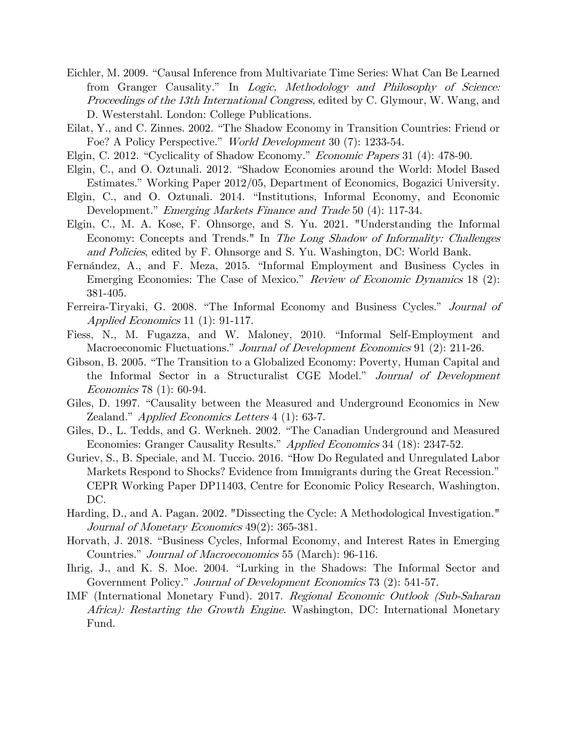Eichler, M. 2009. "Causal Inference from Multivariate Time Series: What Can Be Learned from Granger Causality." In *Logic, Methodology and Philosophy of Science: Proceedings of the 13th International Congress,* edited by C. Glymour, W. Wang, and D. Westerstahl. London: College Publications.

Eilat, Y., and C. Zinnes. 2002. "The Shadow Economy in Transition Countries: Friend or Foe? A Policy Perspective." *World Development* 30 (7): 1233-54.

Elgin, C. 2012. "Cyclicality of Shadow Economy." *Economic Papers* 31 (4): 478-90.

Elgin, C., and O. Oztunali. 2012. "Shadow Economies around the World: Model Based Estimates." Working Paper 2012/05, Department of Economics, Bogazici University.

Elgin, C., and O. Oztunali. 2014. "Institutions, Informal Economy, and Economic Development." *Emerging Markets Finance and Trade* 50 (4): 117-34.

Elgin, C., M. A. Kose, F. Ohnsorge, and S. Yu. 2021. "Understanding the Informal Economy: Concepts and Trends." In *The Long Shadow of Informality: Challenges and Policies*, edited by F. Ohnsorge and S. Yu. Washington, DC: World Bank.

Fernández, A., and F. Meza, 2015. "Informal Employment and Business Cycles in Emerging Economies: The Case of Mexico." *Review of Economic Dynamics* 18 (2): 381-405.

Ferreira-Tiryaki, G. 2008. "The Informal Economy and Business Cycles." *Journal of Applied Economics* 11 (1): 91-117.

Fiess, N., M. Fugazza, and W. Maloney, 2010. "Informal Self-Employment and Macroeconomic Fluctuations." *Journal of Development Economics* 91 (2): 211-26.

Gibson, B. 2005. "The Transition to a Globalized Economy: Poverty, Human Capital and the Informal Sector in a Structuralist CGE Model." *Journal of Development Economics* 78 (1): 60-94.

Giles, D. 1997. "Causality between the Measured and Underground Economics in New Zealand." *Applied Economics Letters* 4 (1): 63-7.

Giles, D., L. Tedds, and G. Werkneh. 2002. "The Canadian Underground and Measured Economies: Granger Causality Results." *Applied Economics* 34 (18): 2347-52.

Guriev, S., B. Speciale, and M. Tuccio. 2016. "How Do Regulated and Unregulated Labor Markets Respond to Shocks? Evidence from Immigrants during the Great Recession." CEPR Working Paper DP11403, Centre for Economic Policy Research, Washington, DC.

Harding, D., and A. Pagan. 2002. "Dissecting the Cycle: A Methodological Investigation." *Journal of Monetary Economics* 49(2): 365-381.

Horvath, J. 2018. "Business Cycles, Informal Economy, and Interest Rates in Emerging Countries." *Journal of Macroeconomics* 55 (March): 96-116.

Ihrig, J., and K. S. Moe. 2004. "Lurking in the Shadows: The Informal Sector and Government Policy." *Journal of Development Economics* 73 (2): 541-57.

IMF (International Monetary Fund). 2017. *Regional Economic Outlook (Sub-Saharan Africa): Restarting the Growth Engine.* Washington, DC: International Monetary Fund.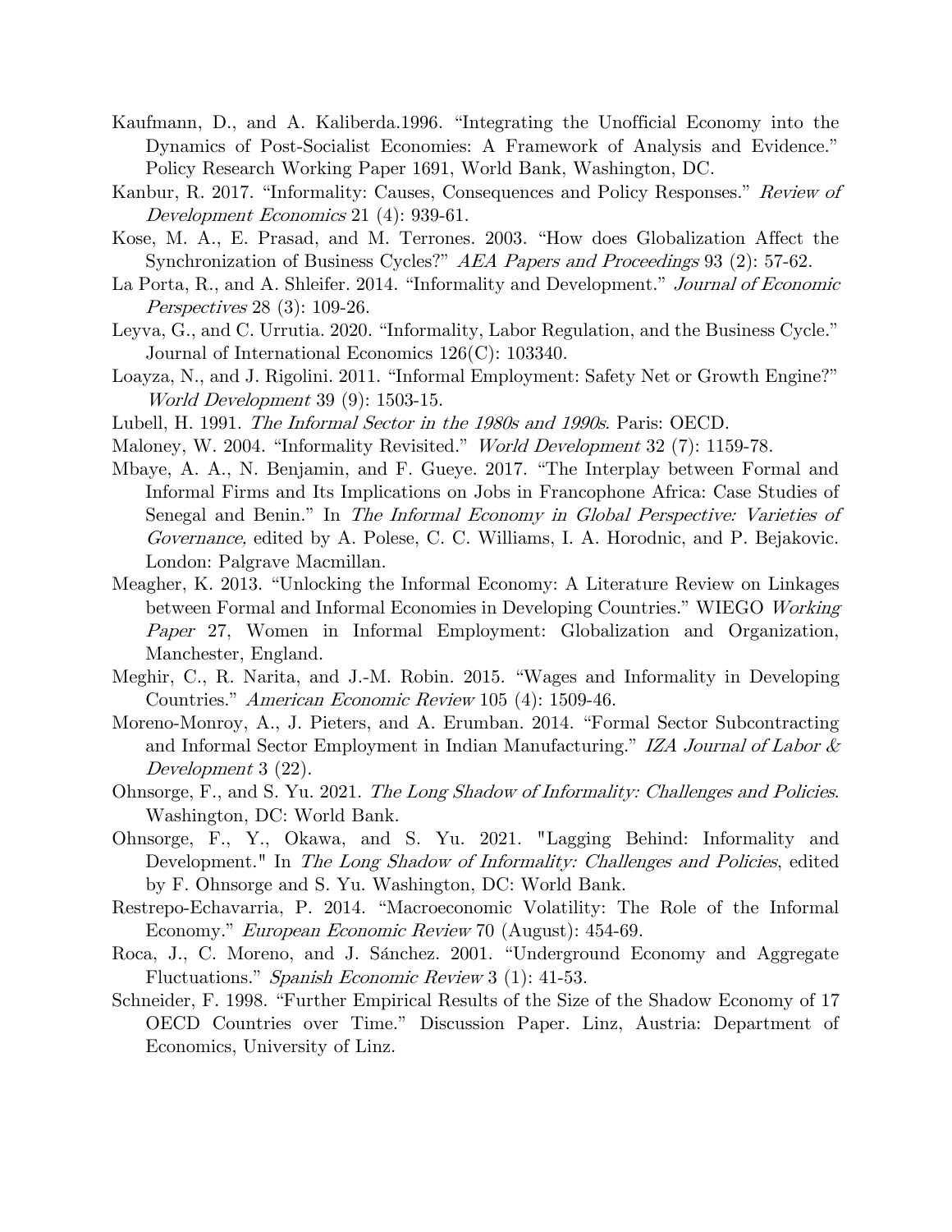Kaufmann, D., and A. Kaliberda.1996. "Integrating the Unofficial Economy into the Dynamics of Post-Socialist Economies: A Framework of Analysis and Evidence." Policy Research Working Paper 1691, World Bank, Washington, DC.

Kanbur, R. 2017. "Informality: Causes, Consequences and Policy Responses." *Review of Development Economics* 21 (4): 939-61.

Kose, M. A., E. Prasad, and M. Terrones. 2003. "How does Globalization Affect the Synchronization of Business Cycles?" *AEA Papers and Proceedings* 93 (2): 57-62.

La Porta, R., and A. Shleifer. 2014. "Informality and Development." *Journal of Economic Perspectives* 28 (3): 109-26.

Leyva, G., and C. Urrutia. 2020. "Informality, Labor Regulation, and the Business Cycle." Journal of International Economics 126(C): 103340.

Loayza, N., and J. Rigolini. 2011. "Informal Employment: Safety Net or Growth Engine?" *World Development* 39 (9): 1503-15.

Lubell, H. 1991. *The Informal Sector in the 1980s and 1990s.* Paris: OECD.

Maloney, W. 2004. "Informality Revisited." *World Development* 32 (7): 1159-78.

Mbaye, A. A., N. Benjamin, and F. Gueye. 2017. "The Interplay between Formal and Informal Firms and Its Implications on Jobs in Francophone Africa: Case Studies of Senegal and Benin." In *The Informal Economy in Global Perspective: Varieties of Governance,* edited by A. Polese, C. C. Williams, I. A. Horodnic, and P. Bejakovic. London: Palgrave Macmillan.

Meagher, K. 2013. "Unlocking the Informal Economy: A Literature Review on Linkages between Formal and Informal Economies in Developing Countries." WIEGO *Working Paper* 27, Women in Informal Employment: Globalization and Organization, Manchester, England.

Meghir, C., R. Narita, and J.-M. Robin. 2015. "Wages and Informality in Developing Countries." *American Economic Review* 105 (4): 1509-46.

Moreno-Monroy, A., J. Pieters, and A. Erumban. 2014. "Formal Sector Subcontracting and Informal Sector Employment in Indian Manufacturing." *IZA Journal of Labor & Development* 3 (22).

Ohnsorge, F., and S. Yu. 2021. *The Long Shadow of Informality: Challenges and Policies*. Washington, DC: World Bank.

Ohnsorge, F., Y., Okawa, and S. Yu. 2021. "Lagging Behind: Informality and Development." In *The Long Shadow of Informality: Challenges and Policies*, edited by F. Ohnsorge and S. Yu. Washington, DC: World Bank.

Restrepo-Echavarria, P. 2014. "Macroeconomic Volatility: The Role of the Informal Economy." *European Economic Review* 70 (August): 454-69.

Roca, J., C. Moreno, and J. Sánchez. 2001. "Underground Economy and Aggregate Fluctuations." *Spanish Economic Review* 3 (1): 41-53.

Schneider, F. 1998. "Further Empirical Results of the Size of the Shadow Economy of 17 OECD Countries over Time." Discussion Paper. Linz, Austria: Department of Economics, University of Linz.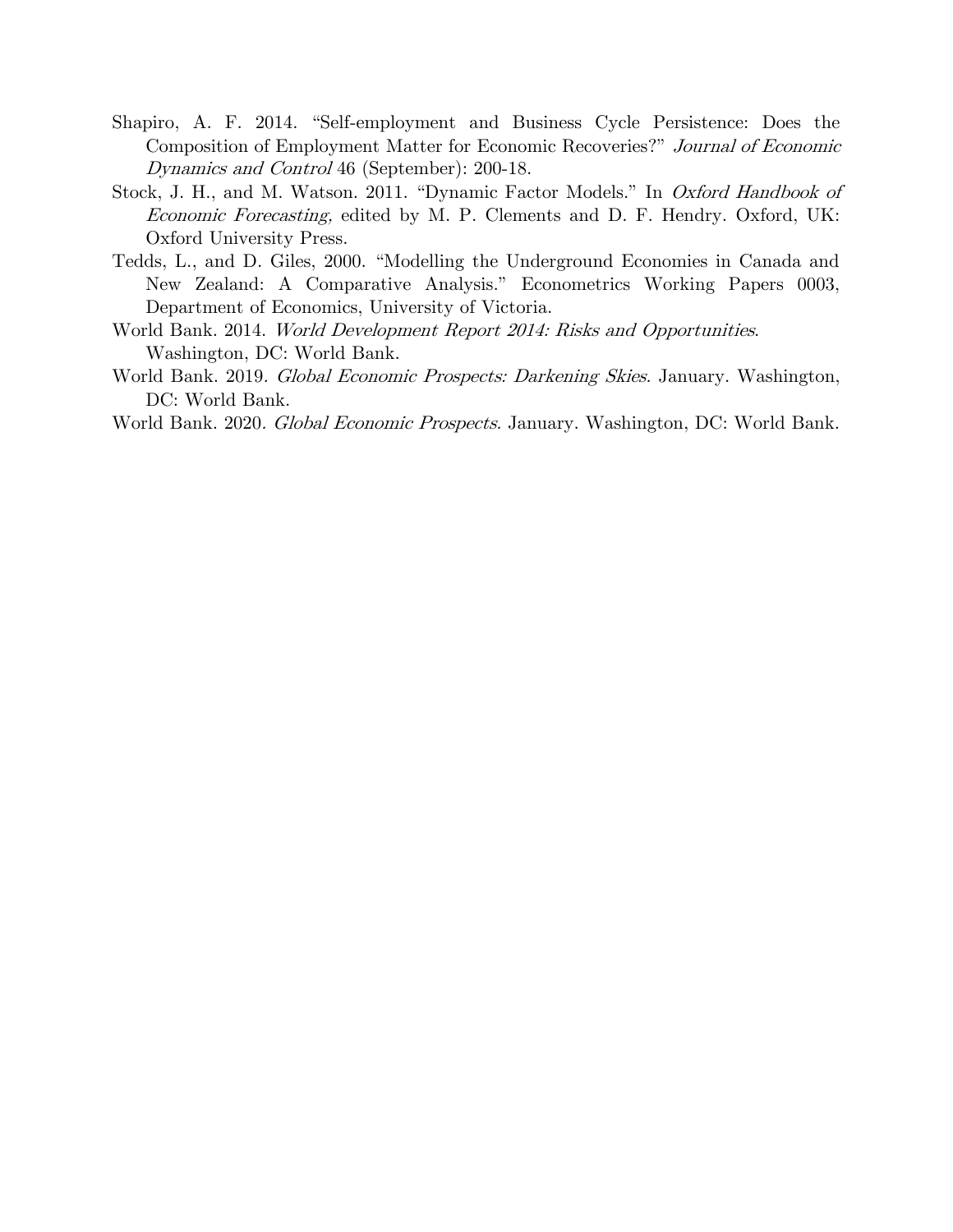Shapiro, A. F. 2014. "Self-employment and Business Cycle Persistence: Does the Composition of Employment Matter for Economic Recoveries?" *Journal of Economic Dynamics and Control* 46 (September): 200-18.

Stock, J. H., and M. Watson. 2011. "Dynamic Factor Models." In *Oxford Handbook of Economic Forecasting,* edited by M. P. Clements and D. F. Hendry. Oxford, UK: Oxford University Press.

Tedds, L., and D. Giles, 2000. "Modelling the Underground Economies in Canada and New Zealand: A Comparative Analysis." Econometrics Working Papers 0003, Department of Economics, University of Victoria.

World Bank. 2014. *World Development Report 2014: Risks and Opportunities*. Washington, DC: World Bank.

World Bank. 2019*. Global Economic Prospects: Darkening Skies.* January. Washington, DC: World Bank.

World Bank. 2020*. Global Economic Prospects.* January. Washington, DC: World Bank.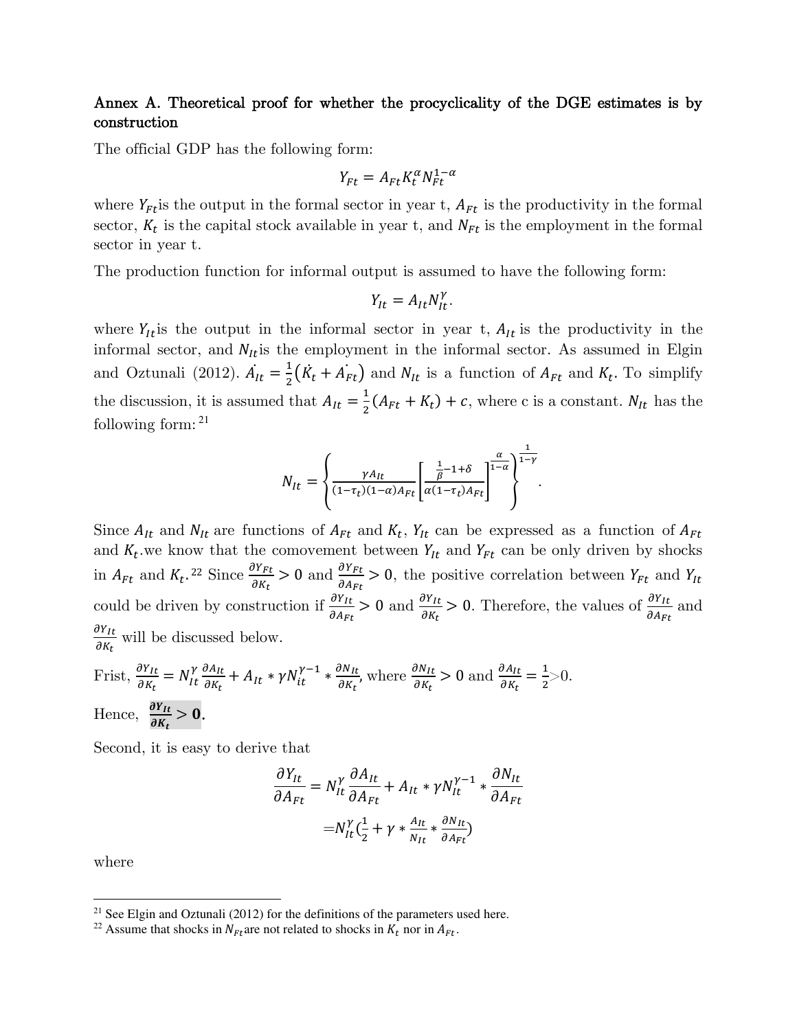## Annex A. Theoretical proof for whether the procyclicality of the DGE estimates is by construction

The official GDP has the following form:

$$Y_{Ft} = A_{Ft} K_t^{\alpha} N_{Ft}^{1-\alpha}$$

where $Y_{Ft}$is the output in the formal sector in year t, $A_{Ft}$ is the productivity in the formal sector, $K_t$ is the capital stock available in year t, and $N_{Ft}$ is the employment in the formal sector in year t.

The production function for informal output is assumed to have the following form:

$$Y_{It} = A_{It} N_{It}^{\gamma}.$$

where $Y_{It}$is the output in the informal sector in year t, $A_{It}$ is the productivity in the informal sector, and $N_{It}$is the employment in the informal sector. As assumed in Elgin and Oztunali (2012). $\dot{A_{It}} = \frac{1}{2}(\dot{K_t} + \dot{A_{Ft}})$ and $N_{It}$ is a function of $A_{Ft}$ and $K_t$. To simplify the discussion, it is assumed that $A_{It} = \frac{1}{2}(A_{Ft} + K_t) + c$, where c is a constant. $N_{It}$ has the following form: [21]

$$N_{It} = \left\{ \frac{\gamma A_{It}}{(1-\tau_t)(1-\alpha)A_{Ft}} \left[ \frac{\frac{1}{\beta} - 1 + \delta}{\alpha(1-\tau_t)A_{Ft}} \right]^{\frac{\alpha}{1-\alpha}} \right\}^{\frac{1}{1-\gamma}}.$$

Since $A_{It}$ and $N_{It}$ are functions of $A_{Ft}$ and $K_t$, $Y_{It}$ can be expressed as a function of $A_{Ft}$ and $K_t$.we know that the comovement between $Y_{It}$ and $Y_{Ft}$ can be only driven by shocks in $A_{Ft}$ and $K_t$.[22] Since $\frac{\partial Y_{Ft}}{\partial K_t} > 0$ and $\frac{\partial Y_{Ft}}{\partial A_{Ft}} > 0$, the positive correlation between $Y_{Ft}$ and $Y_{It}$ could be driven by construction if $\frac{\partial Y_{It}}{\partial A_{Ft}} > 0$ and $\frac{\partial Y_{It}}{\partial K_t} > 0$. Therefore, the values of $\frac{\partial Y_{It}}{\partial A_{Ft}}$ and $\frac{\partial Y_{It}}{\partial K_t}$ will be discussed below.

Frist, $\frac{\partial Y_{It}}{\partial K_t} = N_{It}^{\gamma} \frac{\partial A_{It}}{\partial K_t} + A_{It} * \gamma N_{it}^{\gamma-1} * \frac{\partial N_{It}}{\partial K_t}$, where $\frac{\partial N_{It}}{\partial K_t} > 0$ and $\frac{\partial A_{It}}{\partial K_t} = \frac{1}{2} > 0$.

Hence, $\boldsymbol{\frac{\partial Y_{It}}{\partial K_t} > 0}$**.**

Second, it is easy to derive that

$$\frac{\partial Y_{It}}{\partial A_{Ft}} = N_{It}^{\gamma} \frac{\partial A_{It}}{\partial A_{Ft}} + A_{It} * \gamma N_{It}^{\gamma-1} * \frac{\partial N_{It}}{\partial A_{Ft}}$$

$$= N_{It}^{\gamma} \left( \frac{1}{2} + \gamma * \frac{A_{It}}{N_{It}} * \frac{\partial N_{It}}{\partial A_{Ft}} \right)$$

where

[21] See Elgin and Oztunali (2012) for the definitions of the parameters used here.

[22] Assume that shocks in $N_{Ft}$are not related to shocks in $K_t$ nor in $A_{Ft}$.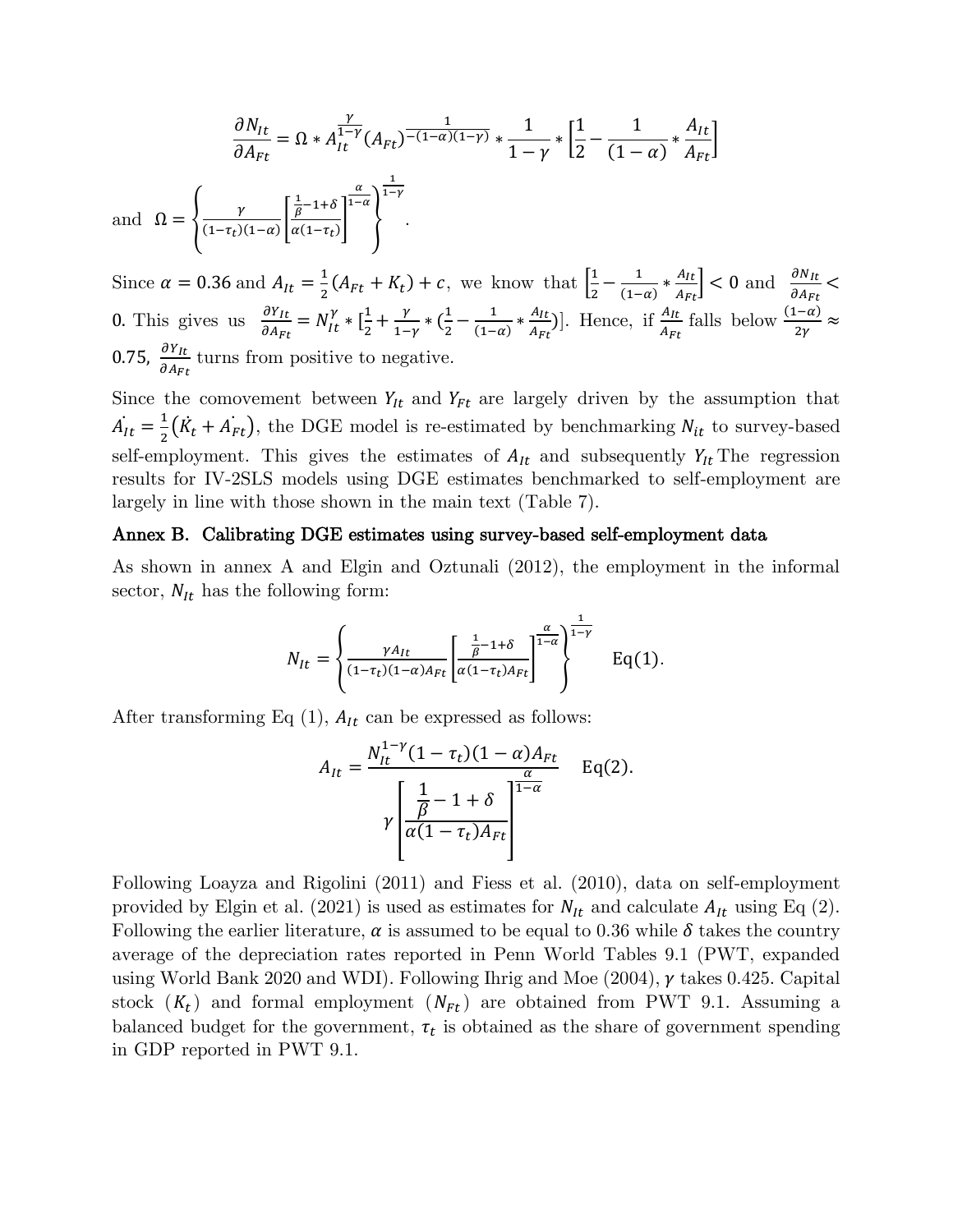$$\frac{\partial N_{It}}{\partial A_{Ft}} = \Omega * A_{It}^{\frac{\gamma}{1-\gamma}}(A_{Ft})^{\frac{1}{-(1-\alpha)(1-\gamma)}} * \frac{1}{1-\gamma} * \left[\frac{1}{2} - \frac{1}{(1-\alpha)} * \frac{A_{It}}{A_{Ft}}\right]$$

and $\Omega = \left\{\frac{\gamma}{(1-\tau_t)(1-\alpha)}\left[\frac{\frac{1}{\beta}-1+\delta}{\alpha(1-\tau_t)}\right]^{\frac{\alpha}{1-\alpha}}\right\}^{\frac{1}{1-\gamma}}$.

Since $\alpha = 0.36$ and $A_{It} = \frac{1}{2}(A_{Ft} + K_t) + c$, we know that $\left[\frac{1}{2} - \frac{1}{(1-\alpha)} * \frac{A_{It}}{A_{Ft}}\right] < 0$ and $\frac{\partial N_{It}}{\partial A_{Ft}} < 0$. This gives us $\frac{\partial Y_{It}}{\partial A_{Ft}} = N_{It}^{\gamma} * [\frac{1}{2} + \frac{\gamma}{1-\gamma} * (\frac{1}{2} - \frac{1}{(1-\alpha)} * \frac{A_{It}}{A_{Ft}})]$. Hence, if $\frac{A_{It}}{A_{Ft}}$ falls below $\frac{(1-\alpha)}{2\gamma} \approx 0.75$, $\frac{\partial Y_{It}}{\partial A_{Ft}}$ turns from positive to negative.

Since the comovement between $Y_{It}$ and $Y_{Ft}$ are largely driven by the assumption that $\dot{A_{It}} = \frac{1}{2}(\dot{K_t} + \dot{A_{Ft}})$, the DGE model is re-estimated by benchmarking $N_{it}$ to survey-based self-employment. This gives the estimates of $A_{It}$ and subsequently $Y_{It}$ The regression results for IV-2SLS models using DGE estimates benchmarked to self-employment are largely in line with those shown in the main text (Table 7).

## Annex B. Calibrating DGE estimates using survey-based self-employment data

As shown in annex A and Elgin and Oztunali (2012), the employment in the informal sector, $N_{It}$ has the following form:

$$N_{It} = \left\{\frac{\gamma A_{It}}{(1-\tau_t)(1-\alpha)A_{Ft}}\left[\frac{\frac{1}{\beta}-1+\delta}{\alpha(1-\tau_t)A_{Ft}}\right]^{\frac{\alpha}{1-\alpha}}\right\}^{\frac{1}{1-\gamma}} \quad \text{Eq(1)}.$$

After transforming Eq (1), $A_{It}$ can be expressed as follows:

$$A_{It} = \frac{N_{It}^{1-\gamma}(1-\tau_t)(1-\alpha)A_{Ft}}{\gamma\left[\frac{\frac{1}{\beta}-1+\delta}{\alpha(1-\tau_t)A_{Ft}}\right]^{\frac{\alpha}{1-\alpha}}} \quad \text{Eq(2)}.$$

Following Loayza and Rigolini (2011) and Fiess et al. (2010), data on self-employment provided by Elgin et al. (2021) is used as estimates for $N_{It}$ and calculate $A_{It}$ using Eq (2). Following the earlier literature, $\alpha$ is assumed to be equal to 0.36 while $\delta$ takes the country average of the depreciation rates reported in Penn World Tables 9.1 (PWT, expanded using World Bank 2020 and WDI). Following Ihrig and Moe (2004), $\gamma$ takes 0.425. Capital stock ($K_t$) and formal employment ($N_{Ft}$) are obtained from PWT 9.1. Assuming a balanced budget for the government, $\tau_t$ is obtained as the share of government spending in GDP reported in PWT 9.1.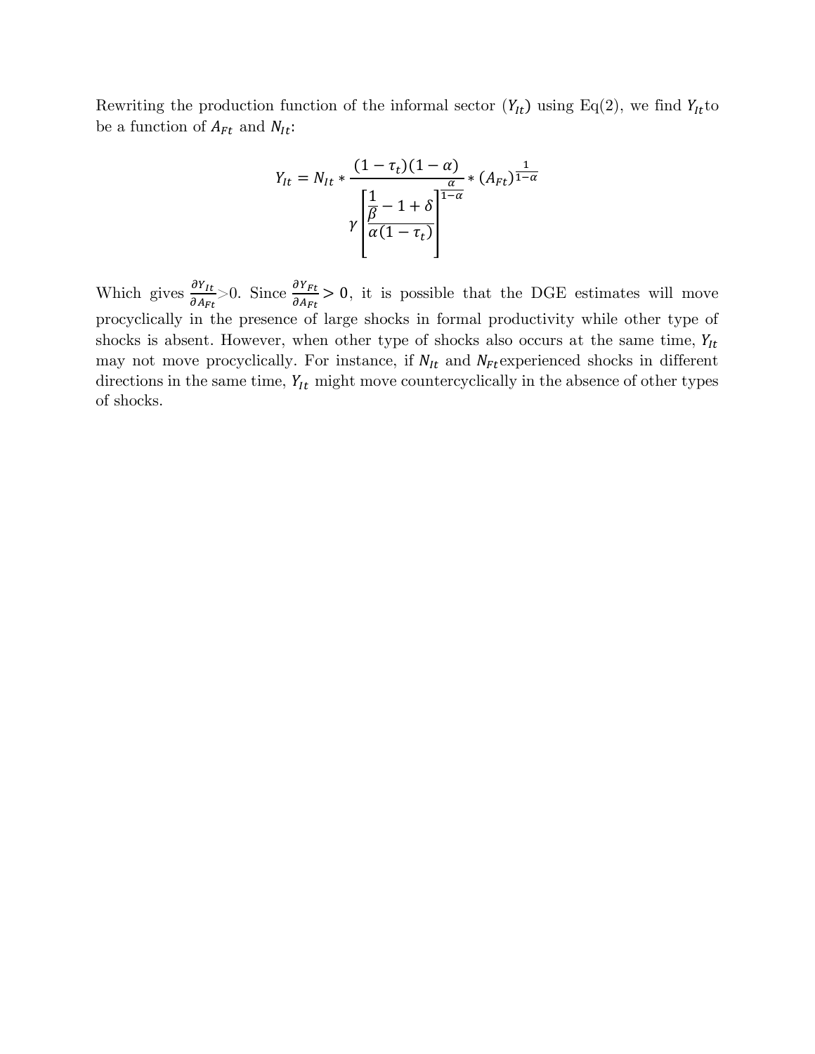Rewriting the production function of the informal sector ($Y_{It}$) using Eq(2), we find $Y_{It}$ to be a function of $A_{Ft}$ and $N_{It}$:

$$Y_{It} = N_{It} * \frac{(1-\tau_t)(1-\alpha)}{\gamma\left[\frac{\frac{1}{\beta}-1+\delta}{\alpha(1-\tau_t)}\right]^{\frac{\alpha}{1-\alpha}}} * (A_{Ft})^{\frac{1}{1-\alpha}}$$

Which gives $\frac{\partial Y_{It}}{\partial A_{Ft}}>0$. Since $\frac{\partial Y_{Ft}}{\partial A_{Ft}} > 0$, it is possible that the DGE estimates will move procyclically in the presence of large shocks in formal productivity while other type of shocks is absent. However, when other type of shocks also occurs at the same time, $Y_{It}$ may not move procyclically. For instance, if $N_{It}$ and $N_{Ft}$ experienced shocks in different directions in the same time, $Y_{It}$ might move countercyclically in the absence of other types of shocks.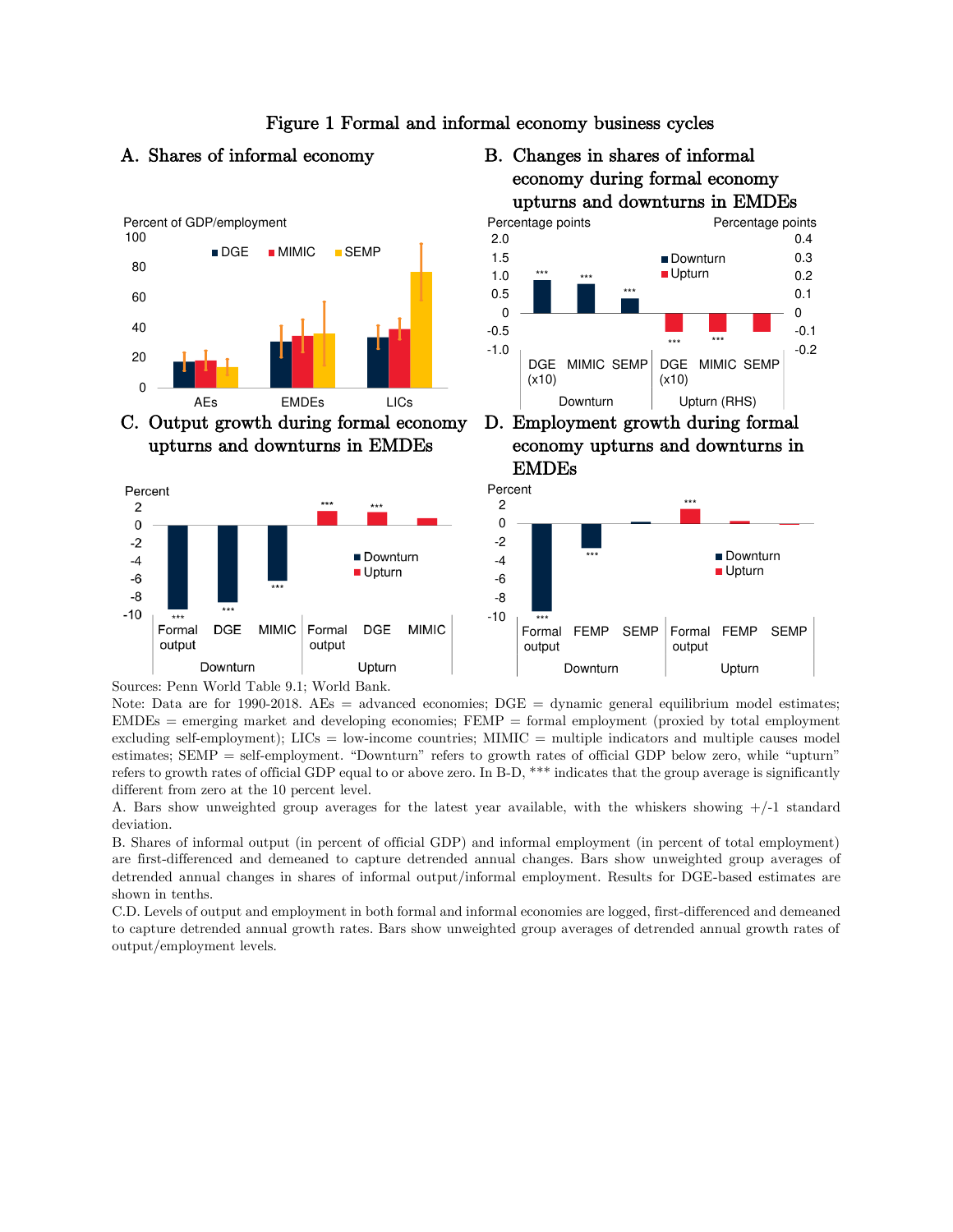# Figure 1 Formal and informal economy business cycles

A. Shares of informal economy

B. Changes in shares of informal economy during formal economy upturns and downturns in EMDEs

C. Output growth during formal economy upturns and downturns in EMDEs

D. Employment growth during formal economy upturns and downturns in EMDEs

Sources: Penn World Table 9.1; World Bank.

Note: Data are for 1990-2018. AEs = advanced economies; DGE = dynamic general equilibrium model estimates; EMDEs = emerging market and developing economies; FEMP = formal employment (proxied by total employment excluding self-employment); LICs = low-income countries; MIMIC = multiple indicators and multiple causes model estimates; SEMP = self-employment. "Downturn" refers to growth rates of official GDP below zero, while "upturn" refers to growth rates of official GDP equal to or above zero. In B-D, *** indicates that the group average is significantly different from zero at the 10 percent level.

A. Bars show unweighted group averages for the latest year available, with the whiskers showing +/-1 standard deviation.

B. Shares of informal output (in percent of official GDP) and informal employment (in percent of total employment) are first-differenced and demeaned to capture detrended annual changes. Bars show unweighted group averages of detrended annual changes in shares of informal output/informal employment. Results for DGE-based estimates are shown in tenths.

C.D. Levels of output and employment in both formal and informal economies are logged, first-differenced and demeaned to capture detrended annual growth rates. Bars show unweighted group averages of detrended annual growth rates of output/employment levels.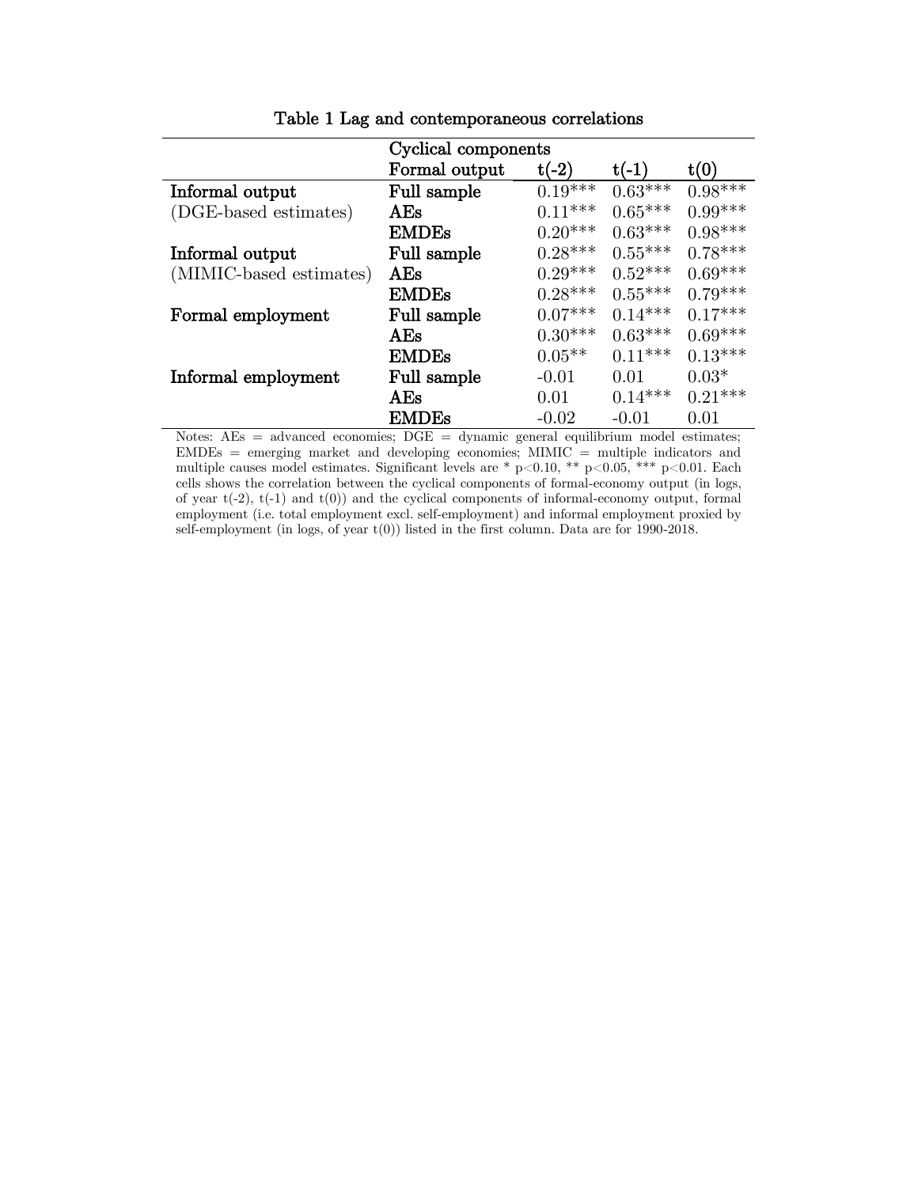Table 1 Lag and contemporaneous correlations

| | Cyclical components | | | |
|---|---|---|---|---|
| | Formal output | t(-2) | t(-1) | t(0) |
| **Informal output** | **Full sample** | 0.19*** | 0.63*** | 0.98*** |
| (DGE-based estimates) | **AEs** | 0.11*** | 0.65*** | 0.99*** |
| | **EMDEs** | 0.20*** | 0.63*** | 0.98*** |
| **Informal output** | **Full sample** | 0.28*** | 0.55*** | 0.78*** |
| (MIMIC-based estimates) | **AEs** | 0.29*** | 0.52*** | 0.69*** |
| | **EMDEs** | 0.28*** | 0.55*** | 0.79*** |
| **Formal employment** | **Full sample** | 0.07*** | 0.14*** | 0.17*** |
| | **AEs** | 0.30*** | 0.63*** | 0.69*** |
| | **EMDEs** | 0.05** | 0.11*** | 0.13*** |
| **Informal employment** | **Full sample** | -0.01 | 0.01 | 0.03* |
| | **AEs** | 0.01 | 0.14*** | 0.21*** |
| | **EMDEs** | -0.02 | -0.01 | 0.01 |

Notes: AEs = advanced economies; DGE = dynamic general equilibrium model estimates; EMDEs = emerging market and developing economies; MIMIC = multiple indicators and multiple causes model estimates. Significant levels are * p<0.10, ** p<0.05, *** p<0.01. Each cells shows the correlation between the cyclical components of formal-economy output (in logs, of year t(-2), t(-1) and t(0)) and the cyclical components of informal-economy output, formal employment (i.e. total employment excl. self-employment) and informal employment proxied by self-employment (in logs, of year t(0)) listed in the first column. Data are for 1990-2018.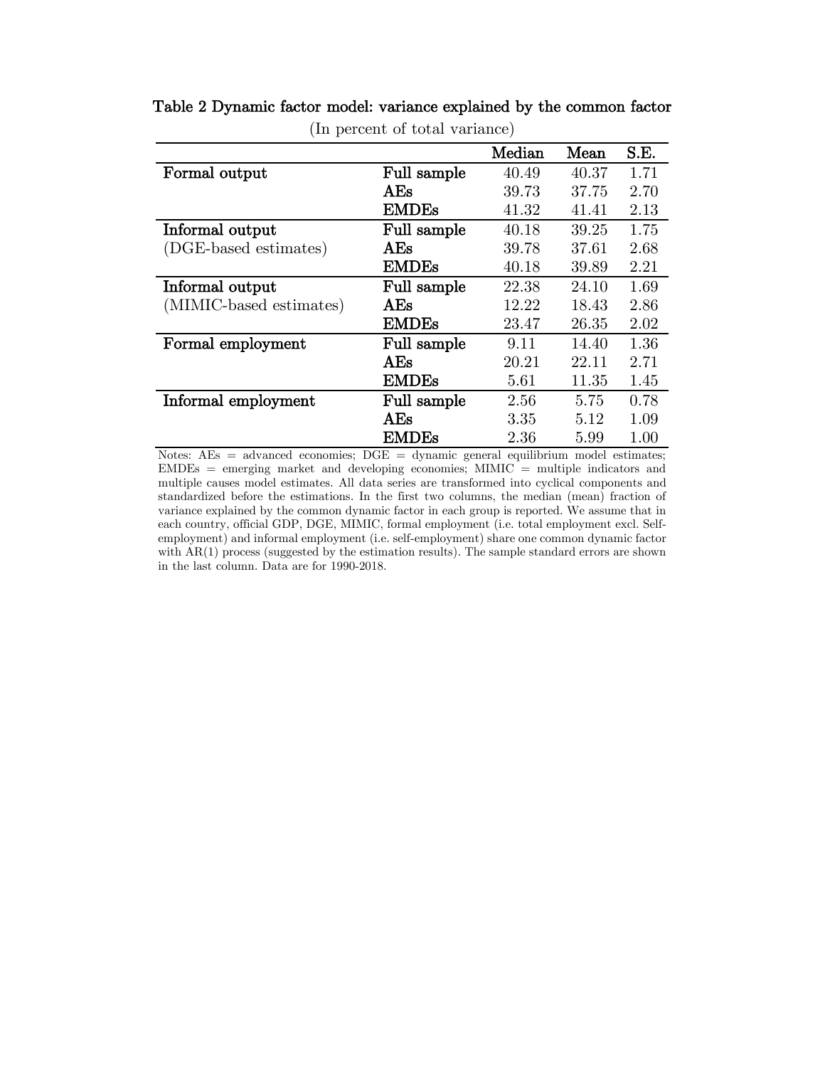**Table 2 Dynamic factor model: variance explained by the common factor**

(In percent of total variance)

| | | Median | Mean | S.E. |
|---|---|---|---|---|
| **Formal output** | **Full sample** | 40.49 | 40.37 | 1.71 |
| | **AEs** | 39.73 | 37.75 | 2.70 |
| | **EMDEs** | 41.32 | 41.41 | 2.13 |
| **Informal output** (DGE-based estimates) | **Full sample** | 40.18 | 39.25 | 1.75 |
| | **AEs** | 39.78 | 37.61 | 2.68 |
| | **EMDEs** | 40.18 | 39.89 | 2.21 |
| **Informal output** (MIMIC-based estimates) | **Full sample** | 22.38 | 24.10 | 1.69 |
| | **AEs** | 12.22 | 18.43 | 2.86 |
| | **EMDEs** | 23.47 | 26.35 | 2.02 |
| **Formal employment** | **Full sample** | 9.11 | 14.40 | 1.36 |
| | **AEs** | 20.21 | 22.11 | 2.71 |
| | **EMDEs** | 5.61 | 11.35 | 1.45 |
| **Informal employment** | **Full sample** | 2.56 | 5.75 | 0.78 |
| | **AEs** | 3.35 | 5.12 | 1.09 |
| | **EMDEs** | 2.36 | 5.99 | 1.00 |

Notes: AEs = advanced economies; DGE = dynamic general equilibrium model estimates; EMDEs = emerging market and developing economies; MIMIC = multiple indicators and multiple causes model estimates. All data series are transformed into cyclical components and standardized before the estimations. In the first two columns, the median (mean) fraction of variance explained by the common dynamic factor in each group is reported. We assume that in each country, official GDP, DGE, MIMIC, formal employment (i.e. total employment excl. Self-employment) and informal employment (i.e. self-employment) share one common dynamic factor with AR(1) process (suggested by the estimation results). The sample standard errors are shown in the last column. Data are for 1990-2018.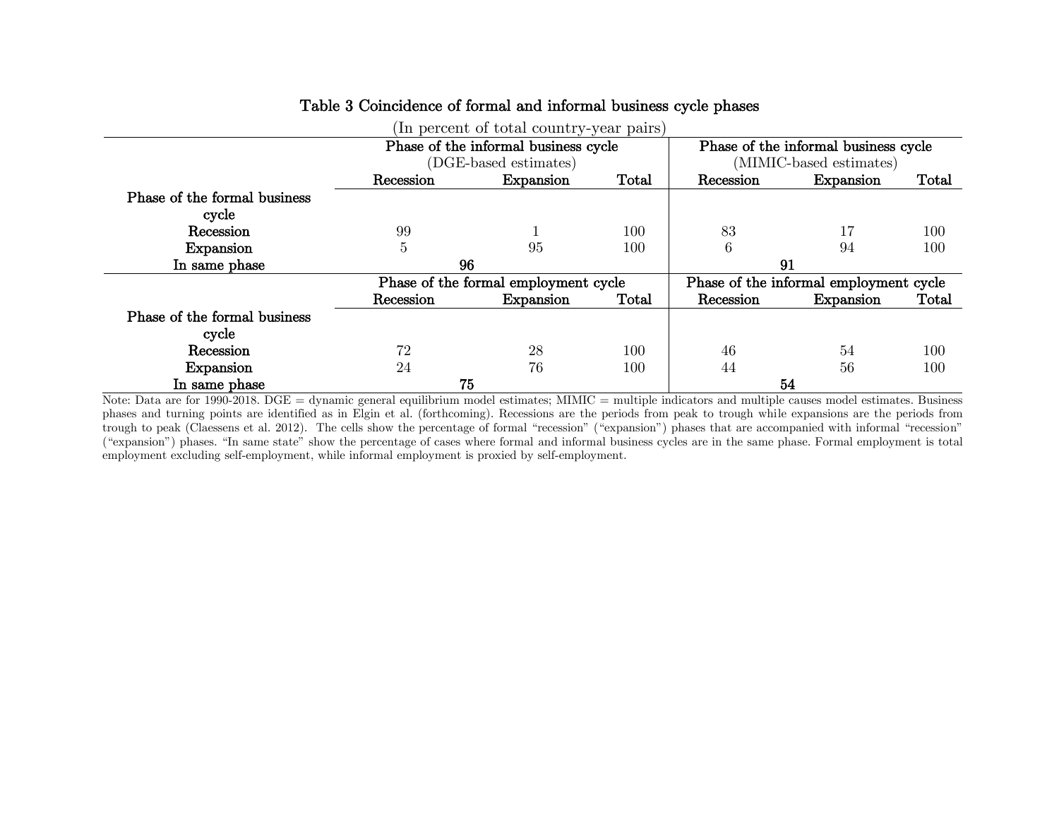**Table 3 Coincidence of formal and informal business cycle phases**

(In percent of total country-year pairs)

| | Phase of the informal business cycle (DGE-based estimates) | | | Phase of the informal business cycle (MIMIC-based estimates) | | |
|---|---|---|---|---|---|---|
| | Recession | Expansion | Total | Recession | Expansion | Total |
| **Phase of the formal business cycle** | | | | | | |
| **Recession** | 99 | 1 | 100 | 83 | 17 | 100 |
| **Expansion** | 5 | 95 | 100 | 6 | 94 | 100 |
| **In same phase** | **96** | | | **91** | | |
| | **Phase of the formal employment cycle** | | | **Phase of the informal employment cycle** | | |
| | Recession | Expansion | Total | Recession | Expansion | Total |
| **Phase of the formal business cycle** | | | | | | |
| **Recession** | 72 | 28 | 100 | 46 | 54 | 100 |
| **Expansion** | 24 | 76 | 100 | 44 | 56 | 100 |
| **In same phase** | **75** | | | **54** | | |

Note: Data are for 1990-2018. DGE = dynamic general equilibrium model estimates; MIMIC = multiple indicators and multiple causes model estimates. Business phases and turning points are identified as in Elgin et al. (forthcoming). Recessions are the periods from peak to trough while expansions are the periods from trough to peak (Claessens et al. 2012). The cells show the percentage of formal "recession" ("expansion") phases that are accompanied with informal "recession" ("expansion") phases. "In same state" show the percentage of cases where formal and informal business cycles are in the same phase. Formal employment is total employment excluding self-employment, while informal employment is proxied by self-employment.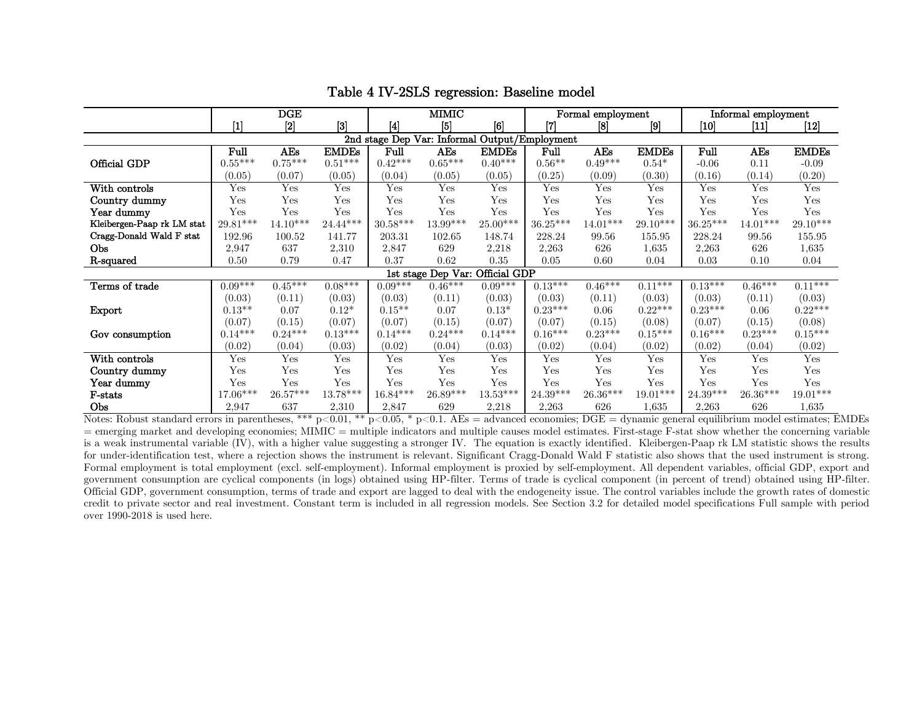## Table 4 IV-2SLS regression: Baseline model

| | DGE | | | MIMIC | | | Formal employment | | | Informal employment | | |
|---|---|---|---|---|---|---|---|---|---|---|---|---|
| | [1] | [2] | [3] | [4] | [5] | [6] | [7] | [8] | [9] | [10] | [11] | [12] |
| **2nd stage Dep Var: Informal Output/Employment** | | | | | | | | | | | | |
| | **Full** | **AEs** | **EMDEs** | **Full** | **AEs** | **EMDEs** | **Full** | **AEs** | **EMDEs** | **Full** | **AEs** | **EMDEs** |
| Official GDP | 0.55*** | 0.75*** | 0.51*** | 0.42*** | 0.65*** | 0.40*** | 0.56** | 0.49*** | 0.54* | -0.06 | 0.11 | -0.09 |
| | (0.05) | (0.07) | (0.05) | (0.04) | (0.05) | (0.05) | (0.25) | (0.09) | (0.30) | (0.16) | (0.14) | (0.20) |
| With controls | Yes | Yes | Yes | Yes | Yes | Yes | Yes | Yes | Yes | Yes | Yes | Yes |
| Country dummy | Yes | Yes | Yes | Yes | Yes | Yes | Yes | Yes | Yes | Yes | Yes | Yes |
| Year dummy | Yes | Yes | Yes | Yes | Yes | Yes | Yes | Yes | Yes | Yes | Yes | Yes |
| Kleibergen-Paap rk LM stat | 29.81*** | 14.10*** | 24.44*** | 30.58*** | 13.99*** | 25.00*** | 36.25*** | 14.01*** | 29.10*** | 36.25*** | 14.01*** | 29.10*** |
| Cragg-Donald Wald F stat | 192.96 | 100.52 | 141.77 | 203.31 | 102.65 | 148.74 | 228.24 | 99.56 | 155.95 | 228.24 | 99.56 | 155.95 |
| Obs | 2,947 | 637 | 2,310 | 2,847 | 629 | 2,218 | 2,263 | 626 | 1,635 | 2,263 | 626 | 1,635 |
| R-squared | 0.50 | 0.79 | 0.47 | 0.37 | 0.62 | 0.35 | 0.05 | 0.60 | 0.04 | 0.03 | 0.10 | 0.04 |
| **1st stage Dep Var: Official GDP** | | | | | | | | | | | | |
| Terms of trade | 0.09*** | 0.45*** | 0.08*** | 0.09*** | 0.46*** | 0.09*** | 0.13*** | 0.46*** | 0.11*** | 0.13*** | 0.46*** | 0.11*** |
| | (0.03) | (0.11) | (0.03) | (0.03) | (0.11) | (0.03) | (0.03) | (0.11) | (0.03) | (0.03) | (0.11) | (0.03) |
| Export | 0.13** | 0.07 | 0.12* | 0.15** | 0.07 | 0.13* | 0.23*** | 0.06 | 0.22*** | 0.23*** | 0.06 | 0.22*** |
| | (0.07) | (0.15) | (0.07) | (0.07) | (0.15) | (0.07) | (0.07) | (0.15) | (0.08) | (0.07) | (0.15) | (0.08) |
| Gov consumption | 0.14*** | 0.24*** | 0.13*** | 0.14*** | 0.24*** | 0.14*** | 0.16*** | 0.23*** | 0.15*** | 0.16*** | 0.23*** | 0.15*** |
| | (0.02) | (0.04) | (0.03) | (0.02) | (0.04) | (0.03) | (0.02) | (0.04) | (0.02) | (0.02) | (0.04) | (0.02) |
| With controls | Yes | Yes | Yes | Yes | Yes | Yes | Yes | Yes | Yes | Yes | Yes | Yes |
| Country dummy | Yes | Yes | Yes | Yes | Yes | Yes | Yes | Yes | Yes | Yes | Yes | Yes |
| Year dummy | Yes | Yes | Yes | Yes | Yes | Yes | Yes | Yes | Yes | Yes | Yes | Yes |
| F-stats | 17.06*** | 26.57*** | 13.78*** | 16.84*** | 26.89*** | 13.53*** | 24.39*** | 26.36*** | 19.01*** | 24.39*** | 26.36*** | 19.01*** |
| Obs | 2,947 | 637 | 2,310 | 2,847 | 629 | 2,218 | 2,263 | 626 | 1,635 | 2,263 | 626 | 1,635 |

Notes: Robust standard errors in parentheses, *** $p<0.01$, ** $p<0.05$, * $p<0.1$. AEs = advanced economies; DGE = dynamic general equilibrium model estimates; EMDEs = emerging market and developing economies; MIMIC = multiple indicators and multiple causes model estimates. First-stage F-stat show whether the concerning variable is a weak instrumental variable (IV), with a higher value suggesting a stronger IV. The equation is exactly identified. Kleibergen-Paap rk LM statistic shows the results for under-identification test, where a rejection shows the instrument is relevant. Significant Cragg-Donald Wald F statistic also shows that the used instrument is strong. Formal employment is total employment (excl. self-employment). Informal employment is proxied by self-employment. All dependent variables, official GDP, export and government consumption are cyclical components (in logs) obtained using HP-filter. Terms of trade is cyclical component (in percent of trend) obtained using HP-filter. Official GDP, government consumption, terms of trade and export are lagged to deal with the endogeneity issue. The control variables include the growth rates of domestic credit to private sector and real investment. Constant term is included in all regression models. See Section 3.2 for detailed model specifications Full sample with period over 1990-2018 is used here.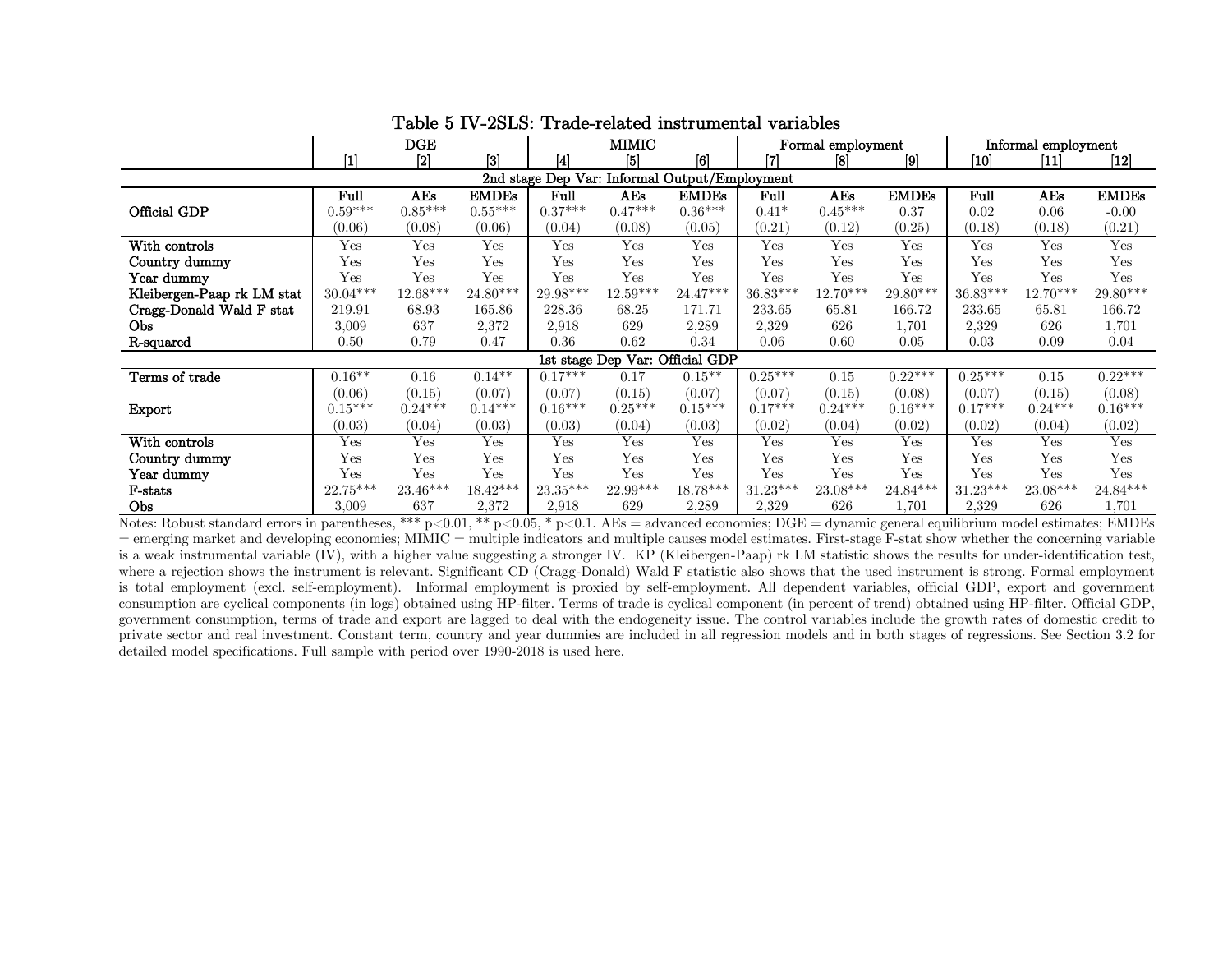**Table 5 IV-2SLS: Trade-related instrumental variables**

| | DGE | | | MIMIC | | | Formal employment | | | Informal employment | | |
|---|---|---|---|---|---|---|---|---|---|---|---|---|
| | [1] | [2] | [3] | [4] | [5] | [6] | [7] | [8] | [9] | [10] | [11] | [12] |
| **2nd stage Dep Var: Informal Output/Employment** | | | | | | | | | | | | |
| | **Full** | **AEs** | **EMDEs** | **Full** | **AEs** | **EMDEs** | **Full** | **AEs** | **EMDEs** | **Full** | **AEs** | **EMDEs** |
| Official GDP | 0.59*** | 0.85*** | 0.55*** | 0.37*** | 0.47*** | 0.36*** | 0.41* | 0.45*** | 0.37 | 0.02 | 0.06 | -0.00 |
| | (0.06) | (0.08) | (0.06) | (0.04) | (0.08) | (0.05) | (0.21) | (0.12) | (0.25) | (0.18) | (0.18) | (0.21) |
| With controls | Yes | Yes | Yes | Yes | Yes | Yes | Yes | Yes | Yes | Yes | Yes | Yes |
| Country dummy | Yes | Yes | Yes | Yes | Yes | Yes | Yes | Yes | Yes | Yes | Yes | Yes |
| Year dummy | Yes | Yes | Yes | Yes | Yes | Yes | Yes | Yes | Yes | Yes | Yes | Yes |
| Kleibergen-Paap rk LM stat | 30.04*** | 12.68*** | 24.80*** | 29.98*** | 12.59*** | 24.47*** | 36.83*** | 12.70*** | 29.80*** | 36.83*** | 12.70*** | 29.80*** |
| Cragg-Donald Wald F stat | 219.91 | 68.93 | 165.86 | 228.36 | 68.25 | 171.71 | 233.65 | 65.81 | 166.72 | 233.65 | 65.81 | 166.72 |
| Obs | 3,009 | 637 | 2,372 | 2,918 | 629 | 2,289 | 2,329 | 626 | 1,701 | 2,329 | 626 | 1,701 |
| R-squared | 0.50 | 0.79 | 0.47 | 0.36 | 0.62 | 0.34 | 0.06 | 0.60 | 0.05 | 0.03 | 0.09 | 0.04 |
| **1st stage Dep Var: Official GDP** | | | | | | | | | | | | |
| Terms of trade | 0.16** | 0.16 | 0.14** | 0.17*** | 0.17 | 0.15** | 0.25*** | 0.15 | 0.22*** | 0.25*** | 0.15 | 0.22*** |
| | (0.06) | (0.15) | (0.07) | (0.07) | (0.15) | (0.07) | (0.07) | (0.15) | (0.08) | (0.07) | (0.15) | (0.08) |
| Export | 0.15*** | 0.24*** | 0.14*** | 0.16*** | 0.25*** | 0.15*** | 0.17*** | 0.24*** | 0.16*** | 0.17*** | 0.24*** | 0.16*** |
| | (0.03) | (0.04) | (0.03) | (0.03) | (0.04) | (0.03) | (0.02) | (0.04) | (0.02) | (0.02) | (0.04) | (0.02) |
| With controls | Yes | Yes | Yes | Yes | Yes | Yes | Yes | Yes | Yes | Yes | Yes | Yes |
| Country dummy | Yes | Yes | Yes | Yes | Yes | Yes | Yes | Yes | Yes | Yes | Yes | Yes |
| Year dummy | Yes | Yes | Yes | Yes | Yes | Yes | Yes | Yes | Yes | Yes | Yes | Yes |
| F-stats | 22.75*** | 23.46*** | 18.42*** | 23.35*** | 22.99*** | 18.78*** | 31.23*** | 23.08*** | 24.84*** | 31.23*** | 23.08*** | 24.84*** |
| Obs | 3,009 | 637 | 2,372 | 2,918 | 629 | 2,289 | 2,329 | 626 | 1,701 | 2,329 | 626 | 1,701 |

Notes: Robust standard errors in parentheses, *** p<0.01, ** p<0.05, * p<0.1. AEs = advanced economies; DGE = dynamic general equilibrium model estimates; EMDEs = emerging market and developing economies; MIMIC = multiple indicators and multiple causes model estimates. First-stage F-stat show whether the concerning variable is a weak instrumental variable (IV), with a higher value suggesting a stronger IV. KP (Kleibergen-Paap) rk LM statistic shows the results for under-identification test, where a rejection shows the instrument is relevant. Significant CD (Cragg-Donald) Wald F statistic also shows that the used instrument is strong. Formal employment is total employment (excl. self-employment). Informal employment is proxied by self-employment. All dependent variables, official GDP, export and government consumption are cyclical components (in logs) obtained using HP-filter. Terms of trade is cyclical component (in percent of trend) obtained using HP-filter. Official GDP, government consumption, terms of trade and export are lagged to deal with the endogeneity issue. The control variables include the growth rates of domestic credit to private sector and real investment. Constant term, country and year dummies are included in all regression models and in both stages of regressions. See Section 3.2 for detailed model specifications. Full sample with period over 1990-2018 is used here.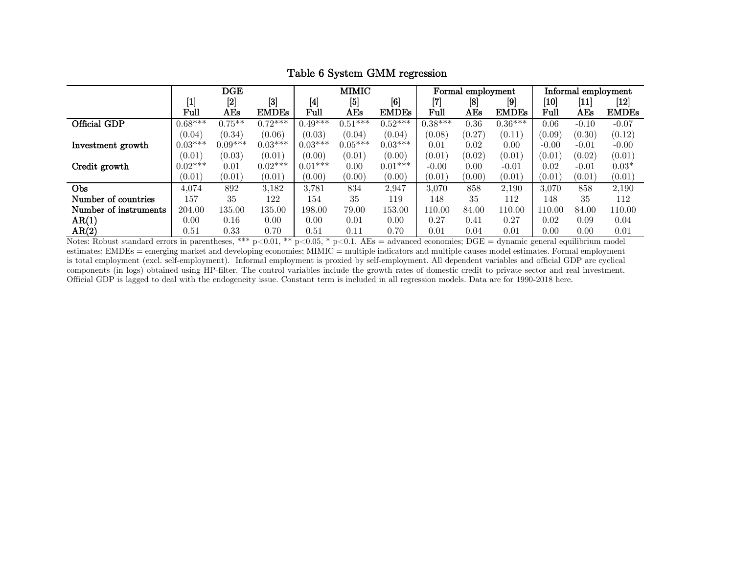## Table 6 System GMM regression

| | DGE | | | MIMIC | | | Formal employment | | | Informal employment | | |
|---|---|---|---|---|---|---|---|---|---|---|---|---|
| | [1] | [2] | [3] | [4] | [5] | [6] | [7] | [8] | [9] | [10] | [11] | [12] |
| | Full | AEs | EMDEs | Full | AEs | EMDEs | Full | AEs | EMDEs | Full | AEs | EMDEs |
| **Official GDP** | 0.68*** | 0.75** | 0.72*** | 0.49*** | 0.51*** | 0.52*** | 0.38*** | 0.36 | 0.36*** | 0.06 | -0.10 | -0.07 |
| | (0.04) | (0.34) | (0.06) | (0.03) | (0.04) | (0.04) | (0.08) | (0.27) | (0.11) | (0.09) | (0.30) | (0.12) |
| **Investment growth** | 0.03*** | 0.09*** | 0.03*** | 0.03*** | 0.05*** | 0.03*** | 0.01 | 0.02 | 0.00 | -0.00 | -0.01 | -0.00 |
| | (0.01) | (0.03) | (0.01) | (0.00) | (0.01) | (0.00) | (0.01) | (0.02) | (0.01) | (0.01) | (0.02) | (0.01) |
| **Credit growth** | 0.02*** | 0.01 | 0.02*** | 0.01*** | 0.00 | 0.01*** | -0.00 | 0.00 | -0.01 | 0.02 | -0.01 | 0.03* |
| | (0.01) | (0.01) | (0.01) | (0.00) | (0.00) | (0.00) | (0.01) | (0.00) | (0.01) | (0.01) | (0.01) | (0.01) |
| **Obs** | 4,074 | 892 | 3,182 | 3,781 | 834 | 2,947 | 3,070 | 858 | 2,190 | 3,070 | 858 | 2,190 |
| **Number of countries** | 157 | 35 | 122 | 154 | 35 | 119 | 148 | 35 | 112 | 148 | 35 | 112 |
| **Number of instruments** | 204.00 | 135.00 | 135.00 | 198.00 | 79.00 | 153.00 | 110.00 | 84.00 | 110.00 | 110.00 | 84.00 | 110.00 |
| **AR(1)** | 0.00 | 0.16 | 0.00 | 0.00 | 0.01 | 0.00 | 0.27 | 0.41 | 0.27 | 0.02 | 0.09 | 0.04 |
| **AR(2)** | 0.51 | 0.33 | 0.70 | 0.51 | 0.11 | 0.70 | 0.01 | 0.04 | 0.01 | 0.00 | 0.00 | 0.01 |

Notes: Robust standard errors in parentheses, *** p<0.01, ** p<0.05, * p<0.1. AEs = advanced economies; DGE = dynamic general equilibrium model estimates; EMDEs = emerging market and developing economies; MIMIC = multiple indicators and multiple causes model estimates. Formal employment is total employment (excl. self-employment). Informal employment is proxied by self-employment. All dependent variables and official GDP are cyclical components (in logs) obtained using HP-filter. The control variables include the growth rates of domestic credit to private sector and real investment. Official GDP is lagged to deal with the endogeneity issue. Constant term is included in all regression models. Data are for 1990-2018 here.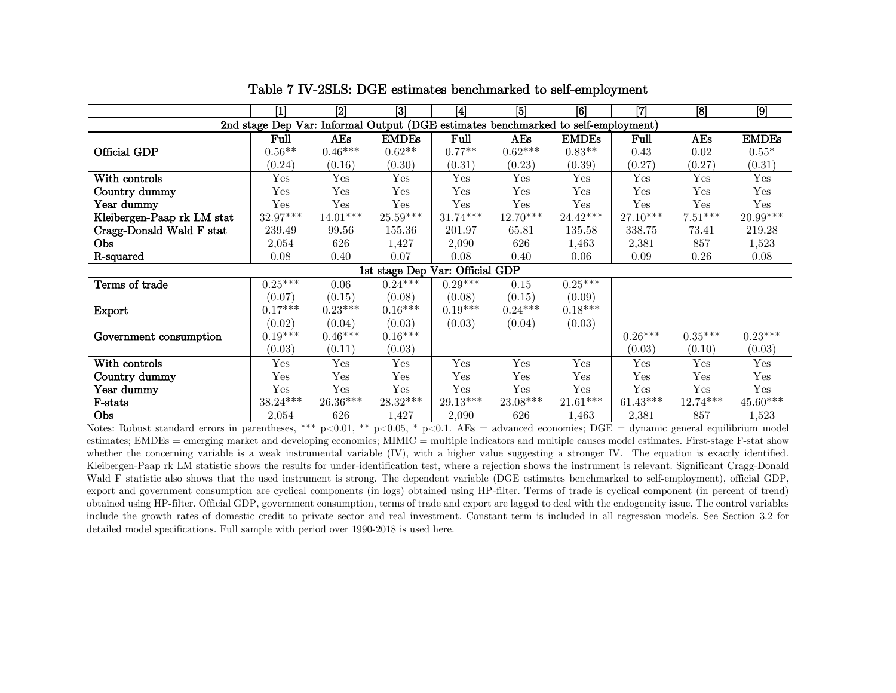Table 7 IV-2SLS: DGE estimates benchmarked to self-employment

| | [1] | [2] | [3] | [4] | [5] | [6] | [7] | [8] | [9] |
|---|---|---|---|---|---|---|---|---|---|
| **2nd stage Dep Var: Informal Output (DGE estimates benchmarked to self-employment)** | | | | | | | | | |
| | **Full** | **AEs** | **EMDEs** | **Full** | **AEs** | **EMDEs** | **Full** | **AEs** | **EMDEs** |
| **Official GDP** | 0.56** | 0.46*** | 0.62** | 0.77** | 0.62*** | 0.83** | 0.43 | 0.02 | 0.55* |
| | (0.24) | (0.16) | (0.30) | (0.31) | (0.23) | (0.39) | (0.27) | (0.27) | (0.31) |
| **With controls** | Yes | Yes | Yes | Yes | Yes | Yes | Yes | Yes | Yes |
| **Country dummy** | Yes | Yes | Yes | Yes | Yes | Yes | Yes | Yes | Yes |
| **Year dummy** | Yes | Yes | Yes | Yes | Yes | Yes | Yes | Yes | Yes |
| **Kleibergen-Paap rk LM stat** | 32.97*** | 14.01*** | 25.59*** | 31.74*** | 12.70*** | 24.42*** | 27.10*** | 7.51*** | 20.99*** |
| **Cragg-Donald Wald F stat** | 239.49 | 99.56 | 155.36 | 201.97 | 65.81 | 135.58 | 338.75 | 73.41 | 219.28 |
| **Obs** | 2,054 | 626 | 1,427 | 2,090 | 626 | 1,463 | 2,381 | 857 | 1,523 |
| **R-squared** | 0.08 | 0.40 | 0.07 | 0.08 | 0.40 | 0.06 | 0.09 | 0.26 | 0.08 |
| **1st stage Dep Var: Official GDP** | | | | | | | | | |
| **Terms of trade** | 0.25*** | 0.06 | 0.24*** | 0.29*** | 0.15 | 0.25*** | | | |
| | (0.07) | (0.15) | (0.08) | (0.08) | (0.15) | (0.09) | | | |
| **Export** | 0.17*** | 0.23*** | 0.16*** | 0.19*** | 0.24*** | 0.18*** | | | |
| | (0.02) | (0.04) | (0.03) | (0.03) | (0.04) | (0.03) | | | |
| **Government consumption** | 0.19*** | 0.46*** | 0.16*** | | | | 0.26*** | 0.35*** | 0.23*** |
| | (0.03) | (0.11) | (0.03) | | | | (0.03) | (0.10) | (0.03) |
| **With controls** | Yes | Yes | Yes | Yes | Yes | Yes | Yes | Yes | Yes |
| **Country dummy** | Yes | Yes | Yes | Yes | Yes | Yes | Yes | Yes | Yes |
| **Year dummy** | Yes | Yes | Yes | Yes | Yes | Yes | Yes | Yes | Yes |
| **F-stats** | 38.24*** | 26.36*** | 28.32*** | 29.13*** | 23.08*** | 21.61*** | 61.43*** | 12.74*** | 45.60*** |
| **Obs** | 2,054 | 626 | 1,427 | 2,090 | 626 | 1,463 | 2,381 | 857 | 1,523 |

Notes: Robust standard errors in parentheses, *** p<0.01, ** p<0.05, * p<0.1. AEs = advanced economies; DGE = dynamic general equilibrium model estimates; EMDEs = emerging market and developing economies; MIMIC = multiple indicators and multiple causes model estimates. First-stage F-stat show whether the concerning variable is a weak instrumental variable (IV), with a higher value suggesting a stronger IV. The equation is exactly identified. Kleibergen-Paap rk LM statistic shows the results for under-identification test, where a rejection shows the instrument is relevant. Significant Cragg-Donald Wald F statistic also shows that the used instrument is strong. The dependent variable (DGE estimates benchmarked to self-employment), official GDP, export and government consumption are cyclical components (in logs) obtained using HP-filter. Terms of trade is cyclical component (in percent of trend) obtained using HP-filter. Official GDP, government consumption, terms of trade and export are lagged to deal with the endogeneity issue. The control variables include the growth rates of domestic credit to private sector and real investment. Constant term is included in all regression models. See Section 3.2 for detailed model specifications. Full sample with period over 1990-2018 is used here.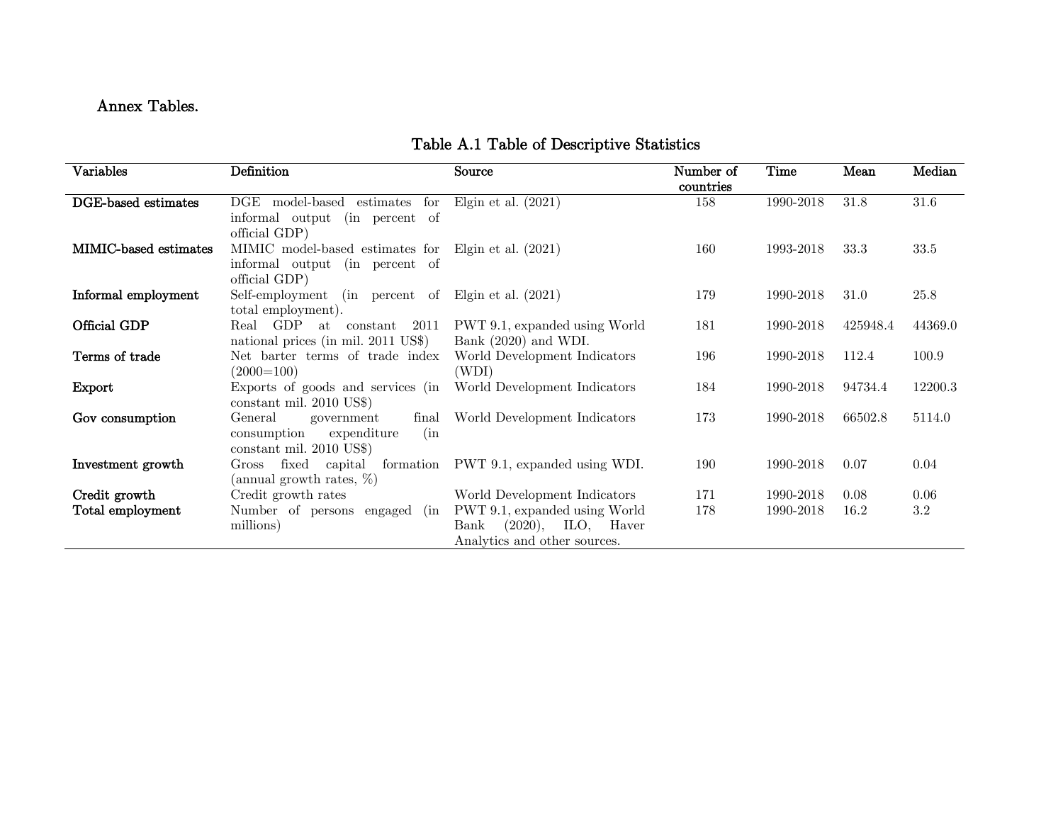## Annex Tables.

**Table A.1 Table of Descriptive Statistics**

| Variables | Definition | Source | Number of countries | Time | Mean | Median |
|---|---|---|---|---|---|---|
| **DGE-based estimates** | DGE model-based estimates for informal output (in percent of official GDP) | Elgin et al. (2021) | 158 | 1990-2018 | 31.8 | 31.6 |
| **MIMIC-based estimates** | MIMIC model-based estimates for informal output (in percent of official GDP) | Elgin et al. (2021) | 160 | 1993-2018 | 33.3 | 33.5 |
| **Informal employment** | Self-employment (in percent of total employment). | Elgin et al. (2021) | 179 | 1990-2018 | 31.0 | 25.8 |
| **Official GDP** | Real GDP at constant 2011 national prices (in mil. 2011 US$) | PWT 9.1, expanded using World Bank (2020) and WDI. | 181 | 1990-2018 | 425948.4 | 44369.0 |
| **Terms of trade** | Net barter terms of trade index (2000=100) | World Development Indicators (WDI) | 196 | 1990-2018 | 112.4 | 100.9 |
| **Export** | Exports of goods and services (in constant mil. 2010 US$) | World Development Indicators | 184 | 1990-2018 | 94734.4 | 12200.3 |
| **Gov consumption** | General government final consumption expenditure (in constant mil. 2010 US$) | World Development Indicators | 173 | 1990-2018 | 66502.8 | 5114.0 |
| **Investment growth** | Gross fixed capital formation (annual growth rates, %) | PWT 9.1, expanded using WDI. | 190 | 1990-2018 | 0.07 | 0.04 |
| **Credit growth** | Credit growth rates | World Development Indicators | 171 | 1990-2018 | 0.08 | 0.06 |
| **Total employment** | Number of persons engaged (in millions) | PWT 9.1, expanded using World Bank (2020), ILO, Haver Analytics and other sources. | 178 | 1990-2018 | 16.2 | 3.2 |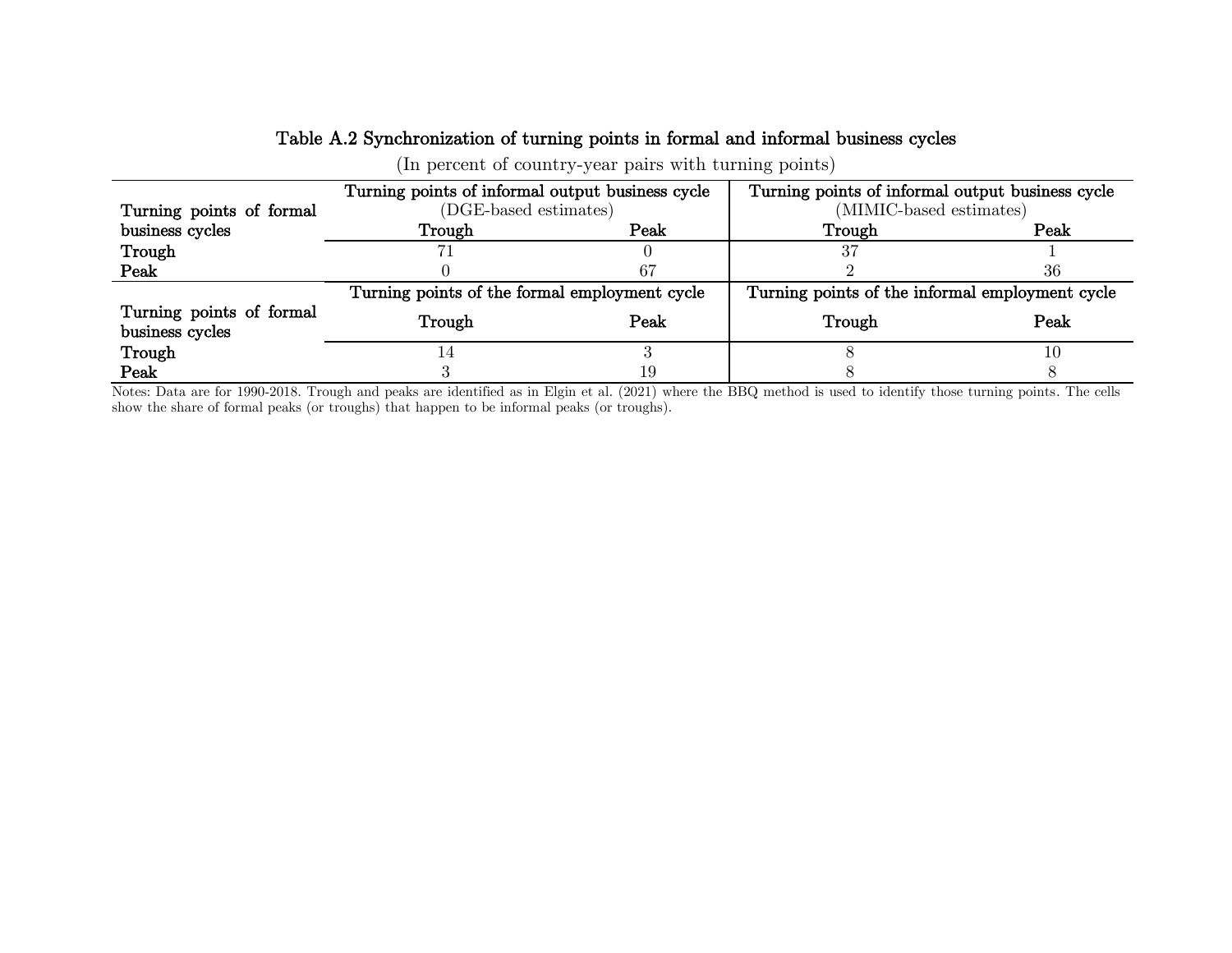**Table A.2 Synchronization of turning points in formal and informal business cycles**

(In percent of country-year pairs with turning points)

| Turning points of formal business cycles | Turning points of informal output business cycle (DGE-based estimates) | | Turning points of informal output business cycle (MIMIC-based estimates) | |
|---|---|---|---|---|
| | Trough | Peak | Trough | Peak |
| Trough | 71 | 0 | 37 | 1 |
| Peak | 0 | 67 | 2 | 36 |
| **Turning points of formal business cycles** | **Turning points of the formal employment cycle** | | **Turning points of the informal employment cycle** | |
| | Trough | Peak | Trough | Peak |
| Trough | 14 | 3 | 8 | 10 |
| Peak | 3 | 19 | 8 | 8 |

Notes: Data are for 1990-2018. Trough and peaks are identified as in Elgin et al. (2021) where the BBQ method is used to identify those turning points. The cells show the share of formal peaks (or troughs) that happen to be informal peaks (or troughs).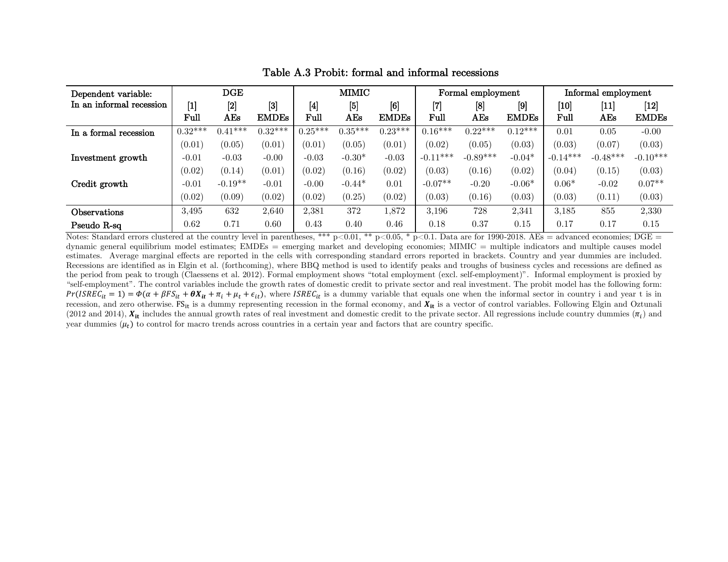**Table A.3 Probit: formal and informal recessions**

| Dependent variable: In an informal recession | DGE | | | MIMIC | | | Formal employment | | | Informal employment | | |
|---|---|---|---|---|---|---|---|---|---|---|---|---|
| | [1] Full | [2] AEs | [3] EMDEs | [4] Full | [5] AEs | [6] EMDEs | [7] Full | [8] AEs | [9] EMDEs | [10] Full | [11] AEs | [12] EMDEs |
| In a formal recession | 0.32*** | 0.41*** | 0.32*** | 0.25*** | 0.35*** | 0.23*** | 0.16*** | 0.22*** | 0.12*** | 0.01 | 0.05 | -0.00 |
| | (0.01) | (0.05) | (0.01) | (0.01) | (0.05) | (0.01) | (0.02) | (0.05) | (0.03) | (0.03) | (0.07) | (0.03) |
| Investment growth | -0.01 | -0.03 | -0.00 | -0.03 | -0.30* | -0.03 | -0.11*** | -0.89*** | -0.04* | -0.14*** | -0.48*** | -0.10*** |
| | (0.02) | (0.14) | (0.01) | (0.02) | (0.16) | (0.02) | (0.03) | (0.16) | (0.02) | (0.04) | (0.15) | (0.03) |
| Credit growth | -0.01 | -0.19** | -0.01 | -0.00 | -0.44* | 0.01 | -0.07** | -0.20 | -0.06* | 0.06* | -0.02 | 0.07** |
| | (0.02) | (0.09) | (0.02) | (0.02) | (0.25) | (0.02) | (0.03) | (0.16) | (0.03) | (0.03) | (0.11) | (0.03) |
| Observations | 3,495 | 632 | 2,640 | 2,381 | 372 | 1,872 | 3,196 | 728 | 2,341 | 3,185 | 855 | 2,330 |
| Pseudo R-sq | 0.62 | 0.71 | 0.60 | 0.43 | 0.40 | 0.46 | 0.18 | 0.37 | 0.15 | 0.17 | 0.17 | 0.15 |

Notes: Standard errors clustered at the country level in parentheses, *** p<0.01, ** p<0.05, * p<0.1. Data are for 1990-2018. AEs = advanced economies; DGE = dynamic general equilibrium model estimates; EMDEs = emerging market and developing economies; MIMIC = multiple indicators and multiple causes model estimates. Average marginal effects are reported in the cells with corresponding standard errors reported in brackets. Country and year dummies are included. Recessions are identified as in Elgin et al. (forthcoming), where BBQ method is used to identify peaks and troughs of business cycles and recessions are defined as the period from peak to trough (Claessens et al. 2012). Formal employment shows "total employment (excl. self-employment)". Informal employment is proxied by "self-employment". The control variables include the growth rates of domestic credit to private sector and real investment. The probit model has the following form: $Pr(ISREC_{it} = 1) = \Phi(\alpha + \beta FS_{it} + \boldsymbol{\theta X_{it}} + \pi_i + \mu_t + \epsilon_{it})$, where $ISREC_{it}$ is a dummy variable that equals one when the informal sector in country i and year t is in recession, and zero otherwise. $FS_{it}$ is a dummy representing recession in the formal economy, and $\boldsymbol{X_{it}}$ is a vector of control variables. Following Elgin and Oztunali (2012 and 2014), $\boldsymbol{X_{it}}$ includes the annual growth rates of real investment and domestic credit to the private sector. All regressions include country dummies ($\pi_i$) and year dummies ($\mu_t$) to control for macro trends across countries in a certain year and factors that are country specific.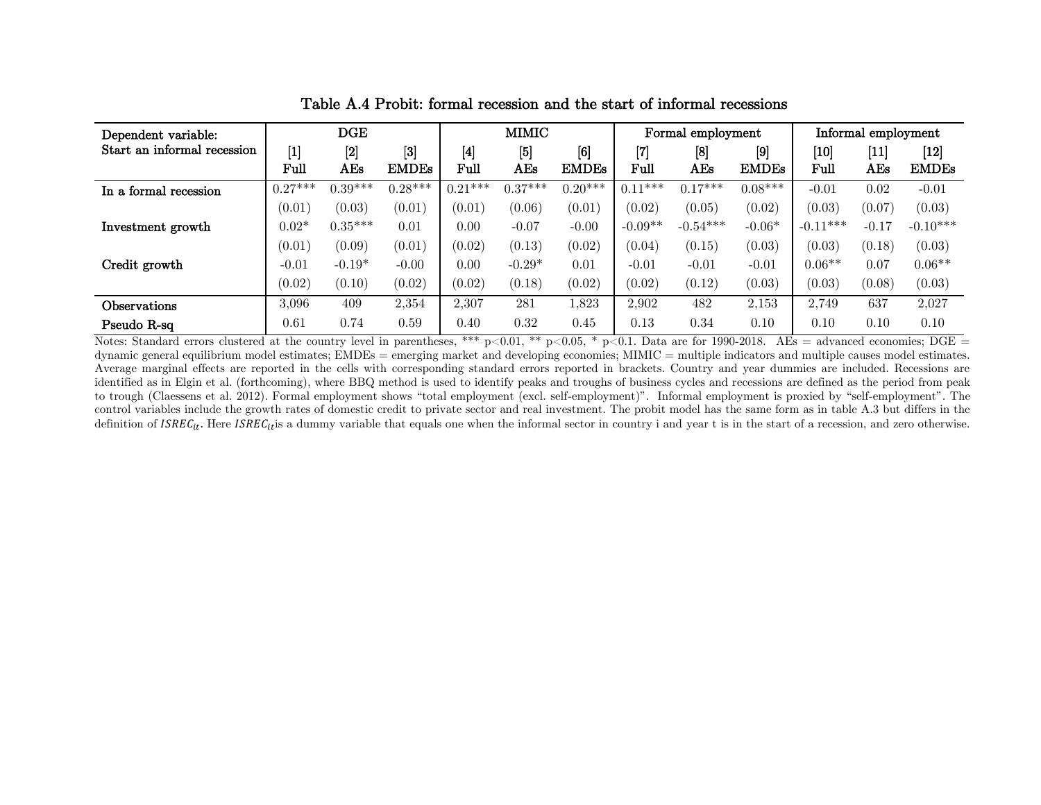### Table A.4 Probit: formal recession and the start of informal recessions

| Dependent variable: Start an informal recession | DGE | | | MIMIC | | | Formal employment | | | Informal employment | | |
|---|---|---|---|---|---|---|---|---|---|---|---|---|
| | [1] Full | [2] AEs | [3] EMDEs | [4] Full | [5] AEs | [6] EMDEs | [7] Full | [8] AEs | [9] EMDEs | [10] Full | [11] AEs | [12] EMDEs |
| In a formal recession | 0.27*** | 0.39*** | 0.28*** | 0.21*** | 0.37*** | 0.20*** | 0.11*** | 0.17*** | 0.08*** | -0.01 | 0.02 | -0.01 |
| | (0.01) | (0.03) | (0.01) | (0.01) | (0.06) | (0.01) | (0.02) | (0.05) | (0.02) | (0.03) | (0.07) | (0.03) |
| Investment growth | 0.02* | 0.35*** | 0.01 | 0.00 | -0.07 | -0.00 | -0.09** | -0.54*** | -0.06* | -0.11*** | -0.17 | -0.10*** |
| | (0.01) | (0.09) | (0.01) | (0.02) | (0.13) | (0.02) | (0.04) | (0.15) | (0.03) | (0.03) | (0.18) | (0.03) |
| Credit growth | -0.01 | -0.19* | -0.00 | 0.00 | -0.29* | 0.01 | -0.01 | -0.01 | -0.01 | 0.06** | 0.07 | 0.06** |
| | (0.02) | (0.10) | (0.02) | (0.02) | (0.18) | (0.02) | (0.02) | (0.12) | (0.03) | (0.03) | (0.08) | (0.03) |
| Observations | 3,096 | 409 | 2,354 | 2,307 | 281 | 1,823 | 2,902 | 482 | 2,153 | 2,749 | 637 | 2,027 |
| Pseudo R-sq | 0.61 | 0.74 | 0.59 | 0.40 | 0.32 | 0.45 | 0.13 | 0.34 | 0.10 | 0.10 | 0.10 | 0.10 |

Notes: Standard errors clustered at the country level in parentheses, *** p<0.01, ** p<0.05, * p<0.1. Data are for 1990-2018. AEs = advanced economies; DGE = dynamic general equilibrium model estimates; EMDEs = emerging market and developing economies; MIMIC = multiple indicators and multiple causes model estimates. Average marginal effects are reported in the cells with corresponding standard errors reported in brackets. Country and year dummies are included. Recessions are identified as in Elgin et al. (forthcoming), where BBQ method is used to identify peaks and troughs of business cycles and recessions are defined as the period from peak to trough (Claessens et al. 2012). Formal employment shows "total employment (excl. self-employment)". Informal employment is proxied by "self-employment". The control variables include the growth rates of domestic credit to private sector and real investment. The probit model has the same form as in table A.3 but differs in the definition of $ISREC_{it}$. Here $ISREC_{it}$ is a dummy variable that equals one when the informal sector in country i and year t is in the start of a recession, and zero otherwise.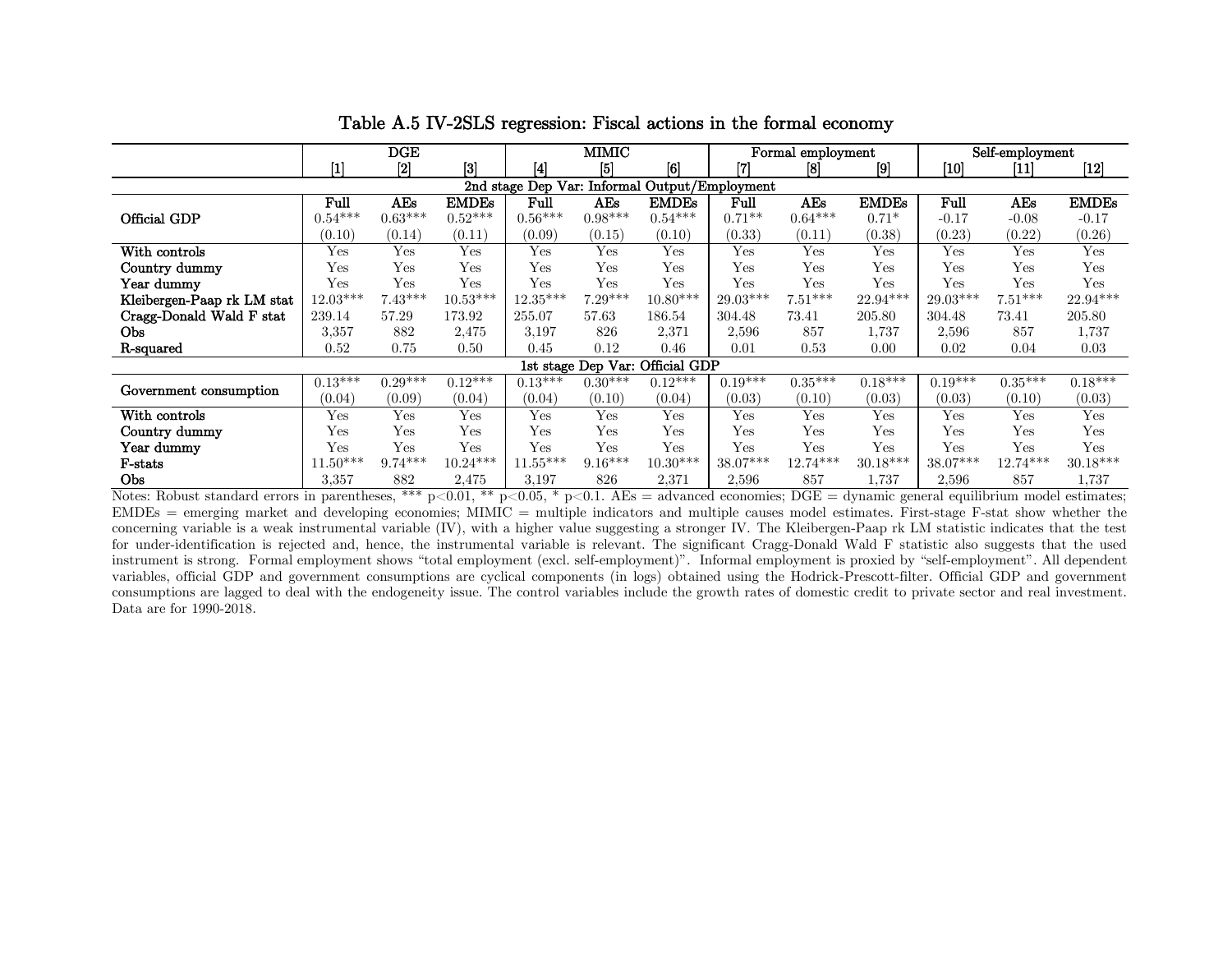## Table A.5 IV-2SLS regression: Fiscal actions in the formal economy

| | DGE | | | MIMIC | | | Formal employment | | | Self-employment | | |
|---|---|---|---|---|---|---|---|---|---|---|---|---|
| | [1] | [2] | [3] | [4] | [5] | [6] | [7] | [8] | [9] | [10] | [11] | [12] |
| **2nd stage Dep Var: Informal Output/Employment** | | | | | | | | | | | | |
| | **Full** | **AEs** | **EMDEs** | **Full** | **AEs** | **EMDEs** | **Full** | **AEs** | **EMDEs** | **Full** | **AEs** | **EMDEs** |
| **Official GDP** | 0.54*** | 0.63*** | 0.52*** | 0.56*** | 0.98*** | 0.54*** | 0.71** | 0.64*** | 0.71* | -0.17 | -0.08 | -0.17 |
| | (0.10) | (0.14) | (0.11) | (0.09) | (0.15) | (0.10) | (0.33) | (0.11) | (0.38) | (0.23) | (0.22) | (0.26) |
| **With controls** | Yes | Yes | Yes | Yes | Yes | Yes | Yes | Yes | Yes | Yes | Yes | Yes |
| **Country dummy** | Yes | Yes | Yes | Yes | Yes | Yes | Yes | Yes | Yes | Yes | Yes | Yes |
| **Year dummy** | Yes | Yes | Yes | Yes | Yes | Yes | Yes | Yes | Yes | Yes | Yes | Yes |
| **Kleibergen-Paap rk LM stat** | 12.03*** | 7.43*** | 10.53*** | 12.35*** | 7.29*** | 10.80*** | 29.03*** | 7.51*** | 22.94*** | 29.03*** | 7.51*** | 22.94*** |
| **Cragg-Donald Wald F stat** | 239.14 | 57.29 | 173.92 | 255.07 | 57.63 | 186.54 | 304.48 | 73.41 | 205.80 | 304.48 | 73.41 | 205.80 |
| **Obs** | 3,357 | 882 | 2,475 | 3,197 | 826 | 2,371 | 2,596 | 857 | 1,737 | 2,596 | 857 | 1,737 |
| **R-squared** | 0.52 | 0.75 | 0.50 | 0.45 | 0.12 | 0.46 | 0.01 | 0.53 | 0.00 | 0.02 | 0.04 | 0.03 |
| **1st stage Dep Var: Official GDP** | | | | | | | | | | | | |
| **Government consumption** | 0.13*** | 0.29*** | 0.12*** | 0.13*** | 0.30*** | 0.12*** | 0.19*** | 0.35*** | 0.18*** | 0.19*** | 0.35*** | 0.18*** |
| | (0.04) | (0.09) | (0.04) | (0.04) | (0.10) | (0.04) | (0.03) | (0.10) | (0.03) | (0.03) | (0.10) | (0.03) |
| **With controls** | Yes | Yes | Yes | Yes | Yes | Yes | Yes | Yes | Yes | Yes | Yes | Yes |
| **Country dummy** | Yes | Yes | Yes | Yes | Yes | Yes | Yes | Yes | Yes | Yes | Yes | Yes |
| **Year dummy** | Yes | Yes | Yes | Yes | Yes | Yes | Yes | Yes | Yes | Yes | Yes | Yes |
| **F-stats** | 11.50*** | 9.74*** | 10.24*** | 11.55*** | 9.16*** | 10.30*** | 38.07*** | 12.74*** | 30.18*** | 38.07*** | 12.74*** | 30.18*** |
| **Obs** | 3,357 | 882 | 2,475 | 3,197 | 826 | 2,371 | 2,596 | 857 | 1,737 | 2,596 | 857 | 1,737 |

Notes: Robust standard errors in parentheses, *** $p<0.01$, ** $p<0.05$, * $p<0.1$. AEs = advanced economies; DGE = dynamic general equilibrium model estimates; EMDEs = emerging market and developing economies; MIMIC = multiple indicators and multiple causes model estimates. First-stage F-stat show whether the concerning variable is a weak instrumental variable (IV), with a higher value suggesting a stronger IV. The Kleibergen-Paap rk LM statistic indicates that the test for under-identification is rejected and, hence, the instrumental variable is relevant. The significant Cragg-Donald Wald F statistic also suggests that the used instrument is strong. Formal employment shows "total employment (excl. self-employment)". Informal employment is proxied by "self-employment". All dependent variables, official GDP and government consumptions are cyclical components (in logs) obtained using the Hodrick-Prescott-filter. Official GDP and government consumptions are lagged to deal with the endogeneity issue. The control variables include the growth rates of domestic credit to private sector and real investment. Data are for 1990-2018.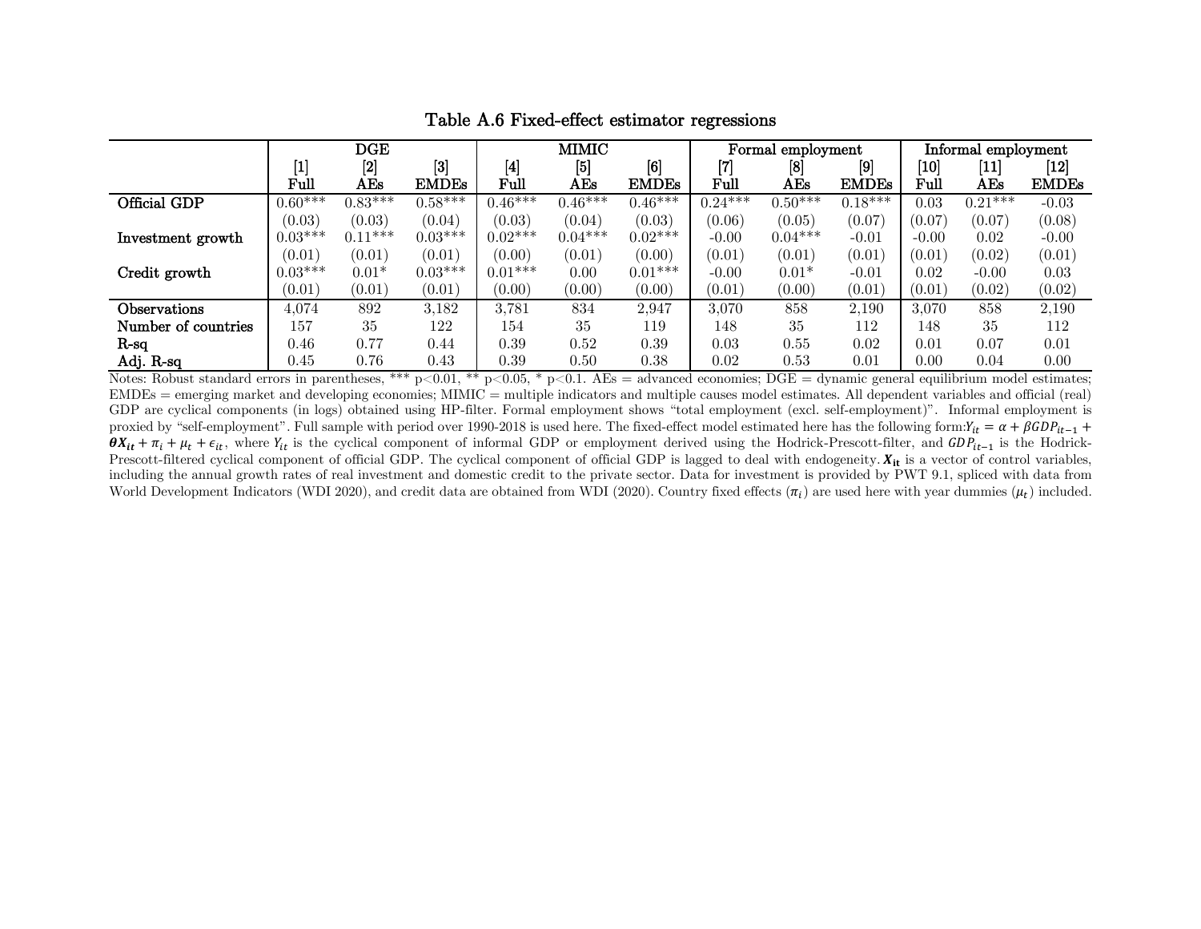**Table A.6 Fixed-effect estimator regressions**

| | DGE | | | MIMIC | | | Formal employment | | | Informal employment | | |
|---|---|---|---|---|---|---|---|---|---|---|---|---|
| | [1] | [2] | [3] | [4] | [5] | [6] | [7] | [8] | [9] | [10] | [11] | [12] |
| | Full | AEs | EMDEs | Full | AEs | EMDEs | Full | AEs | EMDEs | Full | AEs | EMDEs |
| Official GDP | 0.60*** | 0.83*** | 0.58*** | 0.46*** | 0.46*** | 0.46*** | 0.24*** | 0.50*** | 0.18*** | 0.03 | 0.21*** | -0.03 |
| | (0.03) | (0.03) | (0.04) | (0.03) | (0.04) | (0.03) | (0.06) | (0.05) | (0.07) | (0.07) | (0.07) | (0.08) |
| Investment growth | 0.03*** | 0.11*** | 0.03*** | 0.02*** | 0.04*** | 0.02*** | -0.00 | 0.04*** | -0.01 | -0.00 | 0.02 | -0.00 |
| | (0.01) | (0.01) | (0.01) | (0.00) | (0.01) | (0.00) | (0.01) | (0.01) | (0.01) | (0.01) | (0.02) | (0.01) |
| Credit growth | 0.03*** | 0.01* | 0.03*** | 0.01*** | 0.00 | 0.01*** | -0.00 | 0.01* | -0.01 | 0.02 | -0.00 | 0.03 |
| | (0.01) | (0.01) | (0.01) | (0.00) | (0.00) | (0.00) | (0.01) | (0.00) | (0.01) | (0.01) | (0.02) | (0.02) |
| Observations | 4,074 | 892 | 3,182 | 3,781 | 834 | 2,947 | 3,070 | 858 | 2,190 | 3,070 | 858 | 2,190 |
| Number of countries | 157 | 35 | 122 | 154 | 35 | 119 | 148 | 35 | 112 | 148 | 35 | 112 |
| R-sq | 0.46 | 0.77 | 0.44 | 0.39 | 0.52 | 0.39 | 0.03 | 0.55 | 0.02 | 0.01 | 0.07 | 0.01 |
| Adj. R-sq | 0.45 | 0.76 | 0.43 | 0.39 | 0.50 | 0.38 | 0.02 | 0.53 | 0.01 | 0.00 | 0.04 | 0.00 |

Notes: Robust standard errors in parentheses, *** p<0.01, ** p<0.05, * p<0.1. AEs = advanced economies; DGE = dynamic general equilibrium model estimates; EMDEs = emerging market and developing economies; MIMIC = multiple indicators and multiple causes model estimates. All dependent variables and official (real) GDP are cyclical components (in logs) obtained using HP-filter. Formal employment shows "total employment (excl. self-employment)". Informal employment is proxied by "self-employment". Full sample with period over 1990-2018 is used here. The fixed-effect model estimated here has the following form: $Y_{it} = \alpha + \beta GDP_{it-1} + \boldsymbol{\theta X_{it}} + \pi_i + \mu_t + \epsilon_{it}$, where $Y_{it}$ is the cyclical component of informal GDP or employment derived using the Hodrick-Prescott-filter, and $GDP_{it-1}$ is the Hodrick-Prescott-filtered cyclical component of official GDP. The cyclical component of official GDP is lagged to deal with endogeneity. $\boldsymbol{X_{it}}$ is a vector of control variables, including the annual growth rates of real investment and domestic credit to the private sector. Data for investment is provided by PWT 9.1, spliced with data from World Development Indicators (WDI 2020), and credit data are obtained from WDI (2020). Country fixed effects ($\pi_i$) are used here with year dummies ($\mu_t$) included.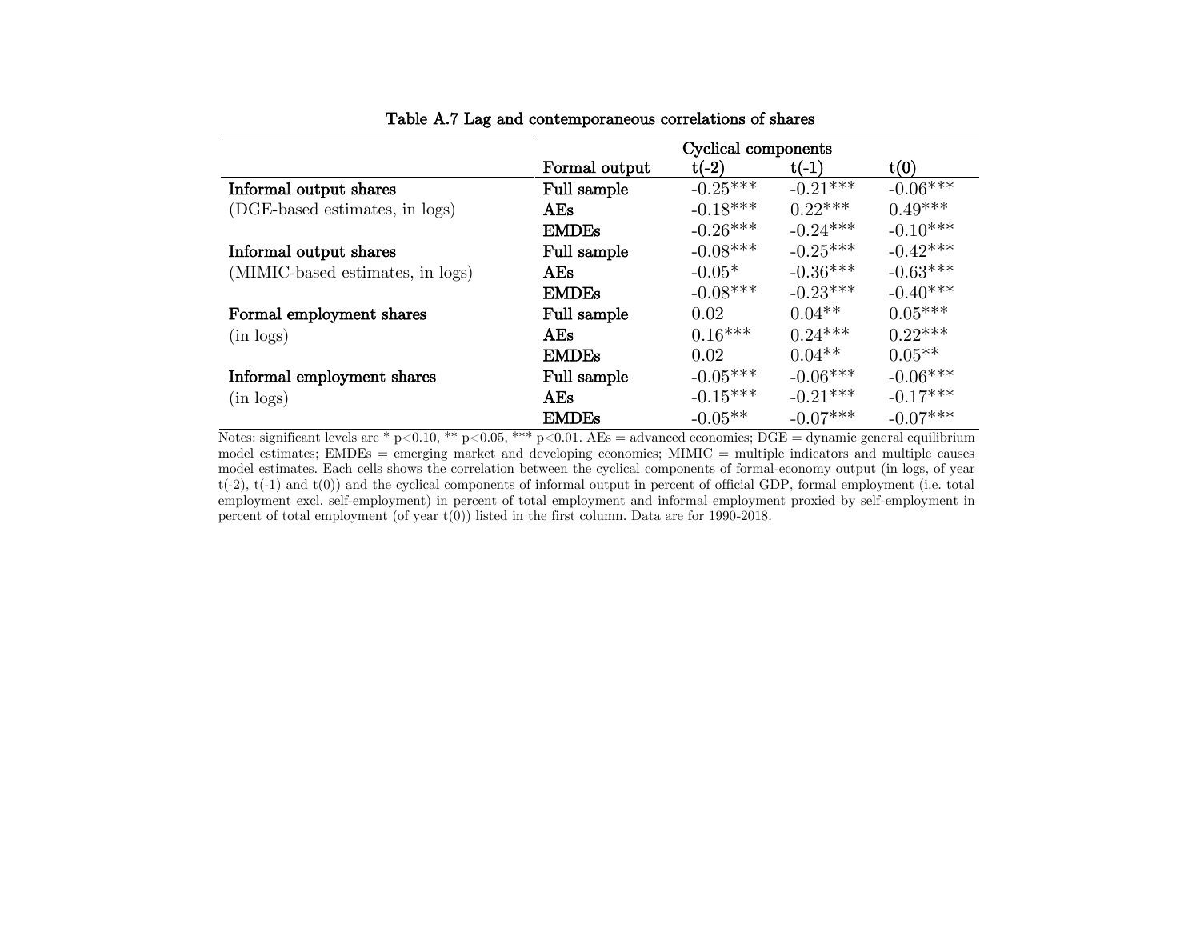**Table A.7 Lag and contemporaneous correlations of shares**

| | | Cyclical components | | |
|---|---|---|---|---|
| | **Formal output** | **t(-2)** | **t(-1)** | **t(0)** |
| **Informal output shares** | **Full sample** | -0.25*** | -0.21*** | -0.06*** |
| (DGE-based estimates, in logs) | **AEs** | -0.18*** | 0.22*** | 0.49*** |
| | **EMDEs** | -0.26*** | -0.24*** | -0.10*** |
| **Informal output shares** | **Full sample** | -0.08*** | -0.25*** | -0.42*** |
| (MIMIC-based estimates, in logs) | **AEs** | -0.05* | -0.36*** | -0.63*** |
| | **EMDEs** | -0.08*** | -0.23*** | -0.40*** |
| **Formal employment shares** | **Full sample** | 0.02 | 0.04** | 0.05*** |
| (in logs) | **AEs** | 0.16*** | 0.24*** | 0.22*** |
| | **EMDEs** | 0.02 | 0.04** | 0.05** |
| **Informal employment shares** | **Full sample** | -0.05*** | -0.06*** | -0.06*** |
| (in logs) | **AEs** | -0.15*** | -0.21*** | -0.17*** |
| | **EMDEs** | -0.05** | -0.07*** | -0.07*** |

Notes: significant levels are * $p<0.10$, ** $p<0.05$, *** $p<0.01$. AEs = advanced economies; DGE = dynamic general equilibrium model estimates; EMDEs = emerging market and developing economies; MIMIC = multiple indicators and multiple causes model estimates. Each cells shows the correlation between the cyclical components of formal-economy output (in logs, of year t(-2), t(-1) and t(0)) and the cyclical components of informal output in percent of official GDP, formal employment (i.e. total employment excl. self-employment) in percent of total employment and informal employment proxied by self-employment in percent of total employment (of year t(0)) listed in the first column. Data are for 1990-2018.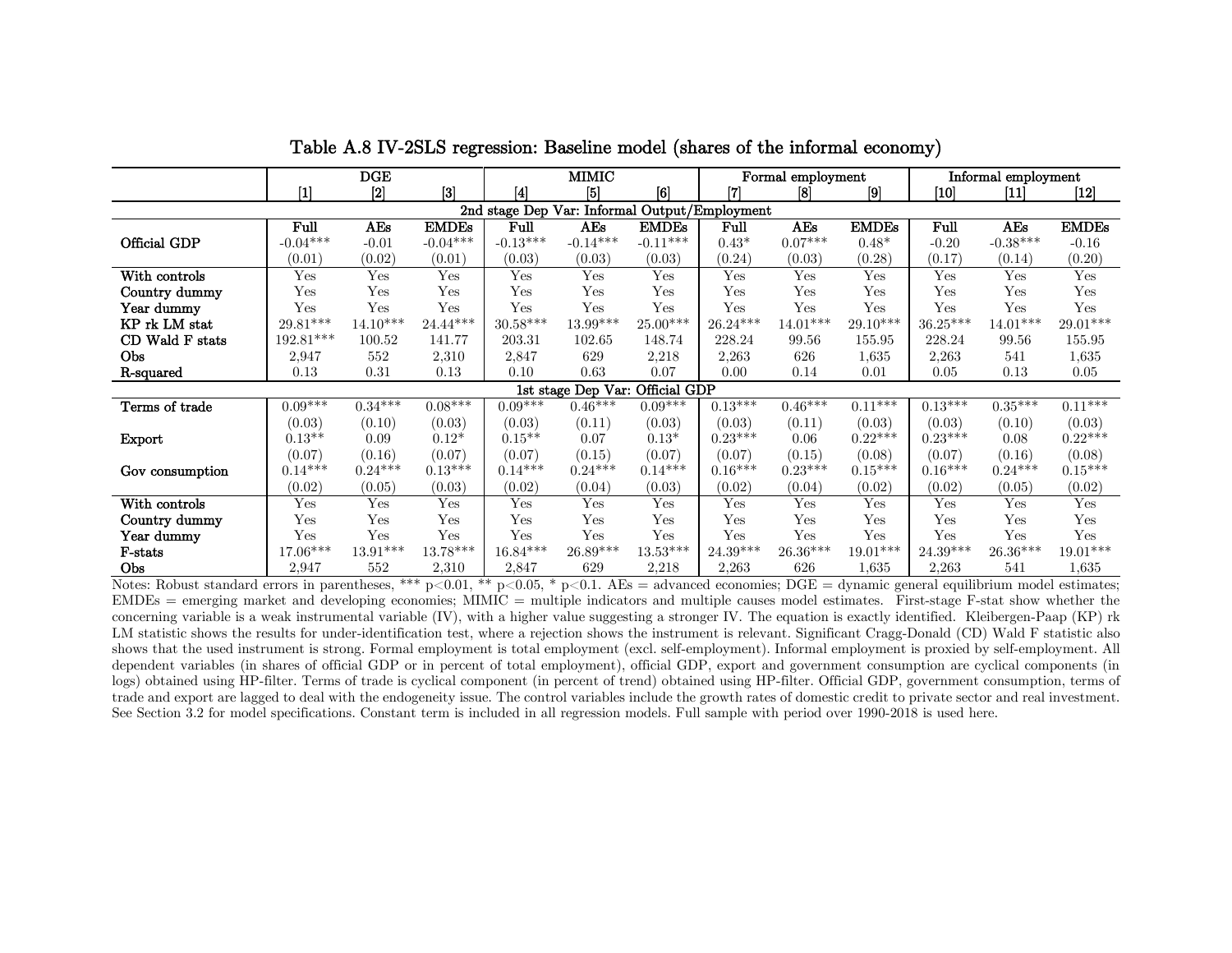# Table A.8 IV-2SLS regression: Baseline model (shares of the informal economy)

| | DGE | | | MIMIC | | | Formal employment | | | Informal employment | | |
|---|---|---|---|---|---|---|---|---|---|---|---|---|
| | [1] | [2] | [3] | [4] | [5] | [6] | [7] | [8] | [9] | [10] | [11] | [12] |
| **2nd stage Dep Var: Informal Output/Employment** | | | | | | | | | | | | |
| | **Full** | **AEs** | **EMDEs** | **Full** | **AEs** | **EMDEs** | **Full** | **AEs** | **EMDEs** | **Full** | **AEs** | **EMDEs** |
| **Official GDP** | -0.04*** | -0.01 | -0.04*** | -0.13*** | -0.14*** | -0.11*** | 0.43* | 0.07*** | 0.48* | -0.20 | -0.38*** | -0.16 |
| | (0.01) | (0.02) | (0.01) | (0.03) | (0.03) | (0.03) | (0.24) | (0.03) | (0.28) | (0.17) | (0.14) | (0.20) |
| **With controls** | Yes | Yes | Yes | Yes | Yes | Yes | Yes | Yes | Yes | Yes | Yes | Yes |
| **Country dummy** | Yes | Yes | Yes | Yes | Yes | Yes | Yes | Yes | Yes | Yes | Yes | Yes |
| **Year dummy** | Yes | Yes | Yes | Yes | Yes | Yes | Yes | Yes | Yes | Yes | Yes | Yes |
| **KP rk LM stat** | 29.81*** | 14.10*** | 24.44*** | 30.58*** | 13.99*** | 25.00*** | 26.24*** | 14.01*** | 29.10*** | 36.25*** | 14.01*** | 29.01*** |
| **CD Wald F stats** | 192.81*** | 100.52 | 141.77 | 203.31 | 102.65 | 148.74 | 228.24 | 99.56 | 155.95 | 228.24 | 99.56 | 155.95 |
| **Obs** | 2,947 | 552 | 2,310 | 2,847 | 629 | 2,218 | 2,263 | 626 | 1,635 | 2,263 | 541 | 1,635 |
| **R-squared** | 0.13 | 0.31 | 0.13 | 0.10 | 0.63 | 0.07 | 0.00 | 0.14 | 0.01 | 0.05 | 0.13 | 0.05 |
| **1st stage Dep Var: Official GDP** | | | | | | | | | | | | |
| **Terms of trade** | 0.09*** | 0.34*** | 0.08*** | 0.09*** | 0.46*** | 0.09*** | 0.13*** | 0.46*** | 0.11*** | 0.13*** | 0.35*** | 0.11*** |
| | (0.03) | (0.10) | (0.03) | (0.03) | (0.11) | (0.03) | (0.03) | (0.11) | (0.03) | (0.03) | (0.10) | (0.03) |
| **Export** | 0.13** | 0.09 | 0.12* | 0.15** | 0.07 | 0.13* | 0.23*** | 0.06 | 0.22*** | 0.23*** | 0.08 | 0.22*** |
| | (0.07) | (0.16) | (0.07) | (0.07) | (0.15) | (0.07) | (0.07) | (0.15) | (0.08) | (0.07) | (0.16) | (0.08) |
| **Gov consumption** | 0.14*** | 0.24*** | 0.13*** | 0.14*** | 0.24*** | 0.14*** | 0.16*** | 0.23*** | 0.15*** | 0.16*** | 0.24*** | 0.15*** |
| | (0.02) | (0.05) | (0.03) | (0.02) | (0.04) | (0.03) | (0.02) | (0.04) | (0.02) | (0.02) | (0.05) | (0.02) |
| **With controls** | Yes | Yes | Yes | Yes | Yes | Yes | Yes | Yes | Yes | Yes | Yes | Yes |
| **Country dummy** | Yes | Yes | Yes | Yes | Yes | Yes | Yes | Yes | Yes | Yes | Yes | Yes |
| **Year dummy** | Yes | Yes | Yes | Yes | Yes | Yes | Yes | Yes | Yes | Yes | Yes | Yes |
| **F-stats** | 17.06*** | 13.91*** | 13.78*** | 16.84*** | 26.89*** | 13.53*** | 24.39*** | 26.36*** | 19.01*** | 24.39*** | 26.36*** | 19.01*** |
| **Obs** | 2,947 | 552 | 2,310 | 2,847 | 629 | 2,218 | 2,263 | 626 | 1,635 | 2,263 | 541 | 1,635 |

Notes: Robust standard errors in parentheses, *** p<0.01, ** p<0.05, * p<0.1. AEs = advanced economies; DGE = dynamic general equilibrium model estimates; EMDEs = emerging market and developing economies; MIMIC = multiple indicators and multiple causes model estimates. First-stage F-stat show whether the concerning variable is a weak instrumental variable (IV), with a higher value suggesting a stronger IV. The equation is exactly identified. Kleibergen-Paap (KP) rk LM statistic shows the results for under-identification test, where a rejection shows the instrument is relevant. Significant Cragg-Donald (CD) Wald F statistic also shows that the used instrument is strong. Formal employment is total employment (excl. self-employment). Informal employment is proxied by self-employment. All dependent variables (in shares of official GDP or in percent of total employment), official GDP, export and government consumption are cyclical components (in logs) obtained using HP-filter. Terms of trade is cyclical component (in percent of trend) obtained using HP-filter. Official GDP, government consumption, terms of trade and export are lagged to deal with the endogeneity issue. The control variables include the growth rates of domestic credit to private sector and real investment. See Section 3.2 for model specifications. Constant term is included in all regression models. Full sample with period over 1990-2018 is used here.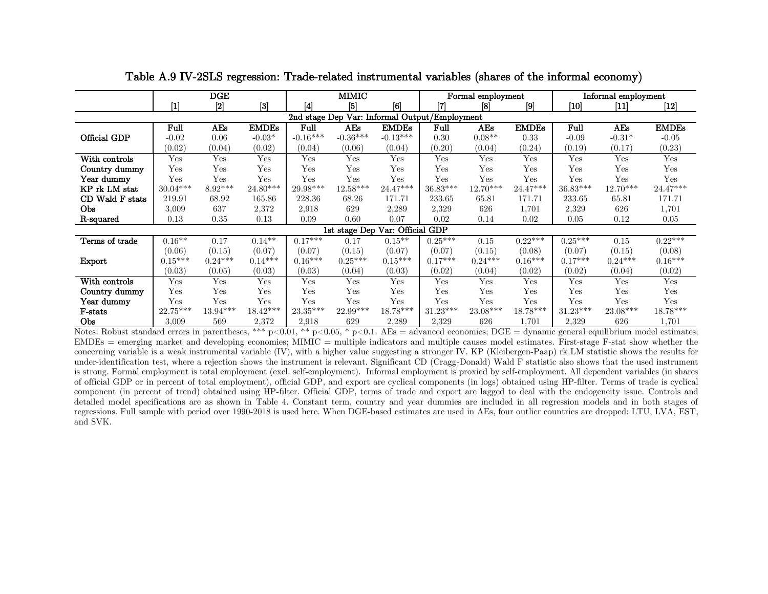## Table A.9 IV-2SLS regression: Trade-related instrumental variables (shares of the informal economy)

| | DGE | | | MIMIC | | | Formal employment | | | Informal employment | | |
|---|---|---|---|---|---|---|---|---|---|---|---|---|
| | [1] | [2] | [3] | [4] | [5] | [6] | [7] | [8] | [9] | [10] | [11] | [12] |
| **2nd stage Dep Var: Informal Output/Employment** | | | | | | | | | | | | |
| | **Full** | **AEs** | **EMDEs** | **Full** | **AEs** | **EMDEs** | **Full** | **AEs** | **EMDEs** | **Full** | **AEs** | **EMDEs** |
| **Official GDP** | -0.02 | 0.06 | -0.03* | -0.16*** | -0.36*** | -0.13*** | 0.30 | 0.08** | 0.33 | -0.09 | -0.31* | -0.05 |
| | (0.02) | (0.04) | (0.02) | (0.04) | (0.06) | (0.04) | (0.20) | (0.04) | (0.24) | (0.19) | (0.17) | (0.23) |
| **With controls** | Yes | Yes | Yes | Yes | Yes | Yes | Yes | Yes | Yes | Yes | Yes | Yes |
| **Country dummy** | Yes | Yes | Yes | Yes | Yes | Yes | Yes | Yes | Yes | Yes | Yes | Yes |
| **Year dummy** | Yes | Yes | Yes | Yes | Yes | Yes | Yes | Yes | Yes | Yes | Yes | Yes |
| **KP rk LM stat** | 30.04*** | 8.92*** | 24.80*** | 29.98*** | 12.58*** | 24.47*** | 36.83*** | 12.70*** | 24.47*** | 36.83*** | 12.70*** | 24.47*** |
| **CD Wald F stats** | 219.91 | 68.92 | 165.86 | 228.36 | 68.26 | 171.71 | 233.65 | 65.81 | 171.71 | 233.65 | 65.81 | 171.71 |
| **Obs** | 3,009 | 637 | 2,372 | 2,918 | 629 | 2,289 | 2,329 | 626 | 1,701 | 2,329 | 626 | 1,701 |
| **R-squared** | 0.13 | 0.35 | 0.13 | 0.09 | 0.60 | 0.07 | 0.02 | 0.14 | 0.02 | 0.05 | 0.12 | 0.05 |
| **1st stage Dep Var: Official GDP** | | | | | | | | | | | | |
| **Terms of trade** | 0.16** | 0.17 | 0.14** | 0.17*** | 0.17 | 0.15** | 0.25*** | 0.15 | 0.22*** | 0.25*** | 0.15 | 0.22*** |
| | (0.06) | (0.15) | (0.07) | (0.07) | (0.15) | (0.07) | (0.07) | (0.15) | (0.08) | (0.07) | (0.15) | (0.08) |
| **Export** | 0.15*** | 0.24*** | 0.14*** | 0.16*** | 0.25*** | 0.15*** | 0.17*** | 0.24*** | 0.16*** | 0.17*** | 0.24*** | 0.16*** |
| | (0.03) | (0.05) | (0.03) | (0.03) | (0.04) | (0.03) | (0.02) | (0.04) | (0.02) | (0.02) | (0.04) | (0.02) |
| **With controls** | Yes | Yes | Yes | Yes | Yes | Yes | Yes | Yes | Yes | Yes | Yes | Yes |
| **Country dummy** | Yes | Yes | Yes | Yes | Yes | Yes | Yes | Yes | Yes | Yes | Yes | Yes |
| **Year dummy** | Yes | Yes | Yes | Yes | Yes | Yes | Yes | Yes | Yes | Yes | Yes | Yes |
| **F-stats** | 22.75*** | 13.94*** | 18.42*** | 23.35*** | 22.99*** | 18.78*** | 31.23*** | 23.08*** | 18.78*** | 31.23*** | 23.08*** | 18.78*** |
| **Obs** | 3,009 | 569 | 2,372 | 2,918 | 629 | 2,289 | 2,329 | 626 | 1,701 | 2,329 | 626 | 1,701 |

Notes: Robust standard errors in parentheses, *** p<0.01, ** p<0.05, * p<0.1. AEs = advanced economies; DGE = dynamic general equilibrium model estimates; EMDEs = emerging market and developing economies; MIMIC = multiple indicators and multiple causes model estimates. First-stage F-stat show whether the concerning variable is a weak instrumental variable (IV), with a higher value suggesting a stronger IV. KP (Kleibergen-Paap) rk LM statistic shows the results for under-identification test, where a rejection shows the instrument is relevant. Significant CD (Cragg-Donald) Wald F statistic also shows that the used instrument is strong. Formal employment is total employment (excl. self-employment). Informal employment is proxied by self-employment. All dependent variables (in shares of official GDP or in percent of total employment), official GDP, and export are cyclical components (in logs) obtained using HP-filter. Terms of trade is cyclical component (in percent of trend) obtained using HP-filter. Official GDP, terms of trade and export are lagged to deal with the endogeneity issue. Controls and detailed model specifications are as shown in Table 4. Constant term, country and year dummies are included in all regression models and in both stages of regressions. Full sample with period over 1990-2018 is used here. When DGE-based estimates are used in AEs, four outlier countries are dropped: LTU, LVA, EST, and SVK.